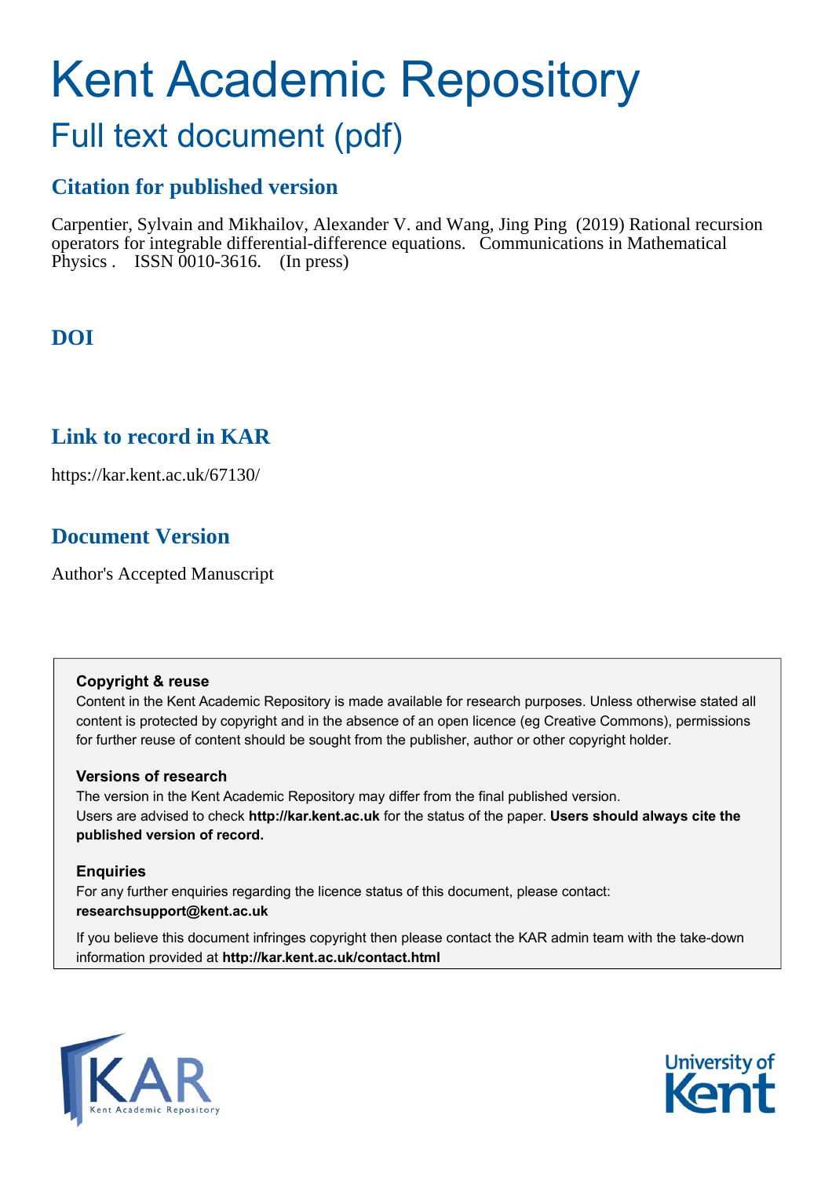# Kent Academic Repository

## Full text document (pdf)

### Citation for published version

Carpentier, Sylvain and Mikhailov, Alexander V. and Wang, Jing Ping (2019) Rational recursion operators for integrable differential-difference equations. Communications in Mathematical Physics . ISSN 0010-3616. (In press)

### DOI

### Link to record in KAR

https://kar.kent.ac.uk/67130/

### Document Version

Author's Accepted Manuscript

**Copyright & reuse**

Content in the Kent Academic Repository is made available for research purposes. Unless otherwise stated all content is protected by copyright and in the absence of an open licence (eg Creative Commons), permissions for further reuse of content should be sought from the publisher, author or other copyright holder.

**Versions of research**

The version in the Kent Academic Repository may differ from the final published version. Users are advised to check **http://kar.kent.ac.uk** for the status of the paper. **Users should always cite the published version of record.**

**Enquiries**

For any further enquiries regarding the licence status of this document, please contact: **researchsupport@kent.ac.uk**

If you believe this document infringes copyright then please contact the KAR admin team with the take-down information provided at **http://kar.kent.ac.uk/contact.html**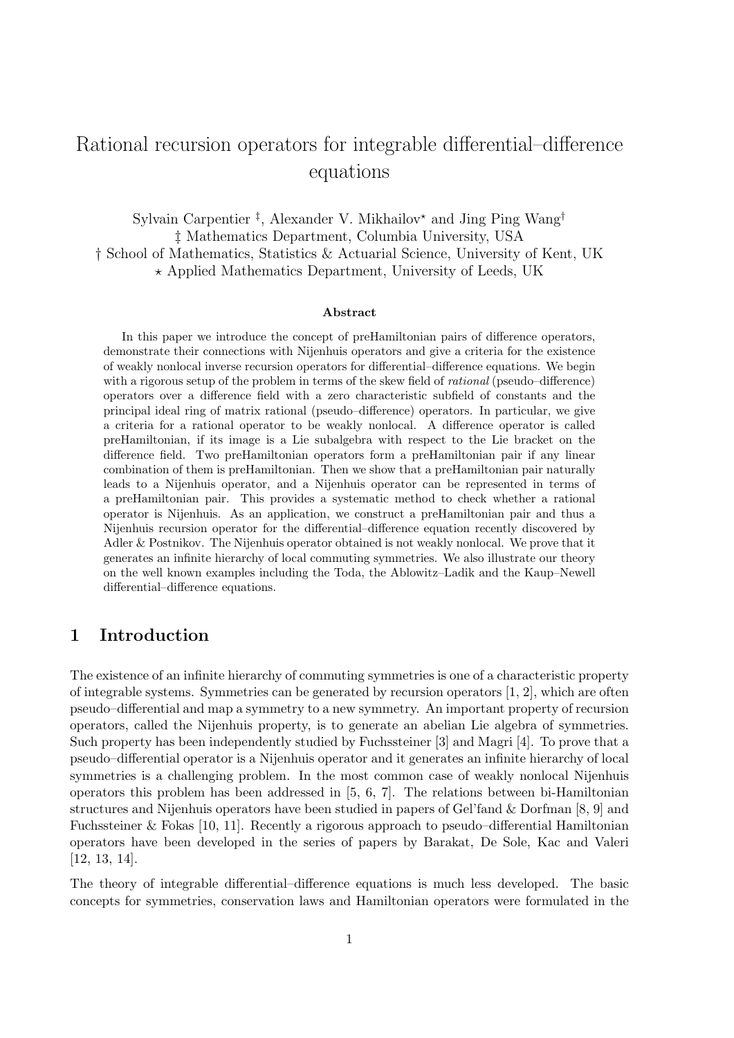# Rational recursion operators for integrable differential–difference equations

Sylvain Carpentier [‡], Alexander V. Mikhailov[⋆] and Jing Ping Wang[†]

‡ Mathematics Department, Columbia University, USA

† School of Mathematics, Statistics & Actuarial Science, University of Kent, UK

⋆ Applied Mathematics Department, University of Leeds, UK

### Abstract

In this paper we introduce the concept of preHamiltonian pairs of difference operators, demonstrate their connections with Nijenhuis operators and give a criteria for the existence of weakly nonlocal inverse recursion operators for differential–difference equations. We begin with a rigorous setup of the problem in terms of the skew field of *rational* (pseudo–difference) operators over a difference field with a zero characteristic subfield of constants and the principal ideal ring of matrix rational (pseudo–difference) operators. In particular, we give a criteria for a rational operator to be weakly nonlocal. A difference operator is called preHamiltonian, if its image is a Lie subalgebra with respect to the Lie bracket on the difference field. Two preHamiltonian operators form a preHamiltonian pair if any linear combination of them is preHamiltonian. Then we show that a preHamiltonian pair naturally leads to a Nijenhuis operator, and a Nijenhuis operator can be represented in terms of a preHamiltonian pair. This provides a systematic method to check whether a rational operator is Nijenhuis. As an application, we construct a preHamiltonian pair and thus a Nijenhuis recursion operator for the differential–difference equation recently discovered by Adler & Postnikov. The Nijenhuis operator obtained is not weakly nonlocal. We prove that it generates an infinite hierarchy of local commuting symmetries. We also illustrate our theory on the well known examples including the Toda, the Ablowitz–Ladik and the Kaup–Newell differential–difference equations.

## 1 Introduction

The existence of an infinite hierarchy of commuting symmetries is one of a characteristic property of integrable systems. Symmetries can be generated by recursion operators [1, 2], which are often pseudo–differential and map a symmetry to a new symmetry. An important property of recursion operators, called the Nijenhuis property, is to generate an abelian Lie algebra of symmetries. Such property has been independently studied by Fuchssteiner [3] and Magri [4]. To prove that a pseudo–differential operator is a Nijenhuis operator and it generates an infinite hierarchy of local symmetries is a challenging problem. In the most common case of weakly nonlocal Nijenhuis operators this problem has been addressed in [5, 6, 7]. The relations between bi-Hamiltonian structures and Nijenhuis operators have been studied in papers of Gel'fand & Dorfman [8, 9] and Fuchssteiner & Fokas [10, 11]. Recently a rigorous approach to pseudo–differential Hamiltonian operators have been developed in the series of papers by Barakat, De Sole, Kac and Valeri [12, 13, 14].

The theory of integrable differential–difference equations is much less developed. The basic concepts for symmetries, conservation laws and Hamiltonian operators were formulated in the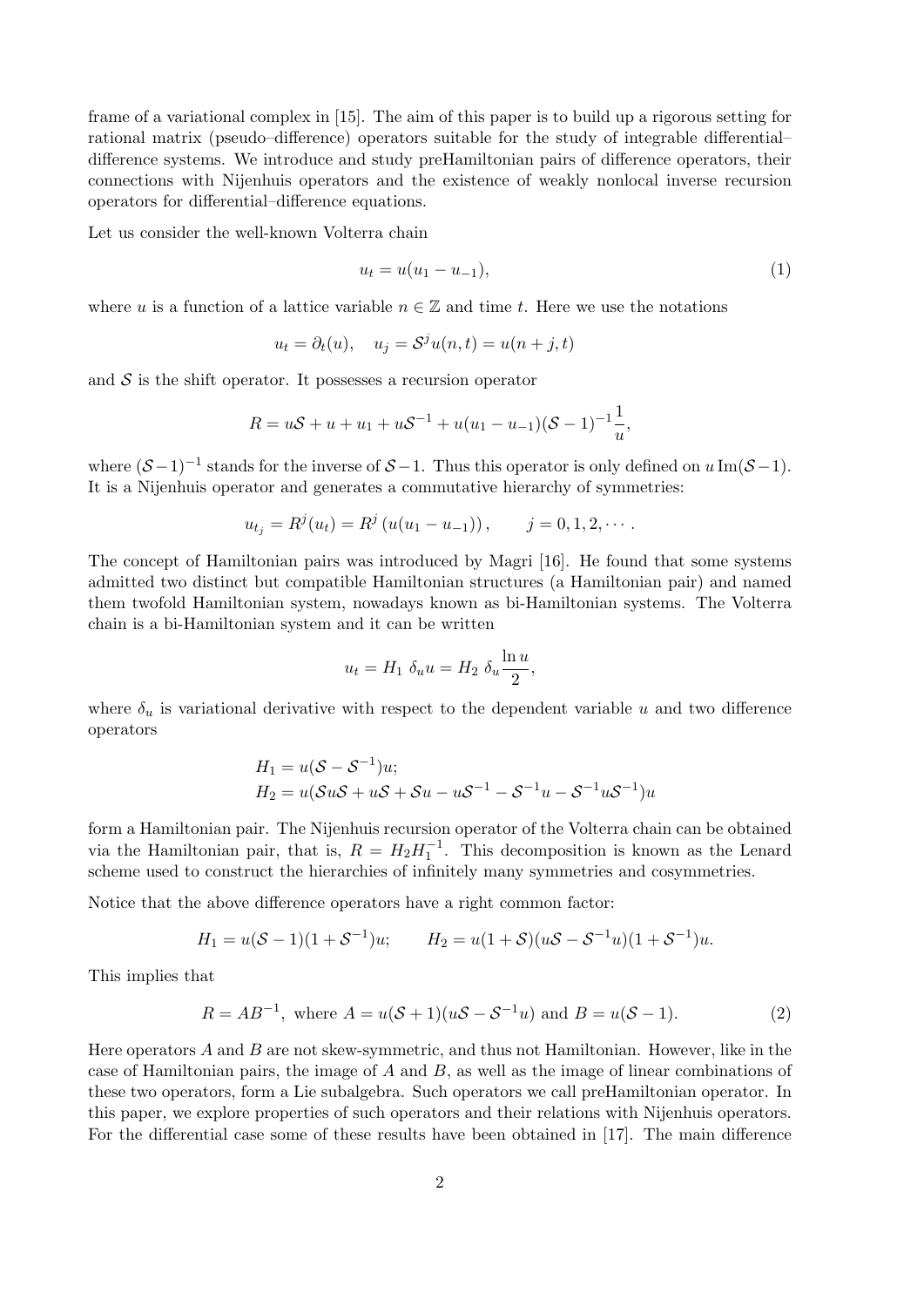frame of a variational complex in [15]. The aim of this paper is to build up a rigorous setting for rational matrix (pseudo–difference) operators suitable for the study of integrable differential–difference systems. We introduce and study preHamiltonian pairs of difference operators, their connections with Nijenhuis operators and the existence of weakly nonlocal inverse recursion operators for differential–difference equations.

Let us consider the well-known Volterra chain

$$u_t = u(u_1 - u_{-1}), \tag{1}$$

where $u$ is a function of a lattice variable $n \in \mathbb{Z}$ and time $t$. Here we use the notations

$$u_t = \partial_t(u), \quad u_j = \mathcal{S}^j u(n,t) = u(n+j,t)$$

and $\mathcal{S}$ is the shift operator. It possesses a recursion operator

$$R = u\mathcal{S} + u + u_1 + u\mathcal{S}^{-1} + u(u_1 - u_{-1})(\mathcal{S}-1)^{-1}\frac{1}{u},$$

where $(\mathcal{S}-1)^{-1}$ stands for the inverse of $\mathcal{S}-1$. Thus this operator is only defined on $u\,\mathrm{Im}(\mathcal{S}-1)$. It is a Nijenhuis operator and generates a commutative hierarchy of symmetries:

$$u_{t_j} = R^j(u_t) = R^j\left(u(u_1 - u_{-1})\right), \qquad j = 0, 1, 2, \cdots.$$

The concept of Hamiltonian pairs was introduced by Magri [16]. He found that some systems admitted two distinct but compatible Hamiltonian structures (a Hamiltonian pair) and named them twofold Hamiltonian system, nowadays known as bi-Hamiltonian systems. The Volterra chain is a bi-Hamiltonian system and it can be written

$$u_t = H_1\ \delta_u u = H_2\ \delta_u \frac{\ln u}{2},$$

where $\delta_u$ is variational derivative with respect to the dependent variable $u$ and two difference operators

$$\begin{aligned}
&H_1 = u(\mathcal{S} - \mathcal{S}^{-1})u;\\
&H_2 = u(\mathcal{S}u\mathcal{S} + u\mathcal{S} + \mathcal{S}u - u\mathcal{S}^{-1} - \mathcal{S}^{-1}u - \mathcal{S}^{-1}u\mathcal{S}^{-1})u
\end{aligned}$$

form a Hamiltonian pair. The Nijenhuis recursion operator of the Volterra chain can be obtained via the Hamiltonian pair, that is, $R = H_2 H_1^{-1}$. This decomposition is known as the Lenard scheme used to construct the hierarchies of infinitely many symmetries and cosymmetries.

Notice that the above difference operators have a right common factor:

$$H_1 = u(\mathcal{S}-1)(1+\mathcal{S}^{-1})u; \qquad H_2 = u(1+\mathcal{S})(u\mathcal{S} - \mathcal{S}^{-1}u)(1+\mathcal{S}^{-1})u.$$

This implies that

$$R = AB^{-1}, \text{ where } A = u(\mathcal{S}+1)(u\mathcal{S} - \mathcal{S}^{-1}u) \text{ and } B = u(\mathcal{S}-1). \tag{2}$$

Here operators $A$ and $B$ are not skew-symmetric, and thus not Hamiltonian. However, like in the case of Hamiltonian pairs, the image of $A$ and $B$, as well as the image of linear combinations of these two operators, form a Lie subalgebra. Such operators we call preHamiltonian operator. In this paper, we explore properties of such operators and their relations with Nijenhuis operators. For the differential case some of these results have been obtained in [17]. The main difference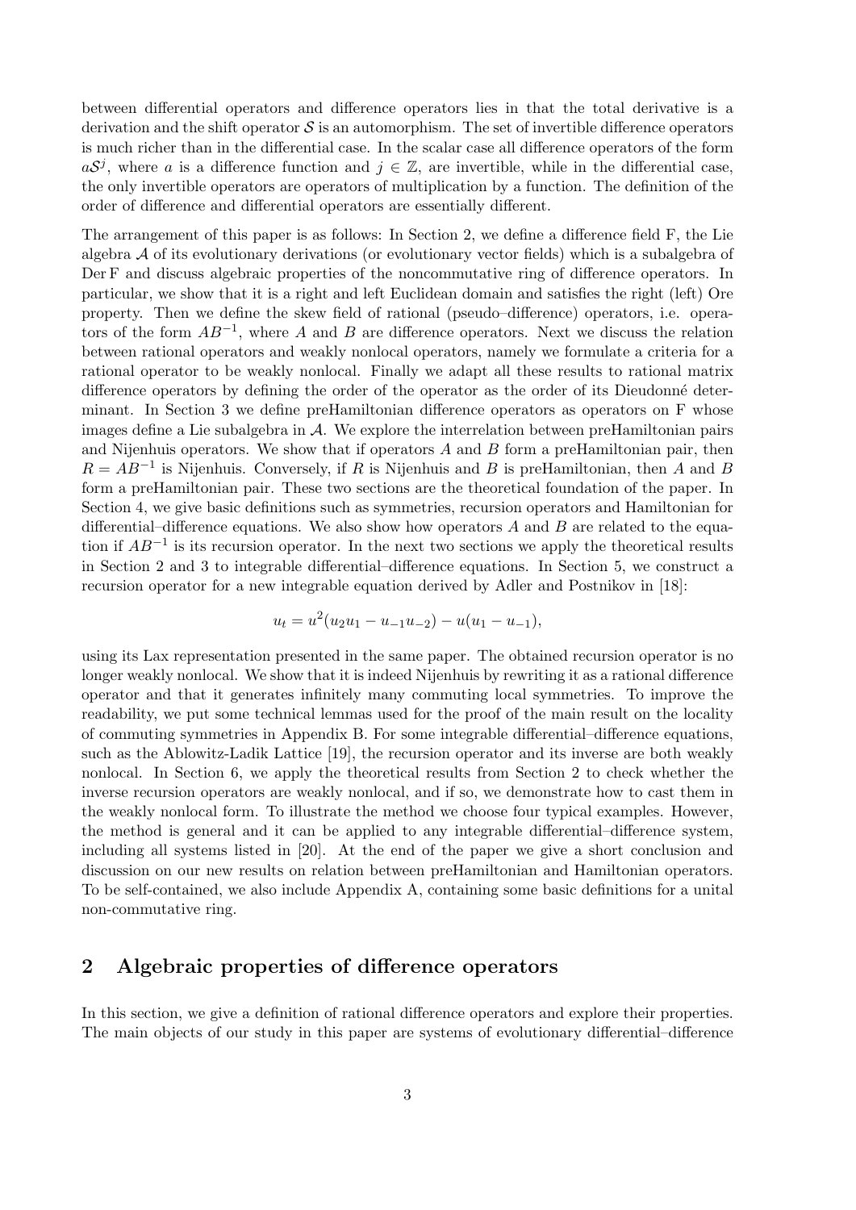between differential operators and difference operators lies in that the total derivative is a derivation and the shift operator $\mathcal{S}$ is an automorphism. The set of invertible difference operators is much richer than in the differential case. In the scalar case all difference operators of the form $a\mathcal{S}^j$, where $a$ is a difference function and $j \in \mathbb{Z}$, are invertible, while in the differential case, the only invertible operators are operators of multiplication by a function. The definition of the order of difference and differential operators are essentially different.

The arrangement of this paper is as follows: In Section 2, we define a difference field F, the Lie algebra $\mathcal{A}$ of its evolutionary derivations (or evolutionary vector fields) which is a subalgebra of Der F and discuss algebraic properties of the noncommutative ring of difference operators. In particular, we show that it is a right and left Euclidean domain and satisfies the right (left) Ore property. Then we define the skew field of rational (pseudo–difference) operators, i.e. operators of the form $AB^{-1}$, where $A$ and $B$ are difference operators. Next we discuss the relation between rational operators and weakly nonlocal operators, namely we formulate a criteria for a rational operator to be weakly nonlocal. Finally we adapt all these results to rational matrix difference operators by defining the order of the operator as the order of its Dieudonné determinant. In Section 3 we define preHamiltonian difference operators as operators on F whose images define a Lie subalgebra in $\mathcal{A}$. We explore the interrelation between preHamiltonian pairs and Nijenhuis operators. We show that if operators $A$ and $B$ form a preHamiltonian pair, then $R = AB^{-1}$ is Nijenhuis. Conversely, if $R$ is Nijenhuis and $B$ is preHamiltonian, then $A$ and $B$ form a preHamiltonian pair. These two sections are the theoretical foundation of the paper. In Section 4, we give basic definitions such as symmetries, recursion operators and Hamiltonian for differential–difference equations. We also show how operators $A$ and $B$ are related to the equation if $AB^{-1}$ is its recursion operator. In the next two sections we apply the theoretical results in Section 2 and 3 to integrable differential–difference equations. In Section 5, we construct a recursion operator for a new integrable equation derived by Adler and Postnikov in [18]:

$$u_t = u^2(u_2u_1 - u_{-1}u_{-2}) - u(u_1 - u_{-1}),$$

using its Lax representation presented in the same paper. The obtained recursion operator is no longer weakly nonlocal. We show that it is indeed Nijenhuis by rewriting it as a rational difference operator and that it generates infinitely many commuting local symmetries. To improve the readability, we put some technical lemmas used for the proof of the main result on the locality of commuting symmetries in Appendix B. For some integrable differential–difference equations, such as the Ablowitz-Ladik Lattice [19], the recursion operator and its inverse are both weakly nonlocal. In Section 6, we apply the theoretical results from Section 2 to check whether the inverse recursion operators are weakly nonlocal, and if so, we demonstrate how to cast them in the weakly nonlocal form. To illustrate the method we choose four typical examples. However, the method is general and it can be applied to any integrable differential–difference system, including all systems listed in [20]. At the end of the paper we give a short conclusion and discussion on our new results on relation between preHamiltonian and Hamiltonian operators. To be self-contained, we also include Appendix A, containing some basic definitions for a unital non-commutative ring.

## 2 Algebraic properties of difference operators

In this section, we give a definition of rational difference operators and explore their properties. The main objects of our study in this paper are systems of evolutionary differential–difference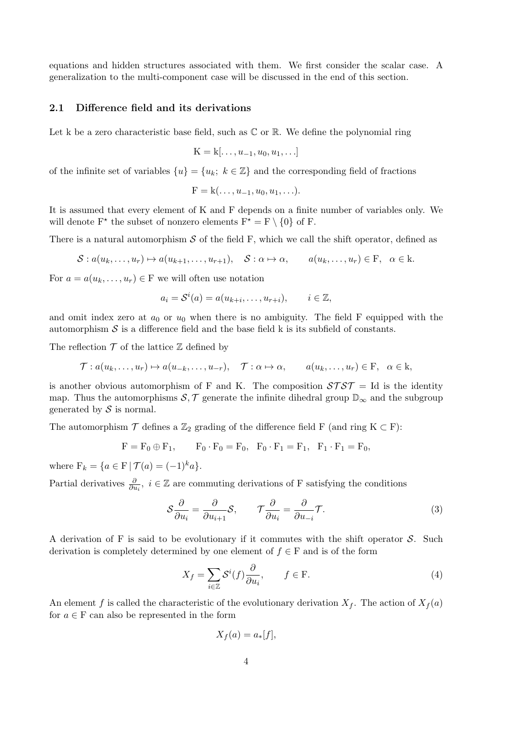equations and hidden structures associated with them. We first consider the scalar case. A generalization to the multi-component case will be discussed in the end of this section.

### 2.1 Difference field and its derivations

Let k be a zero characteristic base field, such as $\mathbb{C}$ or $\mathbb{R}$. We define the polynomial ring

$$\mathrm{K} = \mathrm{k}[\ldots, u_{-1}, u_0, u_1, \ldots]$$

of the infinite set of variables $\{u\} = \{u_k;\ k \in \mathbb{Z}\}$ and the corresponding field of fractions

$$\mathrm{F} = \mathrm{k}(\ldots, u_{-1}, u_0, u_1, \ldots).$$

It is assumed that every element of K and F depends on a finite number of variables only. We will denote $\mathrm{F}^\star$ the subset of nonzero elements $\mathrm{F}^\star = \mathrm{F} \setminus \{0\}$ of F.

There is a natural automorphism $\mathcal{S}$ of the field F, which we call the shift operator, defined as

$$\mathcal{S} : a(u_k, \ldots, u_r) \mapsto a(u_{k+1}, \ldots, u_{r+1}), \quad \mathcal{S} : \alpha \mapsto \alpha, \qquad a(u_k, \ldots, u_r) \in \mathrm{F}, \quad \alpha \in \mathrm{k}.$$

For $a = a(u_k, \ldots, u_r) \in \mathrm{F}$ we will often use notation

$$a_i = \mathcal{S}^i(a) = a(u_{k+i}, \ldots, u_{r+i}), \qquad i \in \mathbb{Z},$$

and omit index zero at $a_0$ or $u_0$ when there is no ambiguity. The field F equipped with the automorphism $\mathcal{S}$ is a difference field and the base field k is its subfield of constants.

The reflection $\mathcal{T}$ of the lattice $\mathbb{Z}$ defined by

$$\mathcal{T} : a(u_k, \ldots, u_r) \mapsto a(u_{-k}, \ldots, u_{-r}), \quad \mathcal{T} : \alpha \mapsto \alpha, \qquad a(u_k, \ldots, u_r) \in \mathrm{F}, \quad \alpha \in \mathrm{k},$$

is another obvious automorphism of F and K. The composition $\mathcal{S}\mathcal{T}\mathcal{S}\mathcal{T} = \mathrm{Id}$ is the identity map. Thus the automorphisms $\mathcal{S}, \mathcal{T}$ generate the infinite dihedral group $\mathbb{D}_\infty$ and the subgroup generated by $\mathcal{S}$ is normal.

The automorphism $\mathcal{T}$ defines a $\mathbb{Z}_2$ grading of the difference field F (and ring $\mathrm{K} \subset \mathrm{F}$):

$$\mathrm{F} = \mathrm{F}_0 \oplus \mathrm{F}_1, \qquad \mathrm{F}_0 \cdot \mathrm{F}_0 = \mathrm{F}_0, \quad \mathrm{F}_0 \cdot \mathrm{F}_1 = \mathrm{F}_1, \quad \mathrm{F}_1 \cdot \mathrm{F}_1 = \mathrm{F}_0,$$

where $\mathrm{F}_k = \{a \in \mathrm{F} \,|\, \mathcal{T}(a) = (-1)^k a\}$.

Partial derivatives $\frac{\partial}{\partial u_i},\ i \in \mathbb{Z}$ are commuting derivations of F satisfying the conditions

$$\mathcal{S}\frac{\partial}{\partial u_i} = \frac{\partial}{\partial u_{i+1}}\mathcal{S}, \qquad \mathcal{T}\frac{\partial}{\partial u_i} = \frac{\partial}{\partial u_{-i}}\mathcal{T}. \tag{3}$$

A derivation of F is said to be evolutionary if it commutes with the shift operator $\mathcal{S}$. Such derivation is completely determined by one element of $f \in \mathrm{F}$ and is of the form

$$X_f = \sum_{i \in \mathbb{Z}} \mathcal{S}^i(f)\frac{\partial}{\partial u_i}, \qquad f \in \mathrm{F}. \tag{4}$$

An element $f$ is called the characteristic of the evolutionary derivation $X_f$. The action of $X_f(a)$ for $a \in \mathrm{F}$ can also be represented in the form

$$X_f(a) = a_*[f],$$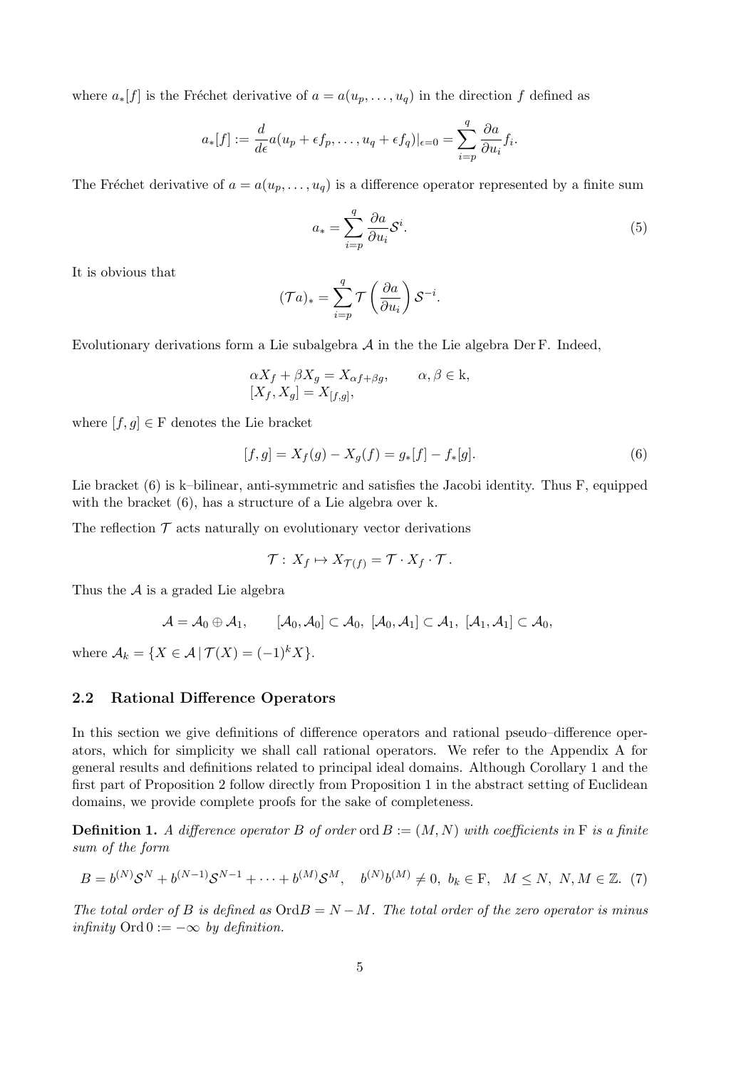where $a_*[f]$ is the Fréchet derivative of $a = a(u_p, \ldots, u_q)$ in the direction $f$ defined as

$$a_*[f] := \frac{d}{d\epsilon} a(u_p + \epsilon f_p, \ldots, u_q + \epsilon f_q)|_{\epsilon=0} = \sum_{i=p}^{q} \frac{\partial a}{\partial u_i} f_i.$$

The Fréchet derivative of $a = a(u_p, \ldots, u_q)$ is a difference operator represented by a finite sum

$$a_* = \sum_{i=p}^{q} \frac{\partial a}{\partial u_i} \mathcal{S}^i. \tag{5}$$

It is obvious that

$$(\mathcal{T} a)_* = \sum_{i=p}^{q} \mathcal{T}\left(\frac{\partial a}{\partial u_i}\right) \mathcal{S}^{-i}.$$

Evolutionary derivations form a Lie subalgebra $\mathcal{A}$ in the the Lie algebra $\operatorname{Der} \mathrm{F}$. Indeed,

$$\begin{array}{ll} \alpha X_f + \beta X_g = X_{\alpha f + \beta g}, & \alpha, \beta \in \mathrm{k}, \\ {[X_f, X_g] = X_{[f,g]},} & \end{array}$$

where $[f, g] \in \mathrm{F}$ denotes the Lie bracket

$$[f, g] = X_f(g) - X_g(f) = g_*[f] - f_*[g]. \tag{6}$$

Lie bracket (6) is k–bilinear, anti-symmetric and satisfies the Jacobi identity. Thus F, equipped with the bracket (6), has a structure of a Lie algebra over k.

The reflection $\mathcal{T}$ acts naturally on evolutionary vector derivations

$$\mathcal{T} : \, X_f \mapsto X_{\mathcal{T}(f)} = \mathcal{T} \cdot X_f \cdot \mathcal{T}\,.$$

Thus the $\mathcal{A}$ is a graded Lie algebra

$$\mathcal{A} = \mathcal{A}_0 \oplus \mathcal{A}_1, \qquad [\mathcal{A}_0, \mathcal{A}_0] \subset \mathcal{A}_0, \; [\mathcal{A}_0, \mathcal{A}_1] \subset \mathcal{A}_1, \; [\mathcal{A}_1, \mathcal{A}_1] \subset \mathcal{A}_0,$$

where $\mathcal{A}_k = \{X \in \mathcal{A} \,|\, \mathcal{T}(X) = (-1)^k X\}$.

### 2.2 Rational Difference Operators

In this section we give definitions of difference operators and rational pseudo–difference operators, which for simplicity we shall call rational operators. We refer to the Appendix A for general results and definitions related to principal ideal domains. Although Corollary 1 and the first part of Proposition 2 follow directly from Proposition 1 in the abstract setting of Euclidean domains, we provide complete proofs for the sake of completeness.

**Definition 1.** *A difference operator $B$ of order* $\operatorname{ord} B := (M, N)$ *with coefficients in* F *is a finite sum of the form*

$$B = b^{(N)} \mathcal{S}^N + b^{(N-1)} \mathcal{S}^{N-1} + \cdots + b^{(M)} \mathcal{S}^M, \quad b^{(N)} b^{(M)} \neq 0, \; b_k \in \mathrm{F}, \quad M \leq N, \; N, M \in \mathbb{Z}. \tag{7}$$

*The total order of $B$ is defined as* $\operatorname{Ord} B = N - M$. *The total order of the zero operator is minus infinity* $\operatorname{Ord} 0 := -\infty$ *by definition.*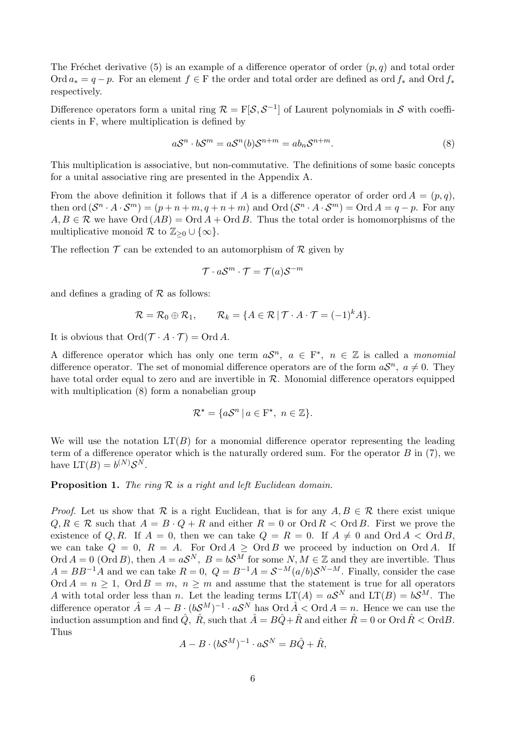The Fréchet derivative (5) is an example of a difference operator of order $(p, q)$ and total order $\operatorname{Ord} a_* = q - p$. For an element $f \in \mathrm{F}$ the order and total order are defined as $\operatorname{ord} f_*$ and $\operatorname{Ord} f_*$ respectively.

Difference operators form a unital ring $\mathcal{R} = \mathrm{F}[\mathcal{S}, \mathcal{S}^{-1}]$ of Laurent polynomials in $\mathcal{S}$ with coefficients in F, where multiplication is defined by

$$a\mathcal{S}^n \cdot b\mathcal{S}^m = a\mathcal{S}^n(b)\mathcal{S}^{n+m} = ab_n\mathcal{S}^{n+m}. \tag{8}$$

This multiplication is associative, but non-commutative. The definitions of some basic concepts for a unital associative ring are presented in the Appendix A.

From the above definition it follows that if $A$ is a difference operator of order $\operatorname{ord} A = (p, q)$, then $\operatorname{ord}(\mathcal{S}^n \cdot A \cdot \mathcal{S}^m) = (p + n + m, q + n + m)$ and $\operatorname{Ord}(\mathcal{S}^n \cdot A \cdot \mathcal{S}^m) = \operatorname{Ord} A = q - p$. For any $A, B \in \mathcal{R}$ we have $\operatorname{Ord}(AB) = \operatorname{Ord} A + \operatorname{Ord} B$. Thus the total order is homomorphisms of the multiplicative monoid $\mathcal{R}$ to $\mathbb{Z}_{\geq 0} \cup \{\infty\}$.

The reflection $\mathcal{T}$ can be extended to an automorphism of $\mathcal{R}$ given by

$$\mathcal{T} \cdot a\mathcal{S}^m \cdot \mathcal{T} = \mathcal{T}(a)\mathcal{S}^{-m}$$

and defines a grading of $\mathcal{R}$ as follows:

$$\mathcal{R} = \mathcal{R}_0 \oplus \mathcal{R}_1, \qquad \mathcal{R}_k = \{A \in \mathcal{R} \,|\, \mathcal{T} \cdot A \cdot \mathcal{T} = (-1)^k A\}.$$

It is obvious that $\operatorname{Ord}(\mathcal{T} \cdot A \cdot \mathcal{T}) = \operatorname{Ord} A$.

A difference operator which has only one term $a\mathcal{S}^n$, $a \in \mathrm{F}^*$, $n \in \mathbb{Z}$ is called a *monomial* difference operator. The set of monomial difference operators are of the form $a\mathcal{S}^n$, $a \neq 0$. They have total order equal to zero and are invertible in $\mathcal{R}$. Monomial difference operators equipped with multiplication (8) form a nonabelian group

$$\mathcal{R}^\star = \{a\mathcal{S}^n \,|\, a \in \mathrm{F}^\star,\ n \in \mathbb{Z}\}.$$

We will use the notation $\operatorname{LT}(B)$ for a monomial difference operator representing the leading term of a difference operator which is the naturally ordered sum. For the operator $B$ in (7), we have $\operatorname{LT}(B) = b^{(N)}\mathcal{S}^N$.

**Proposition 1.** *The ring $\mathcal{R}$ is a right and left Euclidean domain.*

*Proof.* Let us show that $\mathcal{R}$ is a right Euclidean, that is for any $A, B \in \mathcal{R}$ there exist unique $Q, R \in \mathcal{R}$ such that $A = B \cdot Q + R$ and either $R = 0$ or $\operatorname{Ord} R < \operatorname{Ord} B$. First we prove the existence of $Q, R$. If $A = 0$, then we can take $Q = R = 0$. If $A \neq 0$ and $\operatorname{Ord} A < \operatorname{Ord} B$, we can take $Q = 0$, $R = A$. For $\operatorname{Ord} A \geq \operatorname{Ord} B$ we proceed by induction on $\operatorname{Ord} A$. If $\operatorname{Ord} A = 0$ ($\operatorname{Ord} B$), then $A = a\mathcal{S}^N$, $B = b\mathcal{S}^M$ for some $N, M \in \mathbb{Z}$ and they are invertible. Thus $A = BB^{-1}A$ and we can take $R = 0$, $Q = B^{-1}A = \mathcal{S}^{-M}(a/b)\mathcal{S}^{N-M}$. Finally, consider the case $\operatorname{Ord} A = n \geq 1$, $\operatorname{Ord} B = m$, $n \geq m$ and assume that the statement is true for all operators $A$ with total order less than $n$. Let the leading terms $\operatorname{LT}(A) = a\mathcal{S}^N$ and $\operatorname{LT}(B) = b\mathcal{S}^M$. The difference operator $\hat{A} = A - B \cdot (b\mathcal{S}^M)^{-1} \cdot a\mathcal{S}^N$ has $\operatorname{Ord} \hat{A} < \operatorname{Ord} A = n$. Hence we can use the induction assumption and find $\hat{Q}$, $\hat{R}$, such that $\hat{A} = B\hat{Q} + \hat{R}$ and either $\hat{R} = 0$ or $\operatorname{Ord} \hat{R} < \operatorname{Ord} B$. Thus

$$A - B \cdot (b\mathcal{S}^M)^{-1} \cdot a\mathcal{S}^N = B\hat{Q} + \hat{R},$$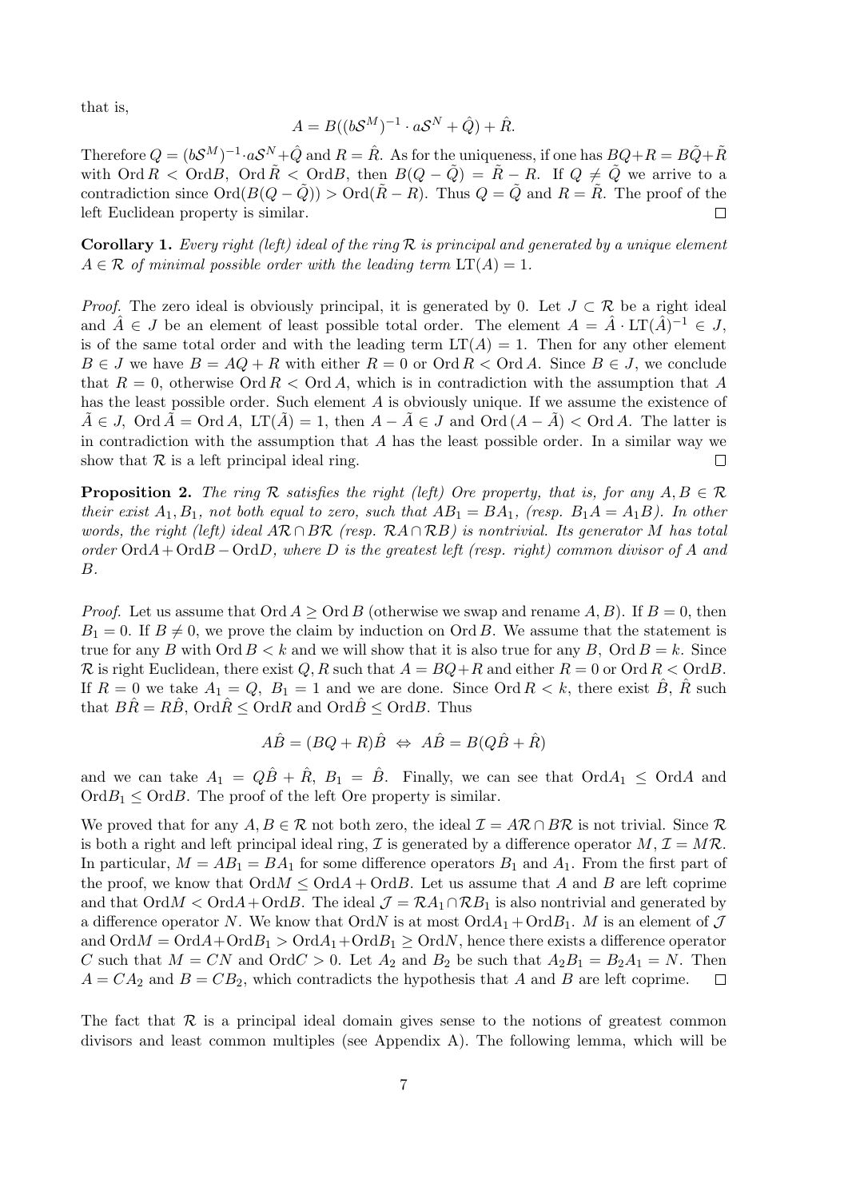that is,

$$A = B((b\mathcal{S}^M)^{-1} \cdot a\mathcal{S}^N + \hat{Q}) + \hat{R}.$$

Therefore $Q = (b\mathcal{S}^M)^{-1} \cdot a\mathcal{S}^N + \hat{Q}$ and $R = \hat{R}$. As for the uniqueness, if one has $BQ+R = B\tilde{Q}+\tilde{R}$ with $\mathrm{Ord}\, R < \mathrm{Ord} B$, $\mathrm{Ord}\, \tilde{R} < \mathrm{Ord} B$, then $B(Q-\tilde{Q}) = \tilde{R} - R$. If $Q \neq \tilde{Q}$ we arrive to a contradiction since $\mathrm{Ord}(B(Q-\tilde{Q})) > \mathrm{Ord}(\tilde{R}-R)$. Thus $Q = \tilde{Q}$ and $R = \tilde{R}$. The proof of the left Euclidean property is similar. □

**Corollary 1.** *Every right (left) ideal of the ring $\mathcal{R}$ is principal and generated by a unique element $A \in \mathcal{R}$ of minimal possible order with the leading term $\mathrm{LT}(A) = 1$.*

*Proof.* The zero ideal is obviously principal, it is generated by 0. Let $J \subset \mathcal{R}$ be a right ideal and $\hat{A} \in J$ be an element of least possible total order. The element $A = \hat{A} \cdot \mathrm{LT}(\hat{A})^{-1} \in J$, is of the same total order and with the leading term $\mathrm{LT}(A) = 1$. Then for any other element $B \in J$ we have $B = AQ + R$ with either $R = 0$ or $\mathrm{Ord}\, R < \mathrm{Ord}\, A$. Since $B \in J$, we conclude that $R = 0$, otherwise $\mathrm{Ord}\, R < \mathrm{Ord}\, A$, which is in contradiction with the assumption that $A$ has the least possible order. Such element $A$ is obviously unique. If we assume the existence of $\tilde{A} \in J$, $\mathrm{Ord}\, \tilde{A} = \mathrm{Ord}\, A$, $\mathrm{LT}(\tilde{A}) = 1$, then $A - \tilde{A} \in J$ and $\mathrm{Ord}\,(A - \tilde{A}) < \mathrm{Ord}\, A$. The latter is in contradiction with the assumption that $A$ has the least possible order. In a similar way we show that $\mathcal{R}$ is a left principal ideal ring. □

**Proposition 2.** *The ring $\mathcal{R}$ satisfies the right (left) Ore property, that is, for any $A, B \in \mathcal{R}$ their exist $A_1, B_1$, not both equal to zero, such that $AB_1 = BA_1$, (resp. $B_1A = A_1B$). In other words, the right (left) ideal $A\mathcal{R} \cap B\mathcal{R}$ (resp. $\mathcal{R}A \cap \mathcal{R}B$) is nontrivial. Its generator $M$ has total order $\mathrm{Ord} A + \mathrm{Ord} B - \mathrm{Ord} D$, where $D$ is the greatest left (resp. right) common divisor of $A$ and $B$.*

*Proof.* Let us assume that $\mathrm{Ord}\, A \geq \mathrm{Ord}\, B$ (otherwise we swap and rename $A, B$). If $B = 0$, then $B_1 = 0$. If $B \neq 0$, we prove the claim by induction on $\mathrm{Ord}\, B$. We assume that the statement is true for any $B$ with $\mathrm{Ord}\, B < k$ and we will show that it is also true for any $B$, $\mathrm{Ord}\, B = k$. Since $\mathcal{R}$ is right Euclidean, there exist $Q, R$ such that $A = BQ + R$ and either $R = 0$ or $\mathrm{Ord}\, R < \mathrm{Ord} B$. If $R = 0$ we take $A_1 = Q$, $B_1 = 1$ and we are done. Since $\mathrm{Ord}\, R < k$, there exist $\hat{B}$, $\hat{R}$ such that $B\hat{R} = R\hat{B}$, $\mathrm{Ord}\hat{R} \leq \mathrm{Ord} R$ and $\mathrm{Ord}\hat{B} \leq \mathrm{Ord} B$. Thus

$$A\hat{B} = (BQ + R)\hat{B} \;\Leftrightarrow\; A\hat{B} = B(Q\hat{B} + \hat{R})$$

and we can take $A_1 = Q\hat{B} + \hat{R}$, $B_1 = \hat{B}$. Finally, we can see that $\mathrm{Ord} A_1 \leq \mathrm{Ord} A$ and $\mathrm{Ord} B_1 \leq \mathrm{Ord} B$. The proof of the left Ore property is similar.

We proved that for any $A, B \in \mathcal{R}$ not both zero, the ideal $\mathcal{I} = A\mathcal{R} \cap B\mathcal{R}$ is not trivial. Since $\mathcal{R}$ is both a right and left principal ideal ring, $\mathcal{I}$ is generated by a difference operator $M$, $\mathcal{I} = M\mathcal{R}$. In particular, $M = AB_1 = BA_1$ for some difference operators $B_1$ and $A_1$. From the first part of the proof, we know that $\mathrm{Ord} M \leq \mathrm{Ord} A + \mathrm{Ord} B$. Let us assume that $A$ and $B$ are left coprime and that $\mathrm{Ord} M < \mathrm{Ord} A + \mathrm{Ord} B$. The ideal $\mathcal{J} = \mathcal{R}A_1 \cap \mathcal{R}B_1$ is also nontrivial and generated by a difference operator $N$. We know that $\mathrm{Ord} N$ is at most $\mathrm{Ord} A_1 + \mathrm{Ord} B_1$. $M$ is an element of $\mathcal{J}$ and $\mathrm{Ord} M = \mathrm{Ord} A + \mathrm{Ord} B_1 > \mathrm{Ord} A_1 + \mathrm{Ord} B_1 \geq \mathrm{Ord} N$, hence there exists a difference operator $C$ such that $M = CN$ and $\mathrm{Ord} C > 0$. Let $A_2$ and $B_2$ be such that $A_2B_1 = B_2A_1 = N$. Then $A = CA_2$ and $B = CB_2$, which contradicts the hypothesis that $A$ and $B$ are left coprime. □

The fact that $\mathcal{R}$ is a principal ideal domain gives sense to the notions of greatest common divisors and least common multiples (see Appendix A). The following lemma, which will be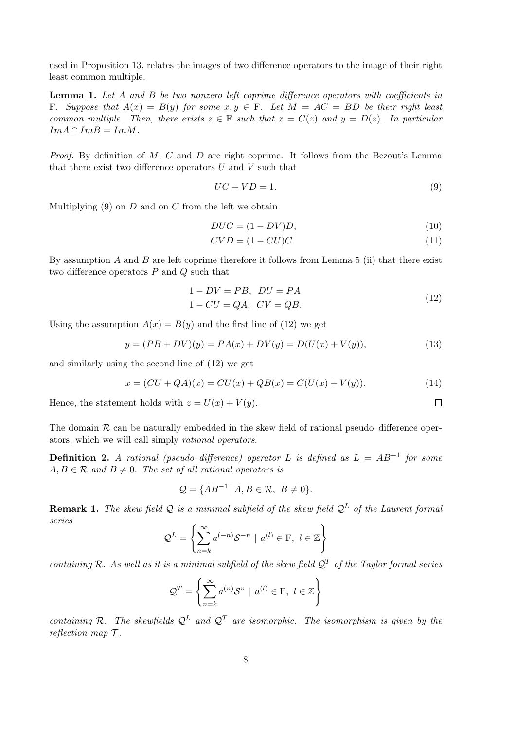used in Proposition 13, relates the images of two difference operators to the image of their right least common multiple.

**Lemma 1.** *Let $A$ and $B$ be two nonzero left coprime difference operators with coefficients in* $\mathrm{F}$*. Suppose that $A(x) = B(y)$ for some $x, y \in \mathrm{F}$. Let $M = AC = BD$ be their right least common multiple. Then, there exists $z \in \mathrm{F}$ such that $x = C(z)$ and $y = D(z)$. In particular $Im A \cap Im B = Im M$.*

*Proof.* By definition of $M$, $C$ and $D$ are right coprime. It follows from the Bezout's Lemma that there exist two difference operators $U$ and $V$ such that

$$UC + VD = 1. \tag{9}$$

Multiplying (9) on $D$ and on $C$ from the left we obtain

$$DUC = (1 - DV)D, \tag{10}$$

$$CVD = (1 - CU)C. \tag{11}$$

By assumption $A$ and $B$ are left coprime therefore it follows from Lemma 5 (ii) that there exist two difference operators $P$ and $Q$ such that

$$\begin{aligned} 1 - DV = PB, \quad DU = PA \\ 1 - CU = QA, \quad CV = QB. \end{aligned} \tag{12}$$

Using the assumption $A(x) = B(y)$ and the first line of (12) we get

$$y = (PB + DV)(y) = PA(x) + DV(y) = D(U(x) + V(y)), \tag{13}$$

and similarly using the second line of (12) we get

$$x = (CU + QA)(x) = CU(x) + QB(x) = C(U(x) + V(y)). \tag{14}$$

Hence, the statement holds with $z = U(x) + V(y)$. $\square$

The domain $\mathcal{R}$ can be naturally embedded in the skew field of rational pseudo–difference operators, which we will call simply *rational operators*.

**Definition 2.** *A rational (pseudo–difference) operator $L$ is defined as $L = AB^{-1}$ for some $A, B \in \mathcal{R}$ and $B \neq 0$. The set of all rational operators is*

$$\mathcal{Q} = \{AB^{-1} \,|\, A, B \in \mathcal{R}, \ B \neq 0\}.$$

**Remark 1.** *The skew field $\mathcal{Q}$ is a minimal subfield of the skew field $\mathcal{Q}^L$ of the Laurent formal series*

$$\mathcal{Q}^L = \left\{ \sum_{n=k}^{\infty} a^{(-n)} \mathcal{S}^{-n} \mid a^{(l)} \in \mathrm{F}, \ l \in \mathbb{Z} \right\}$$

*containing $\mathcal{R}$. As well as it is a minimal subfield of the skew field $\mathcal{Q}^T$ of the Taylor formal series*

$$\mathcal{Q}^T = \left\{ \sum_{n=k}^{\infty} a^{(n)} \mathcal{S}^{n} \mid a^{(l)} \in \mathrm{F}, \ l \in \mathbb{Z} \right\}$$

*containing $\mathcal{R}$. The skewfields $\mathcal{Q}^L$ and $\mathcal{Q}^T$ are isomorphic. The isomorphism is given by the reflection map $\mathcal{T}$.*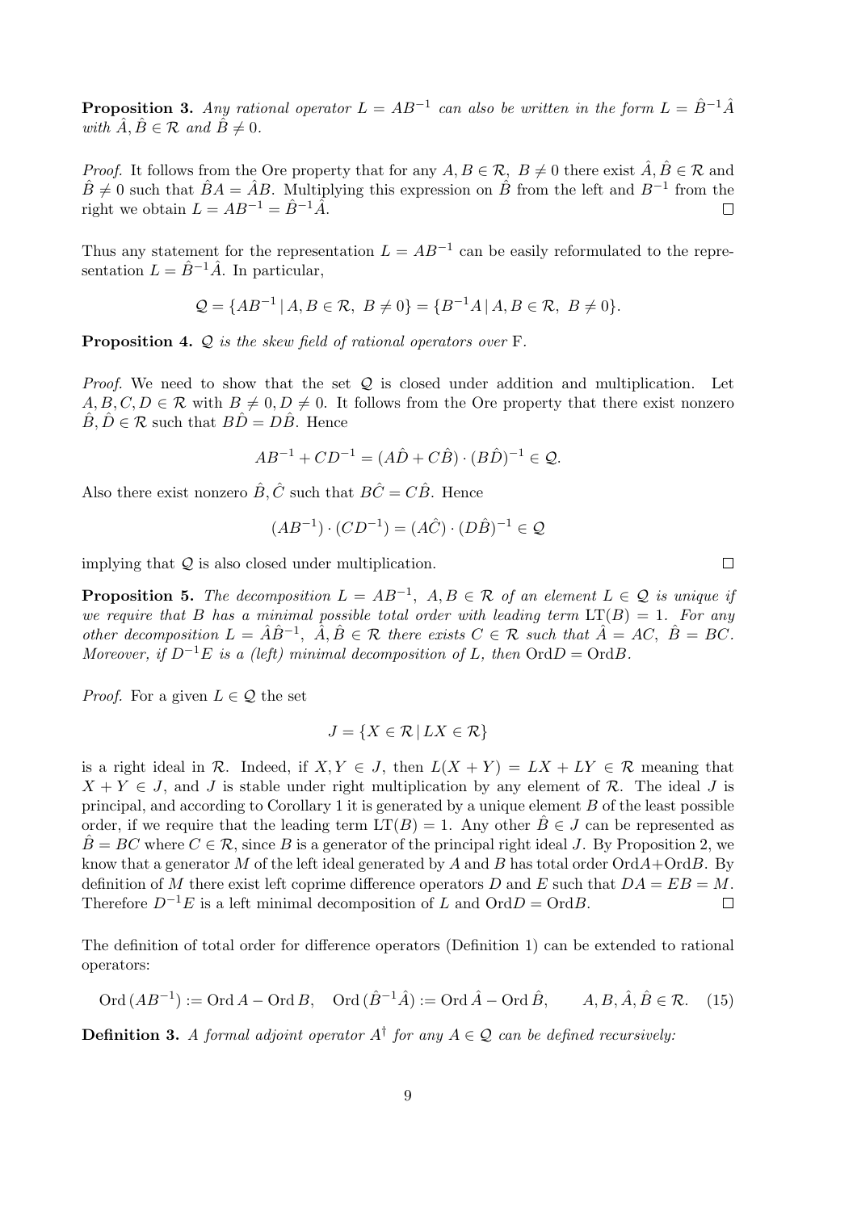**Proposition 3.** *Any rational operator $L = AB^{-1}$ can also be written in the form $L = \hat{B}^{-1}\hat{A}$ with $\hat{A}, \hat{B} \in \mathcal{R}$ and $\hat{B} \neq 0$.*

*Proof.* It follows from the Ore property that for any $A, B \in \mathcal{R},\ B \neq 0$ there exist $\hat{A}, \hat{B} \in \mathcal{R}$ and $\hat{B} \neq 0$ such that $\hat{B}A = \hat{A}B$. Multiplying this expression on $\hat{B}$ from the left and $B^{-1}$ from the right we obtain $L = AB^{-1} = \hat{B}^{-1}\hat{A}$. □

Thus any statement for the representation $L = AB^{-1}$ can be easily reformulated to the representation $L = \hat{B}^{-1}\hat{A}$. In particular,

$$\mathcal{Q} = \{AB^{-1} \,|\, A, B \in \mathcal{R},\ B \neq 0\} = \{B^{-1}A \,|\, A, B \in \mathcal{R},\ B \neq 0\}.$$

**Proposition 4.** *$\mathcal{Q}$ is the skew field of rational operators over* $\mathrm{F}$.

*Proof.* We need to show that the set $\mathcal{Q}$ is closed under addition and multiplication. Let $A, B, C, D \in \mathcal{R}$ with $B \neq 0, D \neq 0$. It follows from the Ore property that there exist nonzero $\hat{B}, \hat{D} \in \mathcal{R}$ such that $B\hat{D} = D\hat{B}$. Hence

$$AB^{-1} + CD^{-1} = (A\hat{D} + C\hat{B}) \cdot (B\hat{D})^{-1} \in \mathcal{Q}.$$

Also there exist nonzero $\hat{B}, \hat{C}$ such that $B\hat{C} = C\hat{B}$. Hence

$$(AB^{-1}) \cdot (CD^{-1}) = (A\hat{C}) \cdot (D\hat{B})^{-1} \in \mathcal{Q}$$

implying that $\mathcal{Q}$ is also closed under multiplication. □

**Proposition 5.** *The decomposition $L = AB^{-1},\ A, B \in \mathcal{R}$ of an element $L \in \mathcal{Q}$ is unique if we require that $B$ has a minimal possible total order with leading term $\mathrm{LT}(B) = 1$. For any other decomposition $L = \hat{A}\hat{B}^{-1},\ \hat{A}, \hat{B} \in \mathcal{R}$ there exists $C \in \mathcal{R}$ such that $\hat{A} = AC,\ \hat{B} = BC$. Moreover, if $D^{-1}E$ is a (left) minimal decomposition of $L$, then $\mathrm{Ord}D = \mathrm{Ord}B$.*

*Proof.* For a given $L \in \mathcal{Q}$ the set

$$J = \{X \in \mathcal{R} \,|\, LX \in \mathcal{R}\}$$

is a right ideal in $\mathcal{R}$. Indeed, if $X, Y \in J$, then $L(X + Y) = LX + LY \in \mathcal{R}$ meaning that $X + Y \in J$, and $J$ is stable under right multiplication by any element of $\mathcal{R}$. The ideal $J$ is principal, and according to Corollary 1 it is generated by a unique element $B$ of the least possible order, if we require that the leading term $\mathrm{LT}(B) = 1$. Any other $\hat{B} \in J$ can be represented as $\hat{B} = BC$ where $C \in \mathcal{R}$, since $B$ is a generator of the principal right ideal $J$. By Proposition 2, we know that a generator $M$ of the left ideal generated by $A$ and $B$ has total order $\mathrm{Ord}A + \mathrm{Ord}B$. By definition of $M$ there exist left coprime difference operators $D$ and $E$ such that $DA = EB = M$. Therefore $D^{-1}E$ is a left minimal decomposition of $L$ and $\mathrm{Ord}D = \mathrm{Ord}B$. □

The definition of total order for difference operators (Definition 1) can be extended to rational operators:

$$\mathrm{Ord}\,(AB^{-1}) := \mathrm{Ord}\,A - \mathrm{Ord}\,B, \quad \mathrm{Ord}\,(\hat{B}^{-1}\hat{A}) := \mathrm{Ord}\,\hat{A} - \mathrm{Ord}\,\hat{B}, \qquad A, B, \hat{A}, \hat{B} \in \mathcal{R}. \quad (15)$$

**Definition 3.** *A formal adjoint operator $A^{\dagger}$ for any $A \in \mathcal{Q}$ can be defined recursively:*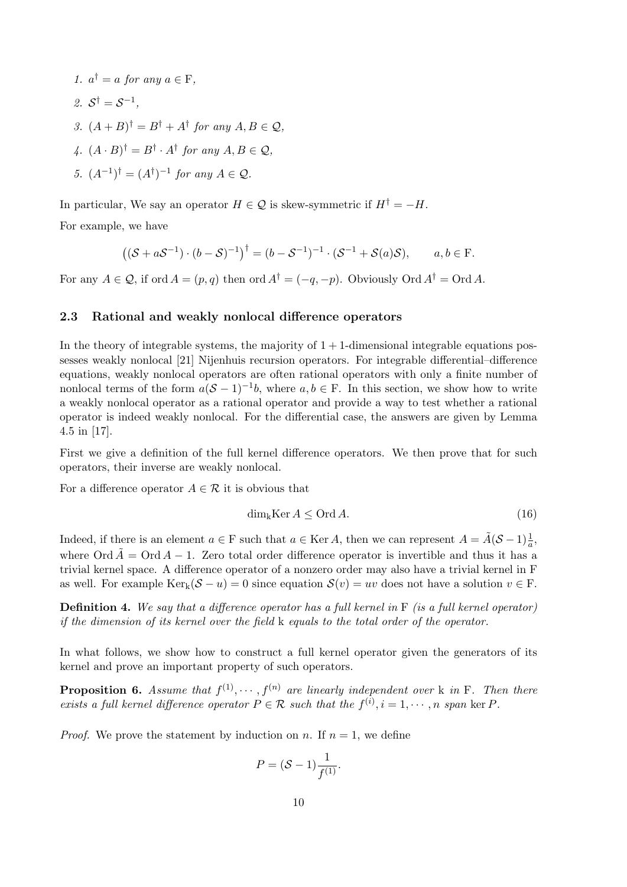1. $a^\dagger = a$ *for any* $a \in \mathrm{F}$,
2. $\mathcal{S}^\dagger = \mathcal{S}^{-1}$,
3. $(A+B)^\dagger = B^\dagger + A^\dagger$ *for any* $A, B \in \mathcal{Q}$,
4. $(A \cdot B)^\dagger = B^\dagger \cdot A^\dagger$ *for any* $A, B \in \mathcal{Q}$,
5. $(A^{-1})^\dagger = (A^\dagger)^{-1}$ *for any* $A \in \mathcal{Q}$.

In particular, We say an operator $H \in \mathcal{Q}$ is skew-symmetric if $H^\dagger = -H$.

For example, we have

$$\left((\mathcal{S} + a\mathcal{S}^{-1}) \cdot (b - \mathcal{S})^{-1}\right)^\dagger = (b - \mathcal{S}^{-1})^{-1} \cdot (\mathcal{S}^{-1} + \mathcal{S}(a)\mathcal{S}), \qquad a, b \in \mathrm{F}.$$

For any $A \in \mathcal{Q}$, if $\operatorname{ord} A = (p, q)$ then $\operatorname{ord} A^\dagger = (-q, -p)$. Obviously $\operatorname{Ord} A^\dagger = \operatorname{Ord} A$.

### 2.3 Rational and weakly nonlocal difference operators

In the theory of integrable systems, the majority of $1+1$-dimensional integrable equations possesses weakly nonlocal [21] Nijenhuis recursion operators. For integrable differential–difference equations, weakly nonlocal operators are often rational operators with only a finite number of nonlocal terms of the form $a(\mathcal{S}-1)^{-1}b$, where $a, b \in \mathrm{F}$. In this section, we show how to write a weakly nonlocal operator as a rational operator and provide a way to test whether a rational operator is indeed weakly nonlocal. For the differential case, the answers are given by Lemma 4.5 in [17].

First we give a definition of the full kernel difference operators. We then prove that for such operators, their inverse are weakly nonlocal.

For a difference operator $A \in \mathcal{R}$ it is obvious that

$$\dim_{\mathrm{k}} \operatorname{Ker} A \leq \operatorname{Ord} A. \tag{16}$$

Indeed, if there is an element $a \in \mathrm{F}$ such that $a \in \operatorname{Ker} A$, then we can represent $A = \tilde{A}(\mathcal{S}-1)\frac{1}{a}$, where $\operatorname{Ord} \tilde{A} = \operatorname{Ord} A - 1$. Zero total order difference operator is invertible and thus it has a trivial kernel space. A difference operator of a nonzero order may also have a trivial kernel in F as well. For example $\operatorname{Ker}_{\mathrm{k}}(\mathcal{S} - u) = 0$ since equation $\mathcal{S}(v) = uv$ does not have a solution $v \in \mathrm{F}$.

**Definition 4.** *We say that a difference operator has a full kernel in* F *(is a full kernel operator) if the dimension of its kernel over the field* k *equals to the total order of the operator.*

In what follows, we show how to construct a full kernel operator given the generators of its kernel and prove an important property of such operators.

**Proposition 6.** *Assume that* $f^{(1)}, \cdots, f^{(n)}$ *are linearly independent over* k *in* F. *Then there exists a full kernel difference operator* $P \in \mathcal{R}$ *such that the* $f^{(i)}, i = 1, \cdots, n$ *span* $\ker P$.

*Proof.* We prove the statement by induction on $n$. If $n = 1$, we define

$$P = (\mathcal{S} - 1)\frac{1}{f^{(1)}}.$$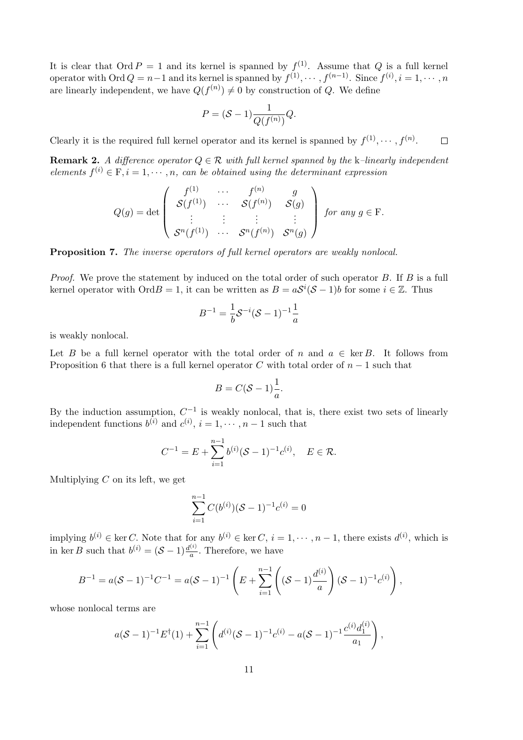It is clear that $\operatorname{Ord} P = 1$ and its kernel is spanned by $f^{(1)}$. Assume that $Q$ is a full kernel operator with $\operatorname{Ord} Q = n-1$ and its kernel is spanned by $f^{(1)}, \cdots, f^{(n-1)}$. Since $f^{(i)}, i = 1, \cdots, n$ are linearly independent, we have $Q(f^{(n)}) \neq 0$ by construction of $Q$. We define

$$P = (\mathcal{S} - 1)\frac{1}{Q(f^{(n)})}Q.$$

Clearly it is the required full kernel operator and its kernel is spanned by $f^{(1)}, \cdots, f^{(n)}$. $\square$

**Remark 2.** *A difference operator $Q \in \mathcal{R}$ with full kernel spanned by the* k*–linearly independent elements $f^{(i)} \in \mathrm{F}, i = 1, \cdots, n$, can be obtained using the determinant expression*

$$Q(g) = \det \begin{pmatrix} f^{(1)} & \cdots & f^{(n)} & g \\ \mathcal{S}(f^{(1)}) & \cdots & \mathcal{S}(f^{(n)}) & \mathcal{S}(g) \\ \vdots & \vdots & \vdots & \vdots \\ \mathcal{S}^n(f^{(1)}) & \cdots & \mathcal{S}^n(f^{(n)}) & \mathcal{S}^n(g) \end{pmatrix} \quad \textit{for any } g \in \mathrm{F}.$$

**Proposition 7.** *The inverse operators of full kernel operators are weakly nonlocal.*

*Proof.* We prove the statement by induced on the total order of such operator $B$. If $B$ is a full kernel operator with $\operatorname{Ord} B = 1$, it can be written as $B = a\mathcal{S}^i(\mathcal{S} - 1)b$ for some $i \in \mathbb{Z}$. Thus

$$B^{-1} = \frac{1}{b}\mathcal{S}^{-i}(\mathcal{S} - 1)^{-1}\frac{1}{a}$$

is weakly nonlocal.

Let $B$ be a full kernel operator with the total order of $n$ and $a \in \ker B$. It follows from Proposition 6 that there is a full kernel operator $C$ with total order of $n - 1$ such that

$$B = C(\mathcal{S} - 1)\frac{1}{a}.$$

By the induction assumption, $C^{-1}$ is weakly nonlocal, that is, there exist two sets of linearly independent functions $b^{(i)}$ and $c^{(i)}$, $i = 1, \cdots, n-1$ such that

$$C^{-1} = E + \sum_{i=1}^{n-1} b^{(i)}(\mathcal{S} - 1)^{-1}c^{(i)}, \quad E \in \mathcal{R}.$$

Multiplying $C$ on its left, we get

$$\sum_{i=1}^{n-1} C(b^{(i)})(\mathcal{S} - 1)^{-1}c^{(i)} = 0$$

implying $b^{(i)} \in \ker C$. Note that for any $b^{(i)} \in \ker C$, $i = 1, \cdots, n-1$, there exists $d^{(i)}$, which is in $\ker B$ such that $b^{(i)} = (\mathcal{S} - 1)\frac{d^{(i)}}{a}$. Therefore, we have

$$B^{-1} = a(\mathcal{S} - 1)^{-1}C^{-1} = a(\mathcal{S} - 1)^{-1}\left(E + \sum_{i=1}^{n-1}\left((\mathcal{S} - 1)\frac{d^{(i)}}{a}\right)(\mathcal{S} - 1)^{-1}c^{(i)}\right),$$

whose nonlocal terms are

$$a(\mathcal{S} - 1)^{-1}E^{\dagger}(1) + \sum_{i=1}^{n-1}\left(d^{(i)}(\mathcal{S} - 1)^{-1}c^{(i)} - a(\mathcal{S} - 1)^{-1}\frac{c^{(i)}d_1^{(i)}}{a_1}\right),$$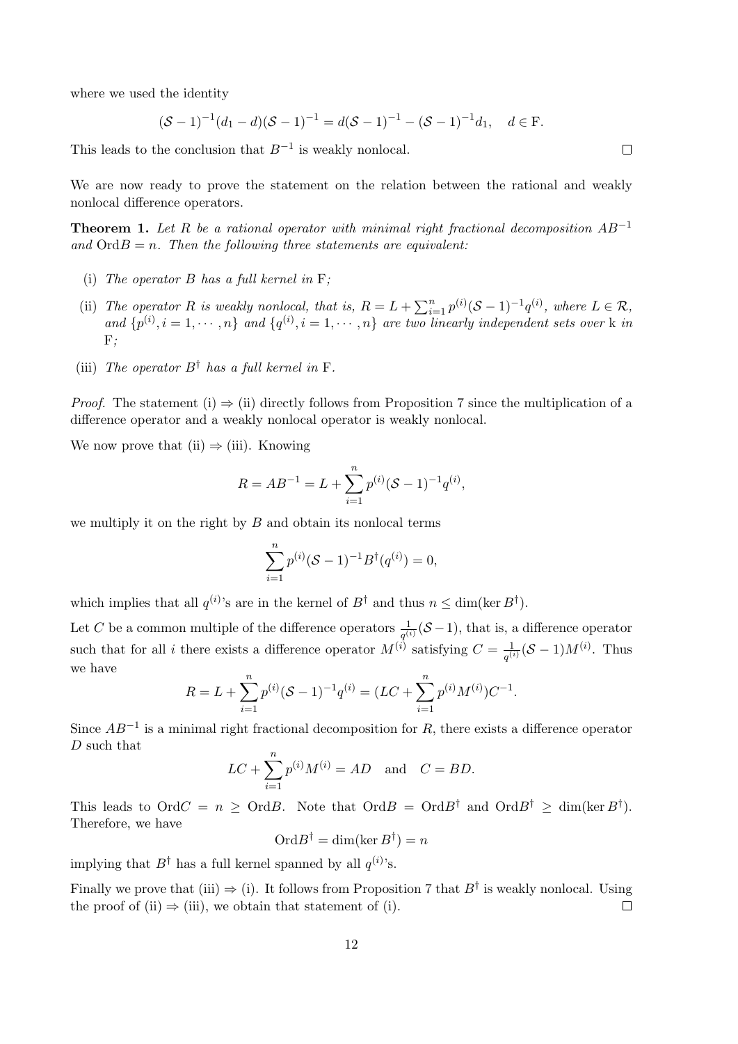where we used the identity

$$(\mathcal{S}-1)^{-1}(d_1 - d)(\mathcal{S}-1)^{-1} = d(\mathcal{S}-1)^{-1} - (\mathcal{S}-1)^{-1}d_1, \quad d \in \mathrm{F}.$$

This leads to the conclusion that $B^{-1}$ is weakly nonlocal. $\square$

We are now ready to prove the statement on the relation between the rational and weakly nonlocal difference operators.

**Theorem 1.** *Let $R$ be a rational operator with minimal right fractional decomposition $AB^{-1}$ and $\mathrm{Ord}B = n$. Then the following three statements are equivalent:*

- (i) *The operator $B$ has a full kernel in* $\mathrm{F}$*;*
- (ii) *The operator $R$ is weakly nonlocal, that is, $R = L + \sum_{i=1}^{n} p^{(i)}(\mathcal{S}-1)^{-1}q^{(i)}$, where $L \in \mathcal{R}$, and $\{p^{(i)}, i = 1, \cdots, n\}$ and $\{q^{(i)}, i = 1, \cdots, n\}$ are two linearly independent sets over* k *in* $\mathrm{F}$*;*
- (iii) *The operator $B^{\dagger}$ has a full kernel in* $\mathrm{F}$.

*Proof.* The statement (i) $\Rightarrow$ (ii) directly follows from Proposition 7 since the multiplication of a difference operator and a weakly nonlocal operator is weakly nonlocal.

We now prove that (ii) $\Rightarrow$ (iii). Knowing

$$R = AB^{-1} = L + \sum_{i=1}^{n} p^{(i)}(\mathcal{S}-1)^{-1}q^{(i)},$$

we multiply it on the right by $B$ and obtain its nonlocal terms

$$\sum_{i=1}^{n} p^{(i)}(\mathcal{S}-1)^{-1}B^{\dagger}(q^{(i)}) = 0,$$

which implies that all $q^{(i)}$'s are in the kernel of $B^{\dagger}$ and thus $n \leq \dim(\ker B^{\dagger})$.

Let $C$ be a common multiple of the difference operators $\frac{1}{q^{(i)}}(\mathcal{S}-1)$, that is, a difference operator such that for all $i$ there exists a difference operator $M^{(i)}$ satisfying $C = \frac{1}{q^{(i)}}(\mathcal{S}-1)M^{(i)}$. Thus we have

$$R = L + \sum_{i=1}^{n} p^{(i)}(\mathcal{S}-1)^{-1}q^{(i)} = (LC + \sum_{i=1}^{n} p^{(i)}M^{(i)})C^{-1}.$$

Since $AB^{-1}$ is a minimal right fractional decomposition for $R$, there exists a difference operator $D$ such that

$$LC + \sum_{i=1}^{n} p^{(i)}M^{(i)} = AD \quad \text{and} \quad C = BD.$$

This leads to $\mathrm{Ord}C = n \geq \mathrm{Ord}B$. Note that $\mathrm{Ord}B = \mathrm{Ord}B^{\dagger}$ and $\mathrm{Ord}B^{\dagger} \geq \dim(\ker B^{\dagger})$. Therefore, we have

$$\mathrm{Ord}B^{\dagger} = \dim(\ker B^{\dagger}) = n$$

implying that $B^{\dagger}$ has a full kernel spanned by all $q^{(i)}$'s.

Finally we prove that (iii) $\Rightarrow$ (i). It follows from Proposition 7 that $B^{\dagger}$ is weakly nonlocal. Using the proof of (ii) $\Rightarrow$ (iii), we obtain that statement of (i). $\square$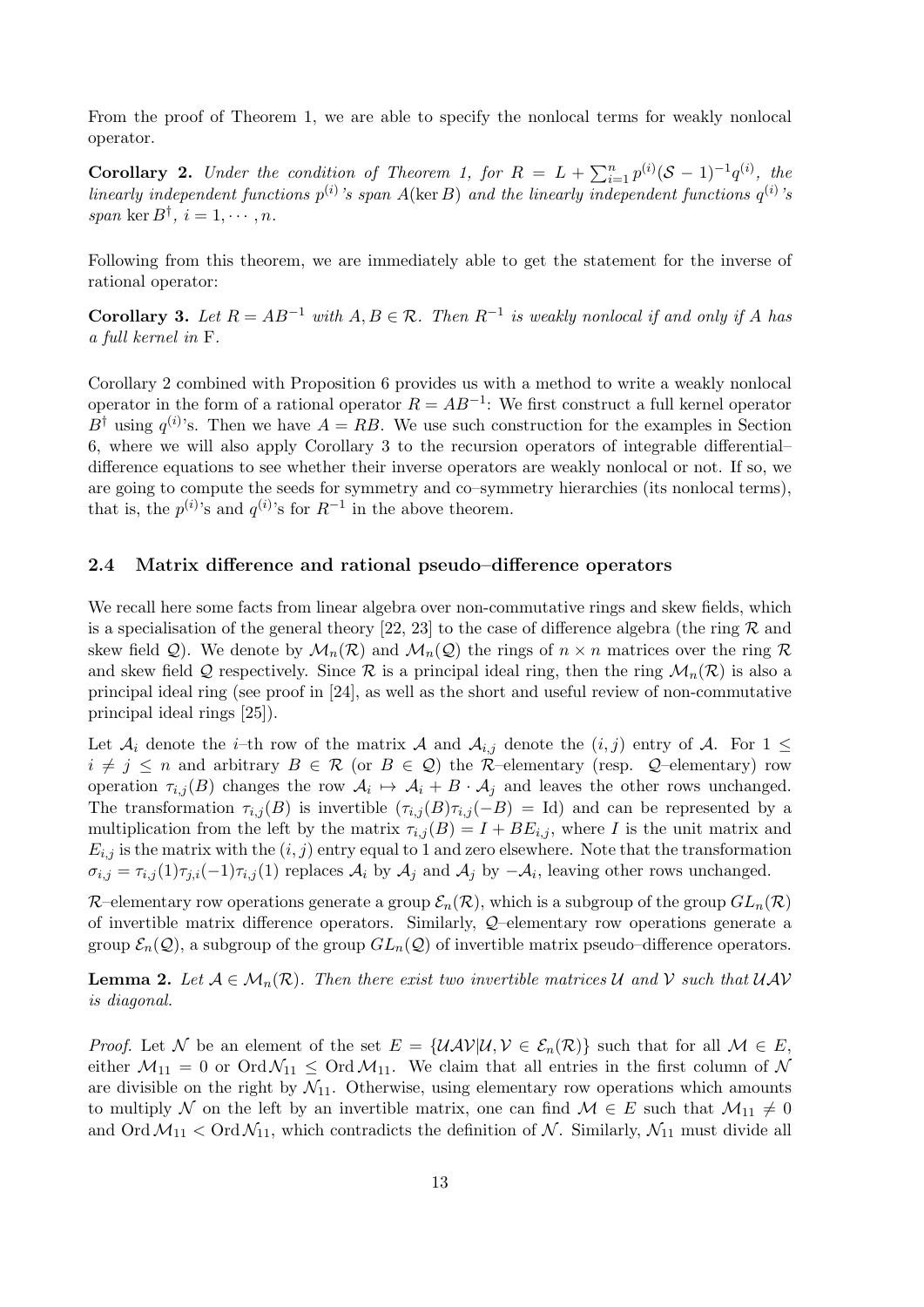From the proof of Theorem 1, we are able to specify the nonlocal terms for weakly nonlocal operator.

**Corollary 2.** *Under the condition of Theorem 1, for $R = L + \sum_{i=1}^{n} p^{(i)}(\mathcal{S}-1)^{-1}q^{(i)}$, the linearly independent functions $p^{(i)}$'s span $A(\ker B)$ and the linearly independent functions $q^{(i)}$'s span $\ker B^{\dagger}$, $i = 1, \cdots, n$.*

Following from this theorem, we are immediately able to get the statement for the inverse of rational operator:

**Corollary 3.** *Let $R = AB^{-1}$ with $A, B \in \mathcal{R}$. Then $R^{-1}$ is weakly nonlocal if and only if $A$ has a full kernel in* F*.*

Corollary 2 combined with Proposition 6 provides us with a method to write a weakly nonlocal operator in the form of a rational operator $R = AB^{-1}$: We first construct a full kernel operator $B^{\dagger}$ using $q^{(i)}$'s. Then we have $A = RB$. We use such construction for the examples in Section 6, where we will also apply Corollary 3 to the recursion operators of integrable differential–difference equations to see whether their inverse operators are weakly nonlocal or not. If so, we are going to compute the seeds for symmetry and co–symmetry hierarchies (its nonlocal terms), that is, the $p^{(i)}$'s and $q^{(i)}$'s for $R^{-1}$ in the above theorem.

### 2.4 Matrix difference and rational pseudo–difference operators

We recall here some facts from linear algebra over non-commutative rings and skew fields, which is a specialisation of the general theory [22, 23] to the case of difference algebra (the ring $\mathcal{R}$ and skew field $\mathcal{Q}$). We denote by $\mathcal{M}_n(\mathcal{R})$ and $\mathcal{M}_n(\mathcal{Q})$ the rings of $n \times n$ matrices over the ring $\mathcal{R}$ and skew field $\mathcal{Q}$ respectively. Since $\mathcal{R}$ is a principal ideal ring, then the ring $\mathcal{M}_n(\mathcal{R})$ is also a principal ideal ring (see proof in [24], as well as the short and useful review of non-commutative principal ideal rings [25]).

Let $\mathcal{A}_i$ denote the $i$–th row of the matrix $\mathcal{A}$ and $\mathcal{A}_{i,j}$ denote the $(i,j)$ entry of $\mathcal{A}$. For $1 \leq i \neq j \leq n$ and arbitrary $B \in \mathcal{R}$ (or $B \in \mathcal{Q}$) the $\mathcal{R}$–elementary (resp. $\mathcal{Q}$–elementary) row operation $\tau_{i,j}(B)$ changes the row $\mathcal{A}_i \mapsto \mathcal{A}_i + B \cdot \mathcal{A}_j$ and leaves the other rows unchanged. The transformation $\tau_{i,j}(B)$ is invertible ($\tau_{i,j}(B)\tau_{i,j}(-B) = \mathrm{Id}$) and can be represented by a multiplication from the left by the matrix $\tau_{i,j}(B) = I + BE_{i,j}$, where $I$ is the unit matrix and $E_{i,j}$ is the matrix with the $(i,j)$ entry equal to 1 and zero elsewhere. Note that the transformation $\sigma_{i,j} = \tau_{i,j}(1)\tau_{j,i}(-1)\tau_{i,j}(1)$ replaces $\mathcal{A}_i$ by $\mathcal{A}_j$ and $\mathcal{A}_j$ by $-\mathcal{A}_i$, leaving other rows unchanged.

$\mathcal{R}$–elementary row operations generate a group $\mathcal{E}_n(\mathcal{R})$, which is a subgroup of the group $GL_n(\mathcal{R})$ of invertible matrix difference operators. Similarly, $\mathcal{Q}$–elementary row operations generate a group $\mathcal{E}_n(\mathcal{Q})$, a subgroup of the group $GL_n(\mathcal{Q})$ of invertible matrix pseudo–difference operators.

**Lemma 2.** *Let $\mathcal{A} \in \mathcal{M}_n(\mathcal{R})$. Then there exist two invertible matrices $\mathcal{U}$ and $\mathcal{V}$ such that $\mathcal{UAV}$ is diagonal.*

*Proof.* Let $\mathcal{N}$ be an element of the set $E = \{\mathcal{UAV} | \mathcal{U}, \mathcal{V} \in \mathcal{E}_n(\mathcal{R})\}$ such that for all $\mathcal{M} \in E$, either $\mathcal{M}_{11} = 0$ or $\mathrm{Ord}\,\mathcal{N}_{11} \leq \mathrm{Ord}\,\mathcal{M}_{11}$. We claim that all entries in the first column of $\mathcal{N}$ are divisible on the right by $\mathcal{N}_{11}$. Otherwise, using elementary row operations which amounts to multiply $\mathcal{N}$ on the left by an invertible matrix, one can find $\mathcal{M} \in E$ such that $\mathcal{M}_{11} \neq 0$ and $\mathrm{Ord}\,\mathcal{M}_{11} < \mathrm{Ord}\,\mathcal{N}_{11}$, which contradicts the definition of $\mathcal{N}$. Similarly, $\mathcal{N}_{11}$ must divide all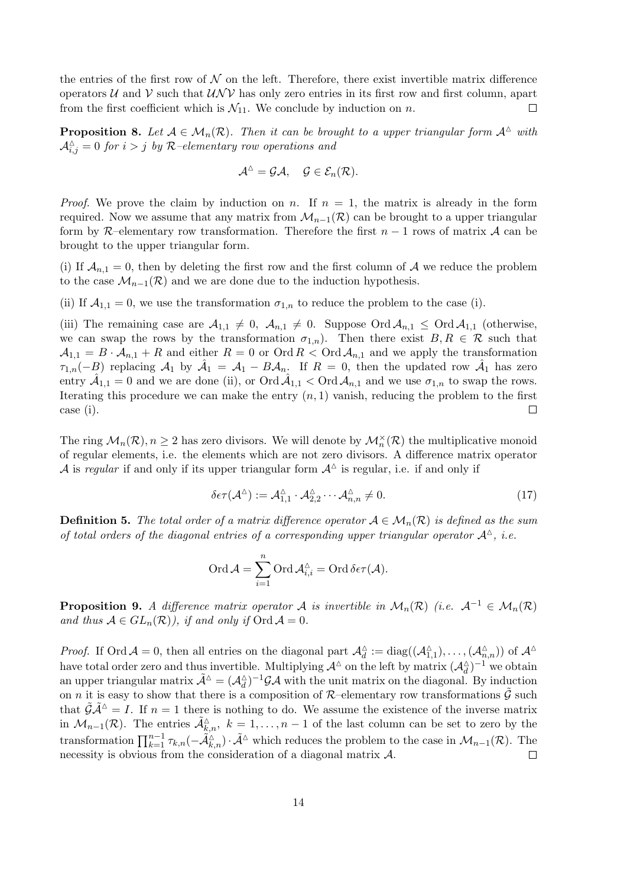the entries of the first row of $\mathcal{N}$ on the left. Therefore, there exist invertible matrix difference operators $\mathcal{U}$ and $\mathcal{V}$ such that $\mathcal{U}\mathcal{N}\mathcal{V}$ has only zero entries in its first row and first column, apart from the first coefficient which is $\mathcal{N}_{11}$. We conclude by induction on $n$. □

**Proposition 8.** *Let $\mathcal{A} \in \mathcal{M}_n(\mathcal{R})$. Then it can be brought to a upper triangular form $\mathcal{A}^\triangle$ with $\mathcal{A}^\triangle_{i,j} = 0$ for $i > j$ by $\mathcal{R}$–elementary row operations and*

$$\mathcal{A}^\triangle = \mathcal{G}\mathcal{A}, \quad \mathcal{G} \in \mathcal{E}_n(\mathcal{R}).$$

*Proof.* We prove the claim by induction on $n$. If $n = 1$, the matrix is already in the form required. Now we assume that any matrix from $\mathcal{M}_{n-1}(\mathcal{R})$ can be brought to a upper triangular form by $\mathcal{R}$–elementary row transformation. Therefore the first $n-1$ rows of matrix $\mathcal{A}$ can be brought to the upper triangular form.

(i) If $\mathcal{A}_{n,1} = 0$, then by deleting the first row and the first column of $\mathcal{A}$ we reduce the problem to the case $\mathcal{M}_{n-1}(\mathcal{R})$ and we are done due to the induction hypothesis.

(ii) If $\mathcal{A}_{1,1} = 0$, we use the transformation $\sigma_{1,n}$ to reduce the problem to the case (i).

(iii) The remaining case are $\mathcal{A}_{1,1} \neq 0$, $\mathcal{A}_{n,1} \neq 0$. Suppose $\operatorname{Ord}\mathcal{A}_{n,1} \leq \operatorname{Ord}\mathcal{A}_{1,1}$ (otherwise, we can swap the rows by the transformation $\sigma_{1,n}$). Then there exist $B, R \in \mathcal{R}$ such that $\mathcal{A}_{1,1} = B \cdot \mathcal{A}_{n,1} + R$ and either $R = 0$ or $\operatorname{Ord} R < \operatorname{Ord}\mathcal{A}_{n,1}$ and we apply the transformation $\tau_{1,n}(-B)$ replacing $\mathcal{A}_1$ by $\hat{\mathcal{A}}_1 = \mathcal{A}_1 - B\mathcal{A}_n$. If $R = 0$, then the updated row $\hat{\mathcal{A}}_1$ has zero entry $\hat{\mathcal{A}}_{1,1} = 0$ and we are done (ii), or $\operatorname{Ord}\hat{\mathcal{A}}_{1,1} < \operatorname{Ord}\mathcal{A}_{n,1}$ and we use $\sigma_{1,n}$ to swap the rows. Iterating this procedure we can make the entry $(n, 1)$ vanish, reducing the problem to the first case (i). □

The ring $\mathcal{M}_n(\mathcal{R}), n \geq 2$ has zero divisors. We will denote by $\mathcal{M}_n^\times(\mathcal{R})$ the multiplicative monoid of regular elements, i.e. the elements which are not zero divisors. A difference matrix operator $\mathcal{A}$ is *regular* if and only if its upper triangular form $\mathcal{A}^\triangle$ is regular, i.e. if and only if

$$\delta\epsilon\tau(\mathcal{A}^\triangle) := \mathcal{A}^\triangle_{1,1} \cdot \mathcal{A}^\triangle_{2,2} \cdots \mathcal{A}^\triangle_{n,n} \neq 0. \tag{17}$$

**Definition 5.** *The total order of a matrix difference operator $\mathcal{A} \in \mathcal{M}_n(\mathcal{R})$ is defined as the sum of total orders of the diagonal entries of a corresponding upper triangular operator $\mathcal{A}^\triangle$, i.e.*

$$\operatorname{Ord}\mathcal{A} = \sum_{i=1}^{n} \operatorname{Ord}\mathcal{A}^\triangle_{i,i} = \operatorname{Ord}\delta\epsilon\tau(\mathcal{A}).$$

**Proposition 9.** *A difference matrix operator $\mathcal{A}$ is invertible in $\mathcal{M}_n(\mathcal{R})$ (i.e. $\mathcal{A}^{-1} \in \mathcal{M}_n(\mathcal{R})$ and thus $\mathcal{A} \in GL_n(\mathcal{R})$), if and only if $\operatorname{Ord}\mathcal{A} = 0$.*

*Proof.* If $\operatorname{Ord}\mathcal{A} = 0$, then all entries on the diagonal part $\mathcal{A}^\triangle_d := \operatorname{diag}((\mathcal{A}^\triangle_{1,1}), \ldots, (\mathcal{A}^\triangle_{n,n}))$ of $\mathcal{A}^\triangle$ have total order zero and thus invertible. Multiplying $\mathcal{A}^\triangle$ on the left by matrix $(\mathcal{A}^\triangle_d)^{-1}$ we obtain an upper triangular matrix $\tilde{\mathcal{A}}^\triangle = (\mathcal{A}^\triangle_d)^{-1}\mathcal{G}\mathcal{A}$ with the unit matrix on the diagonal. By induction on $n$ it is easy to show that there is a composition of $\mathcal{R}$–elementary row transformations $\tilde{\mathcal{G}}$ such that $\tilde{\mathcal{G}}\tilde{\mathcal{A}}^\triangle = I$. If $n = 1$ there is nothing to do. We assume the existence of the inverse matrix in $\mathcal{M}_{n-1}(\mathcal{R})$. The entries $\tilde{\mathcal{A}}^\triangle_{k,n}$, $k = 1, \ldots, n-1$ of the last column can be set to zero by the transformation $\prod_{k=1}^{n-1} \tau_{k,n}(-\tilde{\mathcal{A}}^\triangle_{k,n}) \cdot \tilde{\mathcal{A}}^\triangle$ which reduces the problem to the case in $\mathcal{M}_{n-1}(\mathcal{R})$. The necessity is obvious from the consideration of a diagonal matrix $\mathcal{A}$. □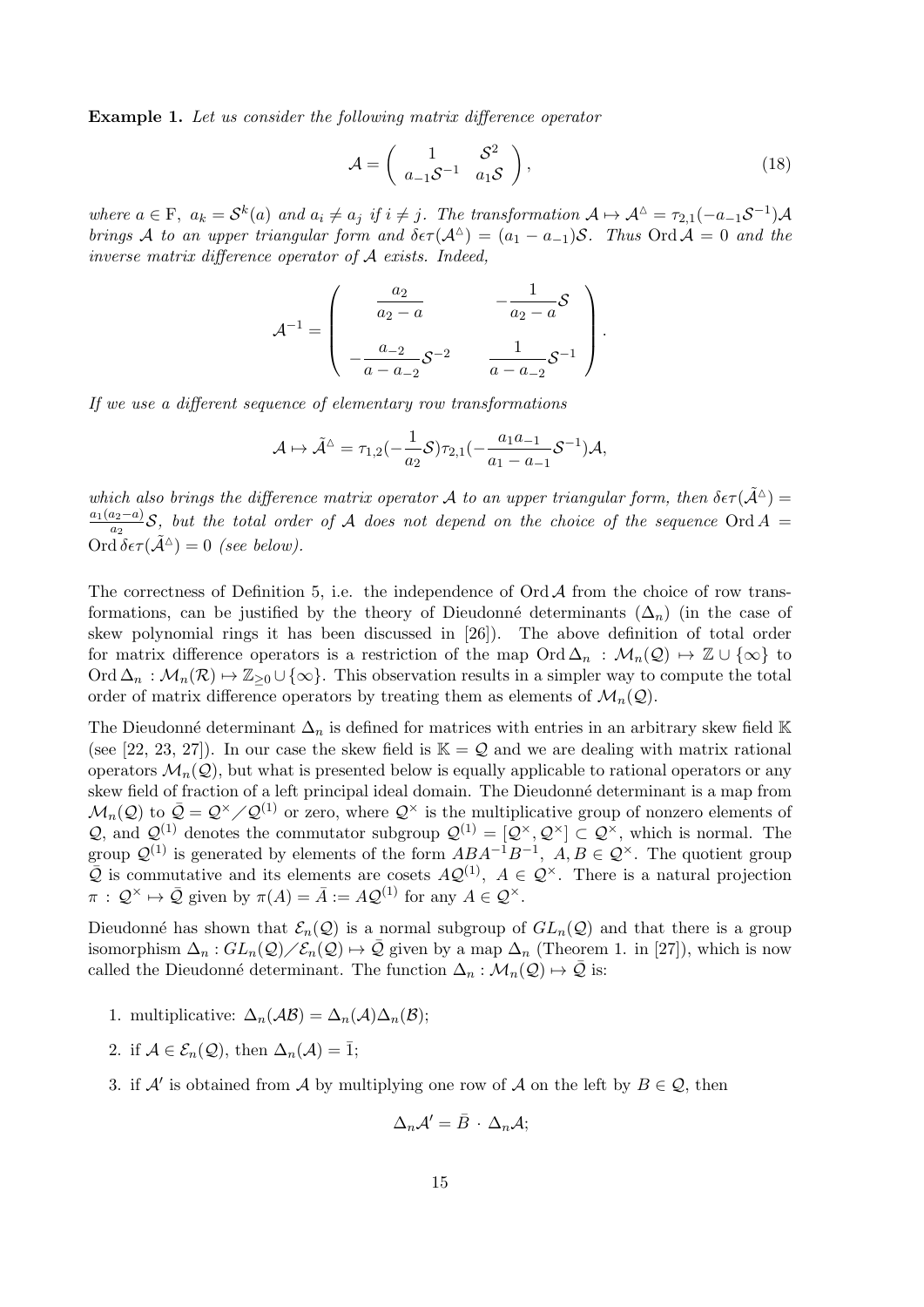**Example 1.** *Let us consider the following matrix difference operator*

$$\mathcal{A} = \begin{pmatrix} 1 & \mathcal{S}^2 \\ a_{-1}\mathcal{S}^{-1} & a_1\mathcal{S} \end{pmatrix}, \tag{18}$$

*where* $a \in \mathrm{F},\ a_k = \mathcal{S}^k(a)$ *and* $a_i \neq a_j$ *if* $i \neq j$. *The transformation* $\mathcal{A} \mapsto \mathcal{A}^{\triangle} = \tau_{2,1}(-a_{-1}\mathcal{S}^{-1})\mathcal{A}$ *brings* $\mathcal{A}$ *to an upper triangular form and* $\delta\epsilon\tau(\mathcal{A}^{\triangle}) = (a_1 - a_{-1})\mathcal{S}$. *Thus* $\mathrm{Ord}\,\mathcal{A} = 0$ *and the inverse matrix difference operator of* $\mathcal{A}$ *exists. Indeed,*

$$\mathcal{A}^{-1} = \begin{pmatrix} \dfrac{a_2}{a_2 - a} & -\dfrac{1}{a_2 - a}\mathcal{S} \\[2ex] -\dfrac{a_{-2}}{a - a_{-2}}\mathcal{S}^{-2} & \dfrac{1}{a - a_{-2}}\mathcal{S}^{-1} \end{pmatrix}.$$

*If we use a different sequence of elementary row transformations*

$$\mathcal{A} \mapsto \tilde{\mathcal{A}}^{\triangle} = \tau_{1,2}(-\frac{1}{a_2}\mathcal{S})\tau_{2,1}(-\frac{a_1 a_{-1}}{a_1 - a_{-1}}\mathcal{S}^{-1})\mathcal{A},$$

*which also brings the difference matrix operator* $\mathcal{A}$ *to an upper triangular form, then* $\delta\epsilon\tau(\tilde{\mathcal{A}}^{\triangle}) = \frac{a_1(a_2-a)}{a_2}\mathcal{S}$, *but the total order of* $\mathcal{A}$ *does not depend on the choice of the sequence* $\mathrm{Ord}\,A = \mathrm{Ord}\,\delta\epsilon\tau(\tilde{\mathcal{A}}^{\triangle}) = 0$ *(see below).*

The correctness of Definition 5, i.e. the independence of $\mathrm{Ord}\,\mathcal{A}$ from the choice of row transformations, can be justified by the theory of Dieudonné determinants ($\Delta_n$) (in the case of skew polynomial rings it has been discussed in [26]). The above definition of total order for matrix difference operators is a restriction of the map $\mathrm{Ord}\,\Delta_n : \mathcal{M}_n(\mathcal{Q}) \mapsto \mathbb{Z} \cup \{\infty\}$ to $\mathrm{Ord}\,\Delta_n : \mathcal{M}_n(\mathcal{R}) \mapsto \mathbb{Z}_{\geq 0} \cup \{\infty\}$. This observation results in a simpler way to compute the total order of matrix difference operators by treating them as elements of $\mathcal{M}_n(\mathcal{Q})$.

The Dieudonné determinant $\Delta_n$ is defined for matrices with entries in an arbitrary skew field $\mathbb{K}$ (see [22, 23, 27]). In our case the skew field is $\mathbb{K} = \mathcal{Q}$ and we are dealing with matrix rational operators $\mathcal{M}_n(\mathcal{Q})$, but what is presented below is equally applicable to rational operators or any skew field of fraction of a left principal ideal domain. The Dieudonné determinant is a map from $\mathcal{M}_n(\mathcal{Q})$ to $\bar{\mathcal{Q}} = \mathcal{Q}^{\times} / \mathcal{Q}^{(1)}$ or zero, where $\mathcal{Q}^{\times}$ is the multiplicative group of nonzero elements of $\mathcal{Q}$, and $\mathcal{Q}^{(1)}$ denotes the commutator subgroup $\mathcal{Q}^{(1)} = [\mathcal{Q}^{\times}, \mathcal{Q}^{\times}] \subset \mathcal{Q}^{\times}$, which is normal. The group $\mathcal{Q}^{(1)}$ is generated by elements of the form $ABA^{-1}B^{-1},\ A, B \in \mathcal{Q}^{\times}$. The quotient group $\bar{\mathcal{Q}}$ is commutative and its elements are cosets $A\mathcal{Q}^{(1)},\ A \in \mathcal{Q}^{\times}$. There is a natural projection $\pi : \mathcal{Q}^{\times} \mapsto \bar{\mathcal{Q}}$ given by $\pi(A) = \bar{A} := A\mathcal{Q}^{(1)}$ for any $A \in \mathcal{Q}^{\times}$.

Dieudonné has shown that $\mathcal{E}_n(\mathcal{Q})$ is a normal subgroup of $GL_n(\mathcal{Q})$ and that there is a group isomorphism $\Delta_n : GL_n(\mathcal{Q}) / \mathcal{E}_n(\mathcal{Q}) \mapsto \bar{\mathcal{Q}}$ given by a map $\Delta_n$ (Theorem 1. in [27]), which is now called the Dieudonné determinant. The function $\Delta_n : \mathcal{M}_n(\mathcal{Q}) \mapsto \bar{\mathcal{Q}}$ is:

1. multiplicative: $\Delta_n(\mathcal{A}\mathcal{B}) = \Delta_n(\mathcal{A})\Delta_n(\mathcal{B})$;
2. if $\mathcal{A} \in \mathcal{E}_n(\mathcal{Q})$, then $\Delta_n(\mathcal{A}) = \bar{1}$;
3. if $\mathcal{A}'$ is obtained from $\mathcal{A}$ by multiplying one row of $\mathcal{A}$ on the left by $B \in \mathcal{Q}$, then

$$\Delta_n\mathcal{A}' = \bar{B} \cdot \Delta_n\mathcal{A};$$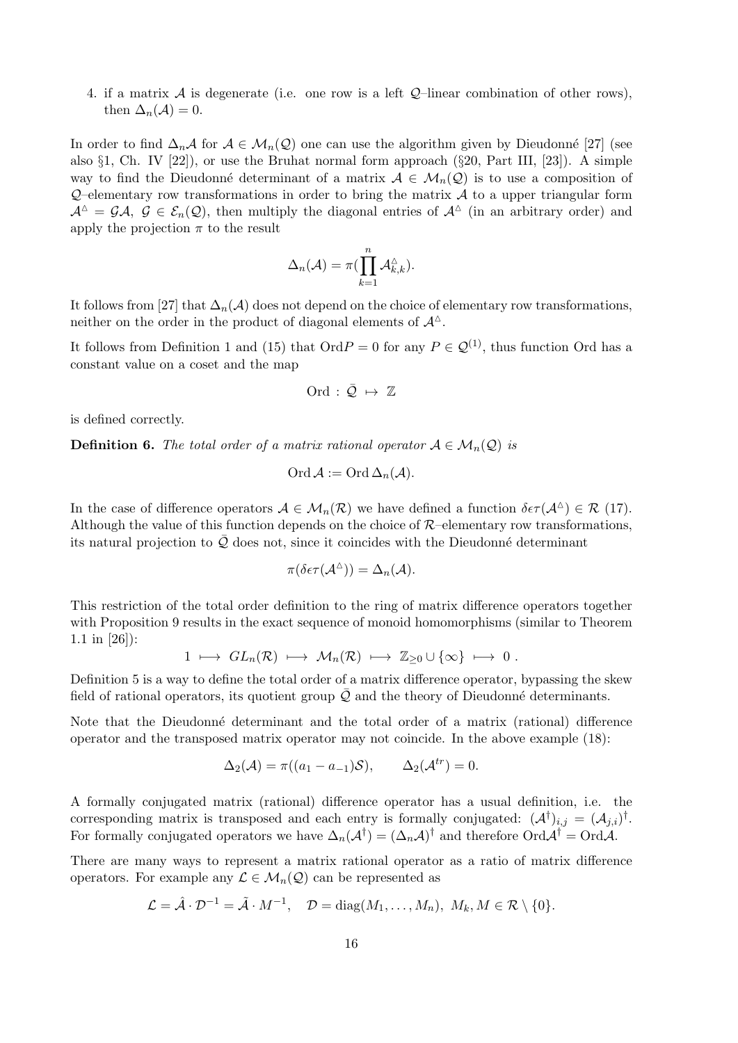4. if a matrix $\mathcal{A}$ is degenerate (i.e. one row is a left $\mathcal{Q}$–linear combination of other rows), then $\Delta_n(\mathcal{A}) = 0$.

In order to find $\Delta_n\mathcal{A}$ for $\mathcal{A} \in \mathcal{M}_n(\mathcal{Q})$ one can use the algorithm given by Dieudonné [27] (see also §1, Ch. IV [22]), or use the Bruhat normal form approach (§20, Part III, [23]). A simple way to find the Dieudonné determinant of a matrix $\mathcal{A} \in \mathcal{M}_n(\mathcal{Q})$ is to use a composition of $\mathcal{Q}$–elementary row transformations in order to bring the matrix $\mathcal{A}$ to a upper triangular form $\mathcal{A}^{\triangle} = \mathcal{G}\mathcal{A}$, $\mathcal{G} \in \mathcal{E}_n(\mathcal{Q})$, then multiply the diagonal entries of $\mathcal{A}^{\triangle}$ (in an arbitrary order) and apply the projection $\pi$ to the result

$$\Delta_n(\mathcal{A}) = \pi(\prod_{k=1}^{n} \mathcal{A}^{\triangle}_{k,k}).$$

It follows from [27] that $\Delta_n(\mathcal{A})$ does not depend on the choice of elementary row transformations, neither on the order in the product of diagonal elements of $\mathcal{A}^{\triangle}$.

It follows from Definition 1 and (15) that $\mathrm{Ord}P = 0$ for any $P \in \mathcal{Q}^{(1)}$, thus function Ord has a constant value on a coset and the map

$$\mathrm{Ord} \,:\, \bar{\mathcal{Q}} \;\mapsto\; \mathbb{Z}$$

is defined correctly.

**Definition 6.** *The total order of a matrix rational operator $\mathcal{A} \in \mathcal{M}_n(\mathcal{Q})$ is*

$$\mathrm{Ord}\,\mathcal{A} := \mathrm{Ord}\,\Delta_n(\mathcal{A}).$$

In the case of difference operators $\mathcal{A} \in \mathcal{M}_n(\mathcal{R})$ we have defined a function $\delta\epsilon\tau(\mathcal{A}^{\triangle}) \in \mathcal{R}$ (17). Although the value of this function depends on the choice of $\mathcal{R}$–elementary row transformations, its natural projection to $\bar{\mathcal{Q}}$ does not, since it coincides with the Dieudonné determinant

$$\pi(\delta\epsilon\tau(\mathcal{A}^{\triangle})) = \Delta_n(\mathcal{A}).$$

This restriction of the total order definition to the ring of matrix difference operators together with Proposition 9 results in the exact sequence of monoid homomorphisms (similar to Theorem 1.1 in [26]):

$$1 \;\longmapsto\; GL_n(\mathcal{R}) \;\longmapsto\; \mathcal{M}_n(\mathcal{R}) \;\longmapsto\; \mathbb{Z}_{\geq 0} \cup \{\infty\} \;\longmapsto\; 0\ .$$

Definition 5 is a way to define the total order of a matrix difference operator, bypassing the skew field of rational operators, its quotient group $\bar{\mathcal{Q}}$ and the theory of Dieudonné determinants.

Note that the Dieudonné determinant and the total order of a matrix (rational) difference operator and the transposed matrix operator may not coincide. In the above example (18):

$$\Delta_2(\mathcal{A}) = \pi((a_1 - a_{-1})\mathcal{S}), \qquad \Delta_2(\mathcal{A}^{tr}) = 0.$$

A formally conjugated matrix (rational) difference operator has a usual definition, i.e. the corresponding matrix is transposed and each entry is formally conjugated: $(\mathcal{A}^{\dagger})_{i,j} = (\mathcal{A}_{j,i})^{\dagger}$. For formally conjugated operators we have $\Delta_n(\mathcal{A}^{\dagger}) = (\Delta_n\mathcal{A})^{\dagger}$ and therefore $\mathrm{Ord}\mathcal{A}^{\dagger} = \mathrm{Ord}\mathcal{A}$.

There are many ways to represent a matrix rational operator as a ratio of matrix difference operators. For example any $\mathcal{L} \in \mathcal{M}_n(\mathcal{Q})$ can be represented as

$$\mathcal{L} = \hat{\mathcal{A}} \cdot \mathcal{D}^{-1} = \tilde{\mathcal{A}} \cdot M^{-1}, \quad \mathcal{D} = \mathrm{diag}(M_1, \ldots, M_n),\ M_k, M \in \mathcal{R} \setminus \{0\}.$$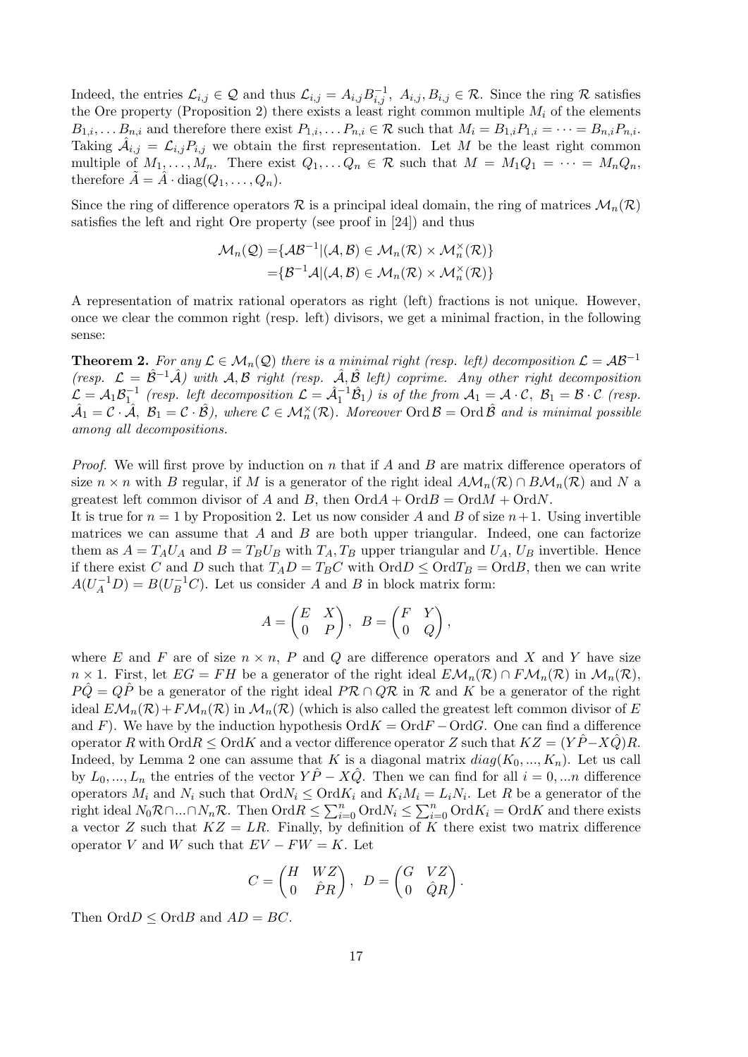Indeed, the entries $\mathcal{L}_{i,j} \in \mathcal{Q}$ and thus $\mathcal{L}_{i,j} = A_{i,j}B_{i,j}^{-1}$, $A_{i,j}, B_{i,j} \in \mathcal{R}$. Since the ring $\mathcal{R}$ satisfies the Ore property (Proposition 2) there exists a least right common multiple $M_i$ of the elements $B_{1,i}, \dots B_{n,i}$ and therefore there exist $P_{1,i}, \dots P_{n,i} \in \mathcal{R}$ such that $M_i = B_{1,i}P_{1,i} = \cdots = B_{n,i}P_{n,i}$. Taking $\hat{\mathcal{A}}_{i,j} = \mathcal{L}_{i,j}P_{i,j}$ we obtain the first representation. Let $M$ be the least right common multiple of $M_1, \dots, M_n$. There exist $Q_1, \dots Q_n \in \mathcal{R}$ such that $M = M_1Q_1 = \cdots = M_nQ_n$, therefore $\tilde{A} = \hat{A} \cdot \operatorname{diag}(Q_1, \dots, Q_n)$.

Since the ring of difference operators $\mathcal{R}$ is a principal ideal domain, the ring of matrices $\mathcal{M}_n(\mathcal{R})$ satisfies the left and right Ore property (see proof in [24]) and thus

$$
\begin{aligned}
\mathcal{M}_n(\mathcal{Q}) =& \{\mathcal{A}\mathcal{B}^{-1} | (\mathcal{A}, \mathcal{B}) \in \mathcal{M}_n(\mathcal{R}) \times \mathcal{M}_n^{\times}(\mathcal{R})\} \\
=& \{\mathcal{B}^{-1}\mathcal{A} | (\mathcal{A}, \mathcal{B}) \in \mathcal{M}_n(\mathcal{R}) \times \mathcal{M}_n^{\times}(\mathcal{R})\}
\end{aligned}
$$

A representation of matrix rational operators as right (left) fractions is not unique. However, once we clear the common right (resp. left) divisors, we get a minimal fraction, in the following sense:

**Theorem 2.** *For any $\mathcal{L} \in \mathcal{M}_n(\mathcal{Q})$ there is a minimal right (resp. left) decomposition $\mathcal{L} = \mathcal{A}\mathcal{B}^{-1}$ (resp. $\mathcal{L} = \hat{\mathcal{B}}^{-1}\hat{\mathcal{A}}$) with $\mathcal{A}, \mathcal{B}$ right (resp. $\hat{\mathcal{A}}, \hat{\mathcal{B}}$ left) coprime. Any other right decomposition $\mathcal{L} = \mathcal{A}_1\mathcal{B}_1^{-1}$ (resp. left decomposition $\mathcal{L} = \hat{\mathcal{A}}_1^{-1}\hat{\mathcal{B}}_1$) is of the from $\mathcal{A}_1 = \mathcal{A} \cdot \mathcal{C}$, $\mathcal{B}_1 = \mathcal{B} \cdot \mathcal{C}$ (resp. $\hat{\mathcal{A}}_1 = \mathcal{C} \cdot \hat{\mathcal{A}}$, $\mathcal{B}_1 = \mathcal{C} \cdot \hat{\mathcal{B}}$), where $\mathcal{C} \in \mathcal{M}_n^{\times}(\mathcal{R})$. Moreover $\operatorname{Ord}\mathcal{B} = \operatorname{Ord}\hat{\mathcal{B}}$ and is minimal possible among all decompositions.*

*Proof.* We will first prove by induction on $n$ that if $A$ and $B$ are matrix difference operators of size $n \times n$ with $B$ regular, if $M$ is a generator of the right ideal $A\mathcal{M}_n(\mathcal{R}) \cap B\mathcal{M}_n(\mathcal{R})$ and $N$ a greatest left common divisor of $A$ and $B$, then $\operatorname{Ord}A + \operatorname{Ord}B = \operatorname{Ord}M + \operatorname{Ord}N$.

It is true for $n = 1$ by Proposition 2. Let us now consider $A$ and $B$ of size $n+1$. Using invertible matrices we can assume that $A$ and $B$ are both upper triangular. Indeed, one can factorize them as $A = T_AU_A$ and $B = T_BU_B$ with $T_A, T_B$ upper triangular and $U_A$, $U_B$ invertible. Hence if there exist $C$ and $D$ such that $T_AD = T_BC$ with $\operatorname{Ord}D \leq \operatorname{Ord}T_B = \operatorname{Ord}B$, then we can write $A(U_A^{-1}D) = B(U_B^{-1}C)$. Let us consider $A$ and $B$ in block matrix form:

$$
A = \begin{pmatrix} E & X \\ 0 & P \end{pmatrix}, \quad B = \begin{pmatrix} F & Y \\ 0 & Q \end{pmatrix},
$$

where $E$ and $F$ are of size $n \times n$, $P$ and $Q$ are difference operators and $X$ and $Y$ have size $n \times 1$. First, let $EG = FH$ be a generator of the right ideal $E\mathcal{M}_n(\mathcal{R}) \cap F\mathcal{M}_n(\mathcal{R})$ in $\mathcal{M}_n(\mathcal{R})$, $P\hat{Q} = Q\hat{P}$ be a generator of the right ideal $P\mathcal{R} \cap Q\mathcal{R}$ in $\mathcal{R}$ and $K$ be a generator of the right ideal $E\mathcal{M}_n(\mathcal{R}) + F\mathcal{M}_n(\mathcal{R})$ in $\mathcal{M}_n(\mathcal{R})$ (which is also called the greatest left common divisor of $E$ and $F$). We have by the induction hypothesis $\operatorname{Ord}K = \operatorname{Ord}F - \operatorname{Ord}G$. One can find a difference operator $R$ with $\operatorname{Ord}R \leq \operatorname{Ord}K$ and a vector difference operator $Z$ such that $KZ = (Y\hat{P} - X\hat{Q})R$. Indeed, by Lemma 2 one can assume that $K$ is a diagonal matrix $diag(K_0, ..., K_n)$. Let us call by $L_0, ..., L_n$ the entries of the vector $Y\hat{P} - X\hat{Q}$. Then we can find for all $i = 0, ...n$ difference operators $M_i$ and $N_i$ such that $\operatorname{Ord}N_i \leq \operatorname{Ord}K_i$ and $K_iM_i = L_iN_i$. Let $R$ be a generator of the right ideal $N_0\mathcal{R} \cap ... \cap N_n\mathcal{R}$. Then $\operatorname{Ord}R \leq \sum_{i=0}^n \operatorname{Ord}N_i \leq \sum_{i=0}^n \operatorname{Ord}K_i = \operatorname{Ord}K$ and there exists a vector $Z$ such that $KZ = LR$. Finally, by definition of $K$ there exist two matrix difference operator $V$ and $W$ such that $EV - FW = K$. Let

$$
C = \begin{pmatrix} H & WZ \\ 0 & \hat{P}R \end{pmatrix}, \quad D = \begin{pmatrix} G & VZ \\ 0 & \hat{Q}R \end{pmatrix}.
$$

Then $\operatorname{Ord}D \leq \operatorname{Ord}B$ and $AD = BC$.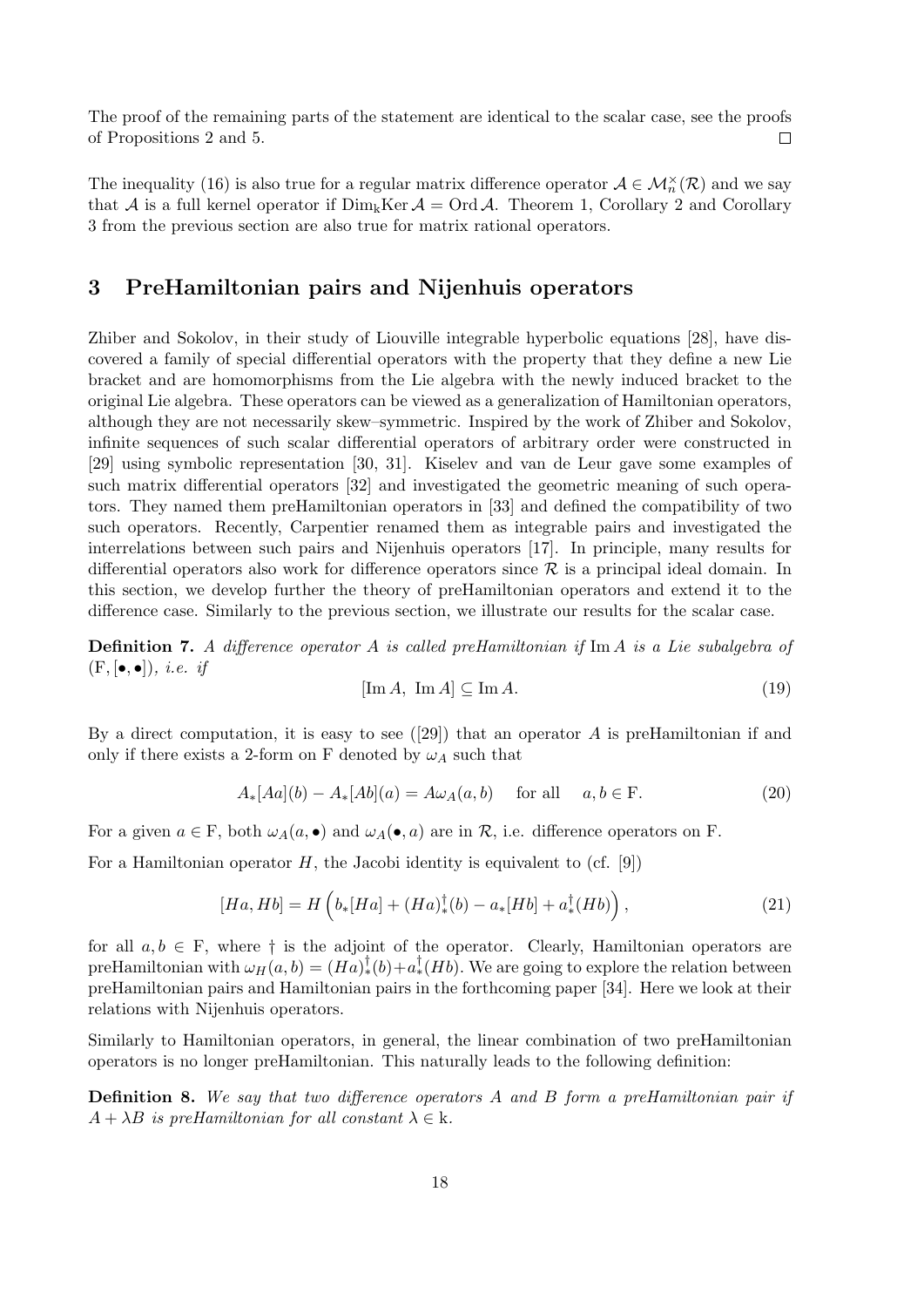The proof of the remaining parts of the statement are identical to the scalar case, see the proofs of Propositions 2 and 5. $\square$

The inequality (16) is also true for a regular matrix difference operator $\mathcal{A} \in \mathcal{M}_n^{\times}(\mathcal{R})$ and we say that $\mathcal{A}$ is a full kernel operator if $\mathrm{Dim}_{\mathrm{k}}\mathrm{Ker}\,\mathcal{A} = \mathrm{Ord}\,\mathcal{A}$. Theorem 1, Corollary 2 and Corollary 3 from the previous section are also true for matrix rational operators.

## 3 PreHamiltonian pairs and Nijenhuis operators

Zhiber and Sokolov, in their study of Liouville integrable hyperbolic equations [28], have discovered a family of special differential operators with the property that they define a new Lie bracket and are homomorphisms from the Lie algebra with the newly induced bracket to the original Lie algebra. These operators can be viewed as a generalization of Hamiltonian operators, although they are not necessarily skew–symmetric. Inspired by the work of Zhiber and Sokolov, infinite sequences of such scalar differential operators of arbitrary order were constructed in [29] using symbolic representation [30, 31]. Kiselev and van de Leur gave some examples of such matrix differential operators [32] and investigated the geometric meaning of such operators. They named them preHamiltonian operators in [33] and defined the compatibility of two such operators. Recently, Carpentier renamed them as integrable pairs and investigated the interrelations between such pairs and Nijenhuis operators [17]. In principle, many results for differential operators also work for difference operators since $\mathcal{R}$ is a principal ideal domain. In this section, we develop further the theory of preHamiltonian operators and extend it to the difference case. Similarly to the previous section, we illustrate our results for the scalar case.

**Definition 7.** *A difference operator $A$ is called preHamiltonian if $\mathrm{Im}\,A$ is a Lie subalgebra of $(\mathrm{F}, [\bullet,\bullet])$, i.e. if*

$$[\mathrm{Im}\,A,\ \mathrm{Im}\,A] \subseteq \mathrm{Im}\,A. \tag{19}$$

By a direct computation, it is easy to see ([29]) that an operator $A$ is preHamiltonian if and only if there exists a 2-form on F denoted by $\omega_A$ such that

$$A_*[Aa](b) - A_*[Ab](a) = A\omega_A(a,b) \quad \text{for all} \quad a,b \in \mathrm{F}. \tag{20}$$

For a given $a \in \mathrm{F}$, both $\omega_A(a,\bullet)$ and $\omega_A(\bullet,a)$ are in $\mathcal{R}$, i.e. difference operators on F.

For a Hamiltonian operator $H$, the Jacobi identity is equivalent to (cf. [9])

$$[Ha, Hb] = H\left(b_*[Ha] + (Ha)_*^{\dagger}(b) - a_*[Hb] + a_*^{\dagger}(Hb)\right), \tag{21}$$

for all $a, b \in \mathrm{F}$, where $\dagger$ is the adjoint of the operator. Clearly, Hamiltonian operators are preHamiltonian with $\omega_H(a,b) = (Ha)_*^{\dagger}(b) + a_*^{\dagger}(Hb)$. We are going to explore the relation between preHamiltonian pairs and Hamiltonian pairs in the forthcoming paper [34]. Here we look at their relations with Nijenhuis operators.

Similarly to Hamiltonian operators, in general, the linear combination of two preHamiltonian operators is no longer preHamiltonian. This naturally leads to the following definition:

**Definition 8.** *We say that two difference operators $A$ and $B$ form a preHamiltonian pair if $A + \lambda B$ is preHamiltonian for all constant $\lambda \in \mathrm{k}$.*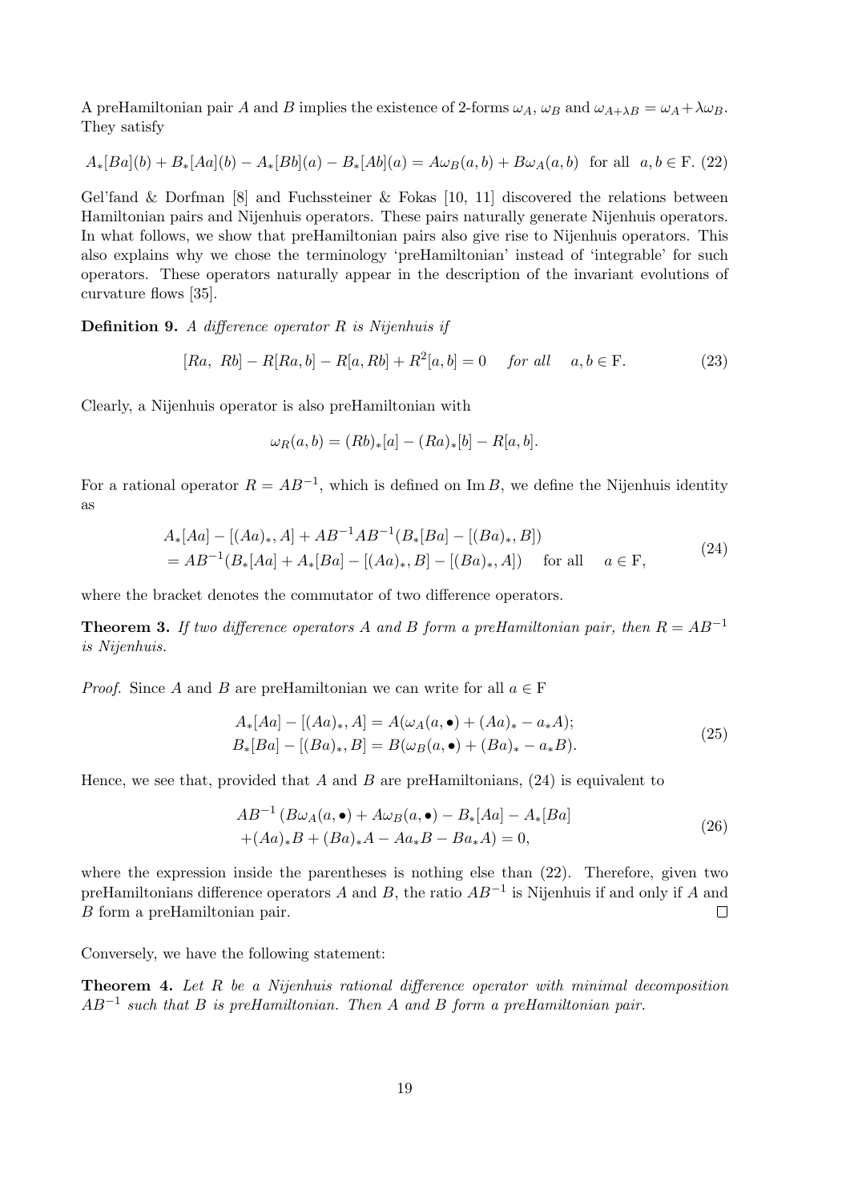A preHamiltonian pair $A$ and $B$ implies the existence of 2-forms $\omega_A$, $\omega_B$ and $\omega_{A+\lambda B} = \omega_A + \lambda\omega_B$. They satisfy

$$A_*[Ba](b) + B_*[Aa](b) - A_*[Bb](a) - B_*[Ab](a) = A\omega_B(a,b) + B\omega_A(a,b) \quad \text{for all} \quad a, b \in \mathrm{F}. \tag{22}$$

Gel'fand & Dorfman [8] and Fuchssteiner & Fokas [10, 11] discovered the relations between Hamiltonian pairs and Nijenhuis operators. These pairs naturally generate Nijenhuis operators. In what follows, we show that preHamiltonian pairs also give rise to Nijenhuis operators. This also explains why we chose the terminology 'preHamiltonian' instead of 'integrable' for such operators. These operators naturally appear in the description of the invariant evolutions of curvature flows [35].

**Definition 9.** *A difference operator $R$ is Nijenhuis if*

$$[Ra,\ Rb] - R[Ra, b] - R[a, Rb] + R^2[a,b] = 0 \quad \textit{for all} \quad a, b \in \mathrm{F}. \tag{23}$$

Clearly, a Nijenhuis operator is also preHamiltonian with

$$\omega_R(a,b) = (Rb)_*[a] - (Ra)_*[b] - R[a,b].$$

For a rational operator $R = AB^{-1}$, which is defined on $\operatorname{Im} B$, we define the Nijenhuis identity as

$$\begin{aligned} &A_*[Aa] - [(Aa)_*, A] + AB^{-1}AB^{-1}(B_*[Ba] - [(Ba)_*, B]) \\ &= AB^{-1}(B_*[Aa] + A_*[Ba] - [(Aa)_*, B] - [(Ba)_*, A]) \quad \text{for all} \quad a \in \mathrm{F}, \end{aligned} \tag{24}$$

where the bracket denotes the commutator of two difference operators.

**Theorem 3.** *If two difference operators $A$ and $B$ form a preHamiltonian pair, then $R = AB^{-1}$ is Nijenhuis.*

*Proof.* Since $A$ and $B$ are preHamiltonian we can write for all $a \in \mathrm{F}$

$$\begin{aligned} A_*[Aa] - [(Aa)_*, A] &= A(\omega_A(a, \bullet) + (Aa)_* - a_*A); \\ B_*[Ba] - [(Ba)_*, B] &= B(\omega_B(a, \bullet) + (Ba)_* - a_*B). \end{aligned} \tag{25}$$

Hence, we see that, provided that $A$ and $B$ are preHamiltonians, (24) is equivalent to

$$\begin{aligned} &AB^{-1}\left(B\omega_A(a, \bullet) + A\omega_B(a, \bullet) - B_*[Aa] - A_*[Ba]\right. \\ &\left.+(Aa)_*B + (Ba)_*A - Aa_*B - Ba_*A\right) = 0, \end{aligned} \tag{26}$$

where the expression inside the parentheses is nothing else than (22). Therefore, given two preHamiltonians difference operators $A$ and $B$, the ratio $AB^{-1}$ is Nijenhuis if and only if $A$ and $B$ form a preHamiltonian pair. $\square$

Conversely, we have the following statement:

**Theorem 4.** *Let $R$ be a Nijenhuis rational difference operator with minimal decomposition $AB^{-1}$ such that $B$ is preHamiltonian. Then $A$ and $B$ form a preHamiltonian pair.*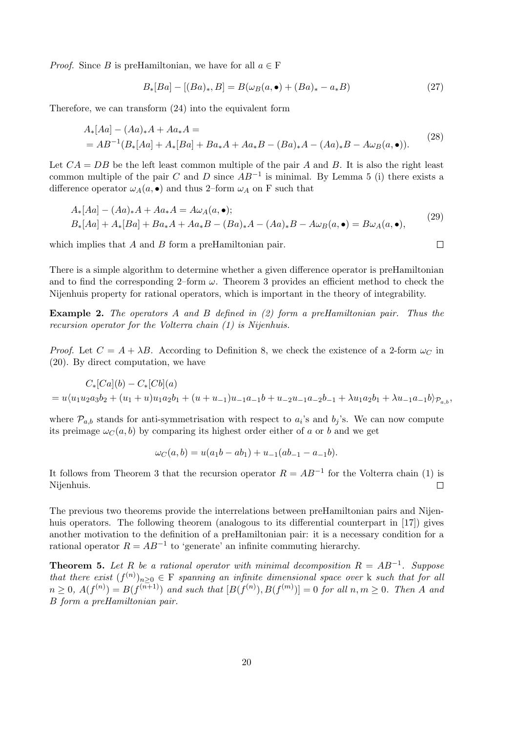*Proof.* Since $B$ is preHamiltonian, we have for all $a \in \mathrm{F}$

$$B_*[Ba] - [(Ba)_*, B] = B(\omega_B(a, \bullet) + (Ba)_* - a_* B) \tag{27}$$

Therefore, we can transform (24) into the equivalent form

$$\begin{aligned} &A_*[Aa] - (Aa)_* A + Aa_* A = \\ &= AB^{-1}(B_*[Aa] + A_*[Ba] + Ba_* A + Aa_* B - (Ba)_* A - (Aa)_* B - A\omega_B(a, \bullet)). \end{aligned} \tag{28}$$

Let $CA = DB$ be the left least common multiple of the pair $A$ and $B$. It is also the right least common multiple of the pair $C$ and $D$ since $AB^{-1}$ is minimal. By Lemma 5 (i) there exists a difference operator $\omega_A(a, \bullet)$ and thus 2–form $\omega_A$ on F such that

$$\begin{aligned} &A_*[Aa] - (Aa)_* A + Aa_* A = A\omega_A(a, \bullet); \\ &B_*[Aa] + A_*[Ba] + Ba_* A + Aa_* B - (Ba)_* A - (Aa)_* B - A\omega_B(a, \bullet) = B\omega_A(a, \bullet), \end{aligned} \tag{29}$$

which implies that $A$ and $B$ form a preHamiltonian pair. $\square$

There is a simple algorithm to determine whether a given difference operator is preHamiltonian and to find the corresponding 2–form $\omega$. Theorem 3 provides an efficient method to check the Nijenhuis property for rational operators, which is important in the theory of integrability.

**Example 2.** *The operators $A$ and $B$ defined in (2) form a preHamiltonian pair. Thus the recursion operator for the Volterra chain (1) is Nijenhuis.*

*Proof.* Let $C = A + \lambda B$. According to Definition 8, we check the existence of a 2-form $\omega_C$ in (20). By direct computation, we have

$$\begin{aligned} &C_*[Ca](b) - C_*[Cb](a) \\ &= u\langle u_1 u_2 a_3 b_2 + (u_1 + u) u_1 a_2 b_1 + (u + u_{-1}) u_{-1} a_{-1} b + u_{-2} u_{-1} a_{-2} b_{-1} + \lambda u_1 a_2 b_1 + \lambda u_{-1} a_{-1} b\rangle_{\mathcal{P}_{a,b}}, \end{aligned}$$

where $\mathcal{P}_{a,b}$ stands for anti-symmetrisation with respect to $a_i$'s and $b_j$'s. We can now compute its preimage $\omega_C(a, b)$ by comparing its highest order either of $a$ or $b$ and we get

$$\omega_C(a, b) = u(a_1 b - ab_1) + u_{-1}(ab_{-1} - a_{-1} b).$$

It follows from Theorem 3 that the recursion operator $R = AB^{-1}$ for the Volterra chain (1) is Nijenhuis. $\square$

The previous two theorems provide the interrelations between preHamiltonian pairs and Nijenhuis operators. The following theorem (analogous to its differential counterpart in [17]) gives another motivation to the definition of a preHamiltonian pair: it is a necessary condition for a rational operator $R = AB^{-1}$ to 'generate' an infinite commuting hierarchy.

**Theorem 5.** *Let $R$ be a rational operator with minimal decomposition $R = AB^{-1}$. Suppose that there exist $(f^{(n)})_{n \geq 0} \in \mathrm{F}$ spanning an infinite dimensional space over $\mathrm{k}$ such that for all $n \geq 0$, $A(f^{(n)}) = B(f^{(n+1)})$ and such that $[B(f^{(n)}), B(f^{(m)})] = 0$ for all $n, m \geq 0$. Then $A$ and $B$ form a preHamiltonian pair.*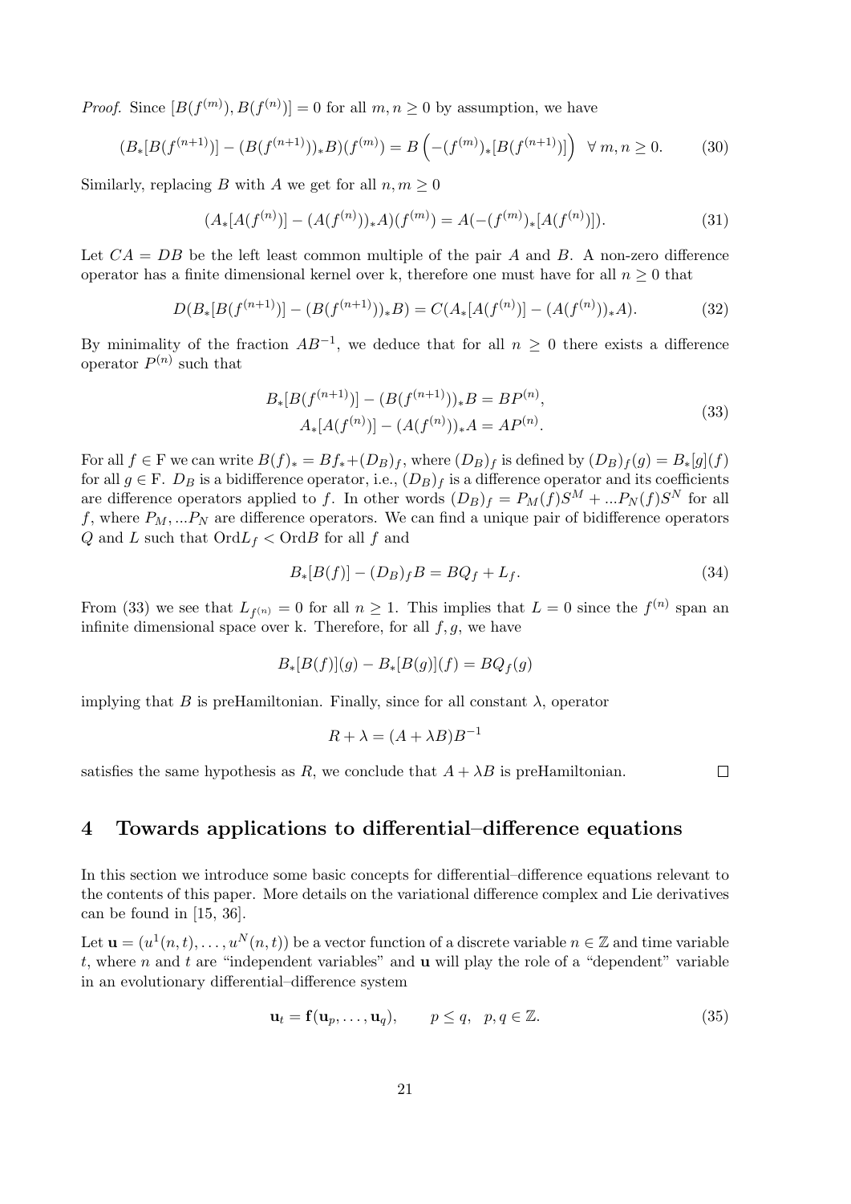*Proof.* Since $[B(f^{(m)}), B(f^{(n)})] = 0$ for all $m, n \geq 0$ by assumption, we have

$$(B_*[B(f^{(n+1)})] - (B(f^{(n+1)}))_* B)(f^{(m)}) = B\left(-(f^{(m)})_*[B(f^{(n+1)})]\right) \ \ \forall\, m, n \geq 0. \tag{30}$$

Similarly, replacing $B$ with $A$ we get for all $n, m \geq 0$

$$(A_*[A(f^{(n)})] - (A(f^{(n)}))_* A)(f^{(m)}) = A(-(f^{(m)})_*[A(f^{(n)})]). \tag{31}$$

Let $CA = DB$ be the left least common multiple of the pair $A$ and $B$. A non-zero difference operator has a finite dimensional kernel over k, therefore one must have for all $n \geq 0$ that

$$D(B_*[B(f^{(n+1)})] - (B(f^{(n+1)}))_* B) = C(A_*[A(f^{(n)})] - (A(f^{(n)}))_* A). \tag{32}$$

By minimality of the fraction $AB^{-1}$, we deduce that for all $n \geq 0$ there exists a difference operator $P^{(n)}$ such that

$$\begin{aligned} B_*[B(f^{(n+1)})] - (B(f^{(n+1)}))_* B = BP^{(n)}, \\ A_*[A(f^{(n)})] - (A(f^{(n)}))_* A = AP^{(n)}. \end{aligned} \tag{33}$$

For all $f \in \mathrm{F}$ we can write $B(f)_* = Bf_* + (D_B)_f$, where $(D_B)_f$ is defined by $(D_B)_f(g) = B_*[g](f)$ for all $g \in \mathrm{F}$. $D_B$ is a bidifference operator, i.e., $(D_B)_f$ is a difference operator and its coefficients are difference operators applied to $f$. In other words $(D_B)_f = P_M(f)S^M + ...P_N(f)S^N$ for all $f$, where $P_M, ...P_N$ are difference operators. We can find a unique pair of bidifference operators $Q$ and $L$ such that $\mathrm{Ord}L_f < \mathrm{Ord}B$ for all $f$ and

$$B_*[B(f)] - (D_B)_f B = BQ_f + L_f. \tag{34}$$

From (33) we see that $L_{f^{(n)}} = 0$ for all $n \geq 1$. This implies that $L = 0$ since the $f^{(n)}$ span an infinite dimensional space over k. Therefore, for all $f, g$, we have

$$B_*[B(f)](g) - B_*[B(g)](f) = BQ_f(g)$$

implying that $B$ is preHamiltonian. Finally, since for all constant $\lambda$, operator

$$R + \lambda = (A + \lambda B)B^{-1}$$

satisfies the same hypothesis as $R$, we conclude that $A + \lambda B$ is preHamiltonian. $\square$

## 4 Towards applications to differential–difference equations

In this section we introduce some basic concepts for differential–difference equations relevant to the contents of this paper. More details on the variational difference complex and Lie derivatives can be found in [15, 36].

Let $\mathbf{u} = (u^1(n,t), \ldots, u^N(n,t))$ be a vector function of a discrete variable $n \in \mathbb{Z}$ and time variable $t$, where $n$ and $t$ are "independent variables" and $\mathbf{u}$ will play the role of a "dependent" variable in an evolutionary differential–difference system

$$\mathbf{u}_t = \mathbf{f}(\mathbf{u}_p, \ldots, \mathbf{u}_q), \qquad p \leq q, \ \ p, q \in \mathbb{Z}. \tag{35}$$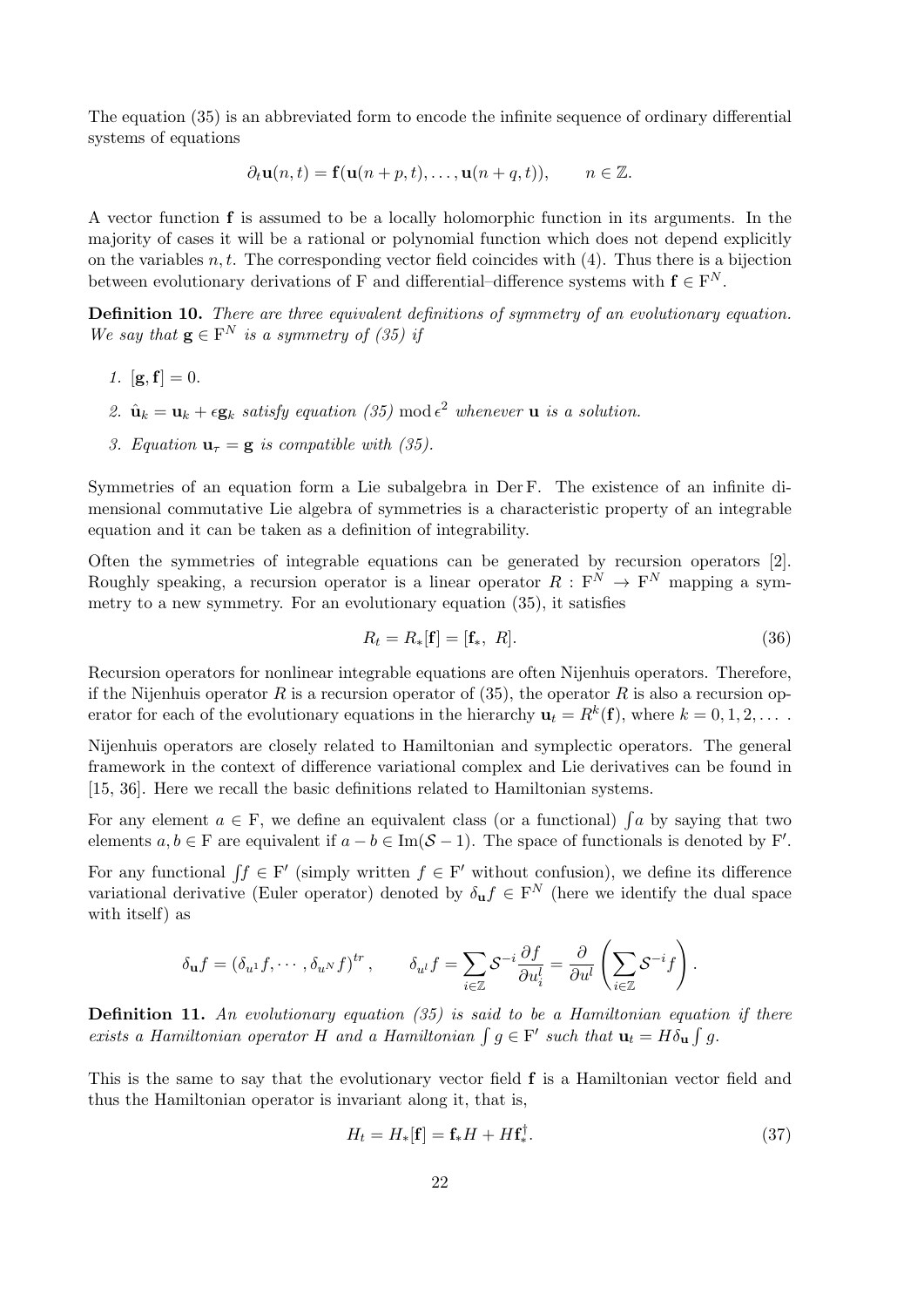The equation (35) is an abbreviated form to encode the infinite sequence of ordinary differential systems of equations

$$\partial_t \mathbf{u}(n,t) = \mathbf{f}(\mathbf{u}(n+p,t), \ldots, \mathbf{u}(n+q,t)), \qquad n \in \mathbb{Z}.$$

A vector function $\mathbf{f}$ is assumed to be a locally holomorphic function in its arguments. In the majority of cases it will be a rational or polynomial function which does not depend explicitly on the variables $n, t$. The corresponding vector field coincides with (4). Thus there is a bijection between evolutionary derivations of F and differential–difference systems with $\mathbf{f} \in \mathrm{F}^N$.

**Definition 10.** *There are three equivalent definitions of symmetry of an evolutionary equation. We say that $\mathbf{g} \in \mathrm{F}^N$ is a symmetry of (35) if*

1. $[\mathbf{g}, \mathbf{f}] = 0$.
2. $\hat{\mathbf{u}}_k = \mathbf{u}_k + \epsilon \mathbf{g}_k$ *satisfy equation (35)* $\bmod \epsilon^2$ *whenever* $\mathbf{u}$ *is a solution.*
3. *Equation* $\mathbf{u}_\tau = \mathbf{g}$ *is compatible with (35).*

Symmetries of an equation form a Lie subalgebra in $\mathrm{Der}\,\mathrm{F}$. The existence of an infinite dimensional commutative Lie algebra of symmetries is a characteristic property of an integrable equation and it can be taken as a definition of integrability.

Often the symmetries of integrable equations can be generated by recursion operators [2]. Roughly speaking, a recursion operator is a linear operator $R : \mathrm{F}^N \to \mathrm{F}^N$ mapping a symmetry to a new symmetry. For an evolutionary equation (35), it satisfies

$$R_t = R_*[\mathbf{f}] = [\mathbf{f}_*,\ R]. \tag{36}$$

Recursion operators for nonlinear integrable equations are often Nijenhuis operators. Therefore, if the Nijenhuis operator $R$ is a recursion operator of (35), the operator $R$ is also a recursion operator for each of the evolutionary equations in the hierarchy $\mathbf{u}_t = R^k(\mathbf{f})$, where $k = 0, 1, 2, \ldots$ .

Nijenhuis operators are closely related to Hamiltonian and symplectic operators. The general framework in the context of difference variational complex and Lie derivatives can be found in [15, 36]. Here we recall the basic definitions related to Hamiltonian systems.

For any element $a \in \mathrm{F}$, we define an equivalent class (or a functional) $\int a$ by saying that two elements $a, b \in \mathrm{F}$ are equivalent if $a - b \in \mathrm{Im}(\mathcal{S} - 1)$. The space of functionals is denoted by $\mathrm{F}'$.

For any functional $\int f \in \mathrm{F}'$ (simply written $f \in \mathrm{F}'$ without confusion), we define its difference variational derivative (Euler operator) denoted by $\delta_{\mathbf{u}} f \in \mathrm{F}^N$ (here we identify the dual space with itself) as

$$\delta_{\mathbf{u}} f = (\delta_{u^1} f, \cdots, \delta_{u^N} f)^{tr}, \qquad \delta_{u^l} f = \sum_{i \in \mathbb{Z}} \mathcal{S}^{-i} \frac{\partial f}{\partial u_i^l} = \frac{\partial}{\partial u^l} \left( \sum_{i \in \mathbb{Z}} \mathcal{S}^{-i} f \right).$$

**Definition 11.** *An evolutionary equation (35) is said to be a Hamiltonian equation if there exists a Hamiltonian operator $H$ and a Hamiltonian $\int g \in \mathrm{F}'$ such that $\mathbf{u}_t = H \delta_{\mathbf{u}} \int g$.*

This is the same to say that the evolutionary vector field $\mathbf{f}$ is a Hamiltonian vector field and thus the Hamiltonian operator is invariant along it, that is,

$$H_t = H_*[\mathbf{f}] = \mathbf{f}_* H + H \mathbf{f}_*^\dagger. \tag{37}$$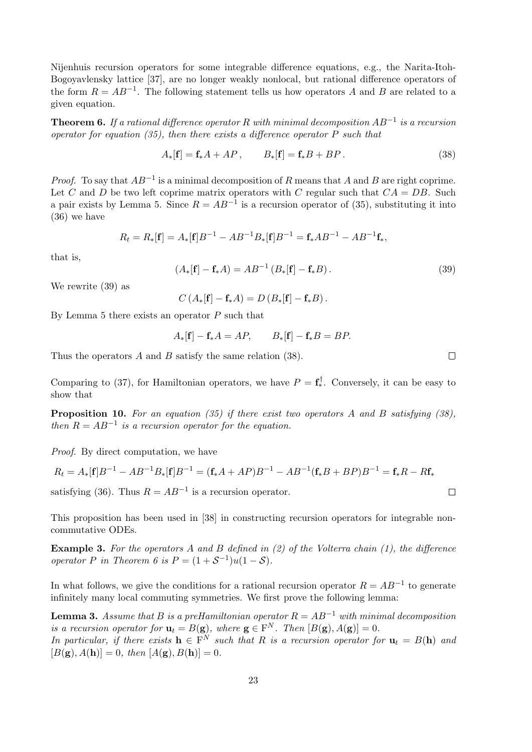Nijenhuis recursion operators for some integrable difference equations, e.g., the Narita-Itoh-Bogoyavlensky lattice [37], are no longer weakly nonlocal, but rational difference operators of the form $R = AB^{-1}$. The following statement tells us how operators $A$ and $B$ are related to a given equation.

**Theorem 6.** *If a rational difference operator $R$ with minimal decomposition $AB^{-1}$ is a recursion operator for equation (35), then there exists a difference operator $P$ such that*

$$A_*[\mathbf{f}] = \mathbf{f}_* A + AP\,, \qquad B_*[\mathbf{f}] = \mathbf{f}_* B + BP\,. \tag{38}$$

*Proof.* To say that $AB^{-1}$ is a minimal decomposition of $R$ means that $A$ and $B$ are right coprime. Let $C$ and $D$ be two left coprime matrix operators with $C$ regular such that $CA = DB$. Such a pair exists by Lemma 5. Since $R = AB^{-1}$ is a recursion operator of (35), substituting it into (36) we have

$$R_t = R_*[\mathbf{f}] = A_*[\mathbf{f}]B^{-1} - AB^{-1}B_*[\mathbf{f}]B^{-1} = \mathbf{f}_* AB^{-1} - AB^{-1}\mathbf{f}_*,$$

that is,

$$\left(A_*[\mathbf{f}] - \mathbf{f}_* A\right) = AB^{-1}\left(B_*[\mathbf{f}] - \mathbf{f}_* B\right). \tag{39}$$

We rewrite (39) as

$$C\left(A_*[\mathbf{f}] - \mathbf{f}_* A\right) = D\left(B_*[\mathbf{f}] - \mathbf{f}_* B\right).$$

By Lemma 5 there exists an operator $P$ such that

$$A_*[\mathbf{f}] - \mathbf{f}_* A = AP, \qquad B_*[\mathbf{f}] - \mathbf{f}_* B = BP.$$

Thus the operators $A$ and $B$ satisfy the same relation (38). $\square$

Comparing to (37), for Hamiltonian operators, we have $P = \mathbf{f}_*^{\dagger}$. Conversely, it can be easy to show that

**Proposition 10.** *For an equation (35) if there exist two operators $A$ and $B$ satisfying (38), then $R = AB^{-1}$ is a recursion operator for the equation.*

*Proof.* By direct computation, we have

$$R_t = A_*[\mathbf{f}]B^{-1} - AB^{-1}B_*[\mathbf{f}]B^{-1} = (\mathbf{f}_* A + AP)B^{-1} - AB^{-1}(\mathbf{f}_* B + BP)B^{-1} = \mathbf{f}_* R - R\mathbf{f}_*$$

satisfying (36). Thus $R = AB^{-1}$ is a recursion operator. $\square$

This proposition has been used in [38] in constructing recursion operators for integrable non-commutative ODEs.

**Example 3.** *For the operators $A$ and $B$ defined in (2) of the Volterra chain (1), the difference operator $P$ in Theorem 6 is $P = (1 + \mathcal{S}^{-1})u(1 - \mathcal{S})$.*

In what follows, we give the conditions for a rational recursion operator $R = AB^{-1}$ to generate infinitely many local commuting symmetries. We first prove the following lemma:

**Lemma 3.** *Assume that $B$ is a preHamiltonian operator $R = AB^{-1}$ with minimal decomposition is a recursion operator for $\mathbf{u}_t = B(\mathbf{g})$, where $\mathbf{g} \in \mathrm{F}^N$. Then $[B(\mathbf{g}), A(\mathbf{g})] = 0$.*
*In particular, if there exists $\mathbf{h} \in \mathrm{F}^N$ such that $R$ is a recursion operator for $\mathbf{u}_t = B(\mathbf{h})$ and $[B(\mathbf{g}), A(\mathbf{h})] = 0$, then $[A(\mathbf{g}), B(\mathbf{h})] = 0$.*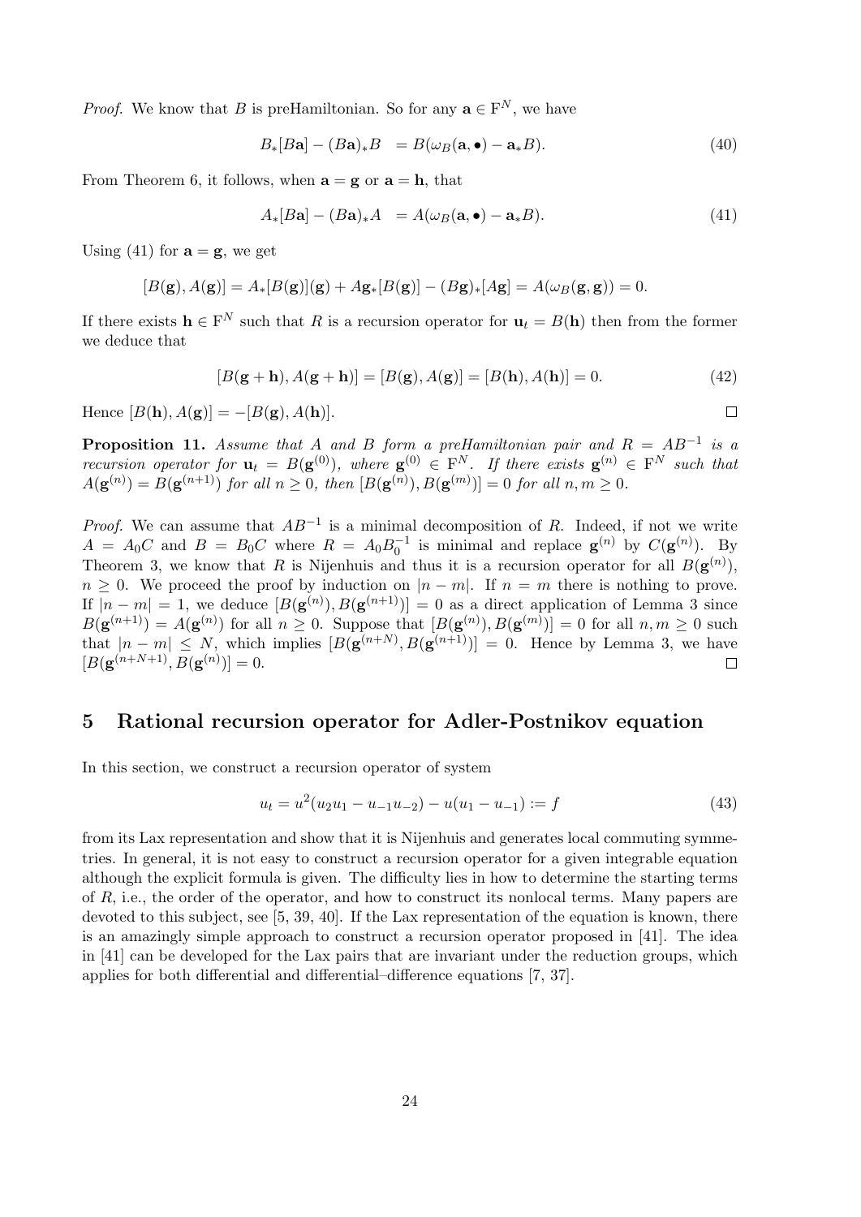*Proof.* We know that $B$ is preHamiltonian. So for any $\mathbf{a} \in \mathrm{F}^N$, we have

$$B_*[B\mathbf{a}] - (B\mathbf{a})_* B \;\; = B(\omega_B(\mathbf{a}, \bullet) - \mathbf{a}_* B). \tag{40}$$

From Theorem 6, it follows, when $\mathbf{a} = \mathbf{g}$ or $\mathbf{a} = \mathbf{h}$, that

$$A_*[B\mathbf{a}] - (B\mathbf{a})_* A \;\; = A(\omega_B(\mathbf{a}, \bullet) - \mathbf{a}_* B). \tag{41}$$

Using (41) for $\mathbf{a} = \mathbf{g}$, we get

$$[B(\mathbf{g}), A(\mathbf{g})] = A_*[B(\mathbf{g})](\mathbf{g}) + A\mathbf{g}_*[B(\mathbf{g})] - (B\mathbf{g})_*[A\mathbf{g}] = A(\omega_B(\mathbf{g}, \mathbf{g})) = 0.$$

If there exists $\mathbf{h} \in \mathrm{F}^N$ such that $R$ is a recursion operator for $\mathbf{u}_t = B(\mathbf{h})$ then from the former we deduce that

$$[B(\mathbf{g} + \mathbf{h}), A(\mathbf{g} + \mathbf{h})] = [B(\mathbf{g}), A(\mathbf{g})] = [B(\mathbf{h}), A(\mathbf{h})] = 0. \tag{42}$$

Hence $[B(\mathbf{h}), A(\mathbf{g})] = -[B(\mathbf{g}), A(\mathbf{h})]$. □

**Proposition 11.** *Assume that $A$ and $B$ form a preHamiltonian pair and $R = AB^{-1}$ is a recursion operator for $\mathbf{u}_t = B(\mathbf{g}^{(0)})$, where $\mathbf{g}^{(0)} \in \mathrm{F}^N$. If there exists $\mathbf{g}^{(n)} \in \mathrm{F}^N$ such that $A(\mathbf{g}^{(n)}) = B(\mathbf{g}^{(n+1)})$ for all $n \geq 0$, then $[B(\mathbf{g}^{(n)}), B(\mathbf{g}^{(m)})] = 0$ for all $n, m \geq 0$.*

*Proof.* We can assume that $AB^{-1}$ is a minimal decomposition of $R$. Indeed, if not we write $A = A_0 C$ and $B = B_0 C$ where $R = A_0 B_0^{-1}$ is minimal and replace $\mathbf{g}^{(n)}$ by $C(\mathbf{g}^{(n)})$. By Theorem 3, we know that $R$ is Nijenhuis and thus it is a recursion operator for all $B(\mathbf{g}^{(n)})$, $n \geq 0$. We proceed the proof by induction on $|n - m|$. If $n = m$ there is nothing to prove. If $|n - m| = 1$, we deduce $[B(\mathbf{g}^{(n)}), B(\mathbf{g}^{(n+1)})] = 0$ as a direct application of Lemma 3 since $B(\mathbf{g}^{(n+1)}) = A(\mathbf{g}^{(n)})$ for all $n \geq 0$. Suppose that $[B(\mathbf{g}^{(n)}), B(\mathbf{g}^{(m)})] = 0$ for all $n, m \geq 0$ such that $|n - m| \leq N$, which implies $[B(\mathbf{g}^{(n+N)}, B(\mathbf{g}^{(n+1)})] = 0$. Hence by Lemma 3, we have $[B(\mathbf{g}^{(n+N+1)}, B(\mathbf{g}^{(n)})] = 0$. □

## 5 Rational recursion operator for Adler-Postnikov equation

In this section, we construct a recursion operator of system

$$u_t = u^2(u_2 u_1 - u_{-1} u_{-2}) - u(u_1 - u_{-1}) := f \tag{43}$$

from its Lax representation and show that it is Nijenhuis and generates local commuting symmetries. In general, it is not easy to construct a recursion operator for a given integrable equation although the explicit formula is given. The difficulty lies in how to determine the starting terms of $R$, i.e., the order of the operator, and how to construct its nonlocal terms. Many papers are devoted to this subject, see [5, 39, 40]. If the Lax representation of the equation is known, there is an amazingly simple approach to construct a recursion operator proposed in [41]. The idea in [41] can be developed for the Lax pairs that are invariant under the reduction groups, which applies for both differential and differential–difference equations [7, 37].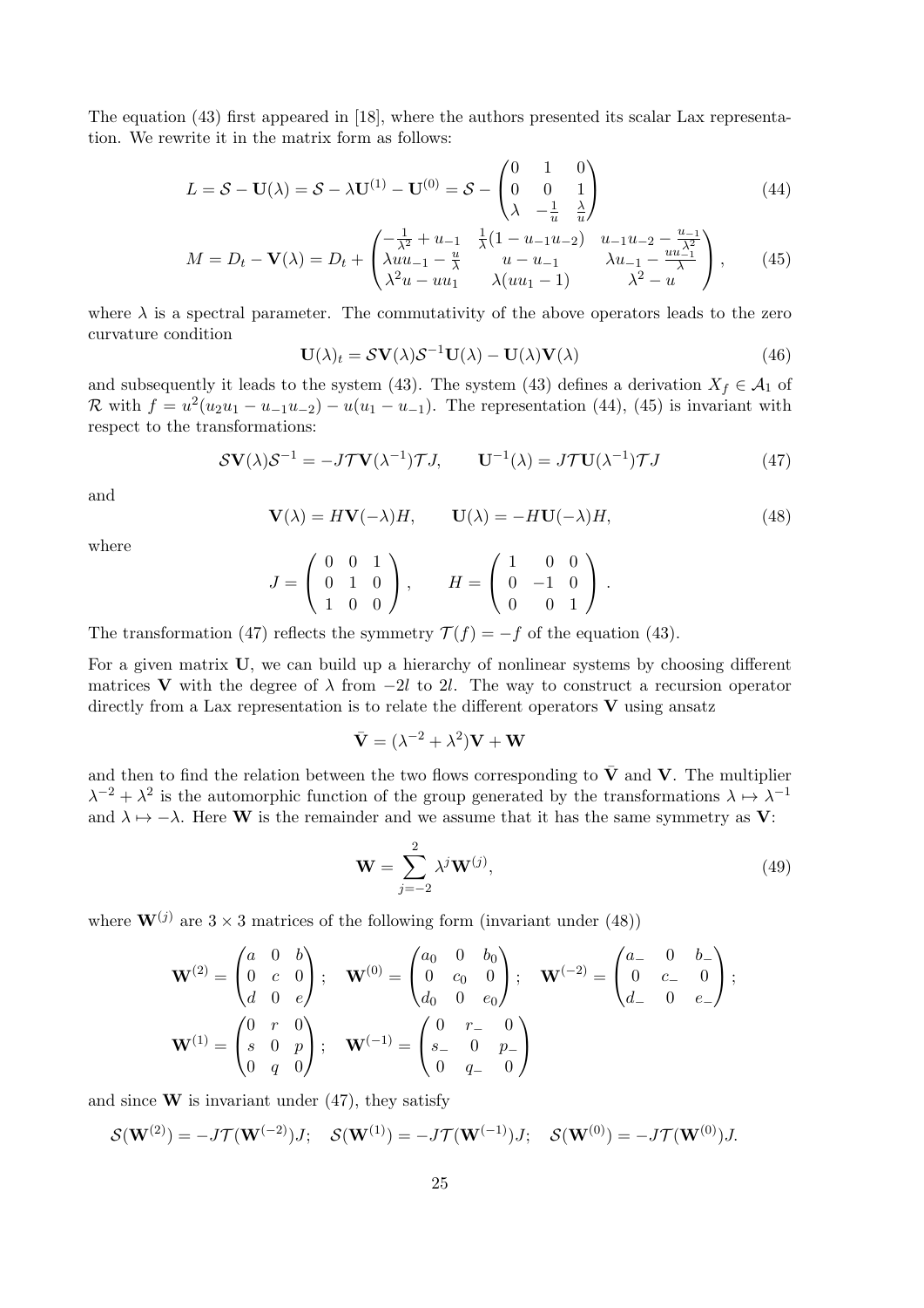The equation (43) first appeared in [18], where the authors presented its scalar Lax representation. We rewrite it in the matrix form as follows:

$$L = \mathcal{S} - \mathbf{U}(\lambda) = \mathcal{S} - \lambda \mathbf{U}^{(1)} - \mathbf{U}^{(0)} = \mathcal{S} - \begin{pmatrix} 0 & 1 & 0 \\ 0 & 0 & 1 \\ \lambda & -\frac{1}{u} & \frac{\lambda}{u} \end{pmatrix} \tag{44}$$

$$M = D_t - \mathbf{V}(\lambda) = D_t + \begin{pmatrix} -\frac{1}{\lambda^2} + u_{-1} & \frac{1}{\lambda}(1 - u_{-1}u_{-2}) & u_{-1}u_{-2} - \frac{u_{-1}}{\lambda^2} \\ \lambda u u_{-1} - \frac{u}{\lambda} & u - u_{-1} & \lambda u_{-1} - \frac{u u_{-1}}{\lambda} \\ \lambda^2 u - u u_1 & \lambda(u u_1 - 1) & \lambda^2 - u \end{pmatrix}, \tag{45}$$

where $\lambda$ is a spectral parameter. The commutativity of the above operators leads to the zero curvature condition

$$\mathbf{U}(\lambda)_t = \mathcal{S}\mathbf{V}(\lambda)\mathcal{S}^{-1}\mathbf{U}(\lambda) - \mathbf{U}(\lambda)\mathbf{V}(\lambda) \tag{46}$$

and subsequently it leads to the system (43). The system (43) defines a derivation $X_f \in \mathcal{A}_1$ of $\mathcal{R}$ with $f = u^2(u_2u_1 - u_{-1}u_{-2}) - u(u_1 - u_{-1})$. The representation (44), (45) is invariant with respect to the transformations:

$$\mathcal{S}\mathbf{V}(\lambda)\mathcal{S}^{-1} = -J\mathcal{T}\mathbf{V}(\lambda^{-1})\mathcal{T}J, \qquad \mathbf{U}^{-1}(\lambda) = J\mathcal{T}\mathbf{U}(\lambda^{-1})\mathcal{T}J \tag{47}$$

and

$$\mathbf{V}(\lambda) = H\mathbf{V}(-\lambda)H, \qquad \mathbf{U}(\lambda) = -H\mathbf{U}(-\lambda)H, \tag{48}$$

where

$$J = \begin{pmatrix} 0 & 0 & 1 \\ 0 & 1 & 0 \\ 1 & 0 & 0 \end{pmatrix}, \qquad H = \begin{pmatrix} 1 & 0 & 0 \\ 0 & -1 & 0 \\ 0 & 0 & 1 \end{pmatrix}.$$

The transformation (47) reflects the symmetry $\mathcal{T}(f) = -f$ of the equation (43).

For a given matrix $\mathbf{U}$, we can build up a hierarchy of nonlinear systems by choosing different matrices $\mathbf{V}$ with the degree of $\lambda$ from $-2l$ to $2l$. The way to construct a recursion operator directly from a Lax representation is to relate the different operators $\mathbf{V}$ using ansatz

$$\bar{\mathbf{V}} = (\lambda^{-2} + \lambda^2)\mathbf{V} + \mathbf{W}$$

and then to find the relation between the two flows corresponding to $\bar{\mathbf{V}}$ and $\mathbf{V}$. The multiplier $\lambda^{-2} + \lambda^2$ is the automorphic function of the group generated by the transformations $\lambda \mapsto \lambda^{-1}$ and $\lambda \mapsto -\lambda$. Here $\mathbf{W}$ is the remainder and we assume that it has the same symmetry as $\mathbf{V}$:

$$\mathbf{W} = \sum_{j=-2}^{2} \lambda^j \mathbf{W}^{(j)}, \tag{49}$$

where $\mathbf{W}^{(j)}$ are $3 \times 3$ matrices of the following form (invariant under (48))

$$\mathbf{W}^{(2)} = \begin{pmatrix} a & 0 & b \\ 0 & c & 0 \\ d & 0 & e \end{pmatrix}; \quad \mathbf{W}^{(0)} = \begin{pmatrix} a_0 & 0 & b_0 \\ 0 & c_0 & 0 \\ d_0 & 0 & e_0 \end{pmatrix}; \quad \mathbf{W}^{(-2)} = \begin{pmatrix} a_- & 0 & b_- \\ 0 & c_- & 0 \\ d_- & 0 & e_- \end{pmatrix};$$

$$\mathbf{W}^{(1)} = \begin{pmatrix} 0 & r & 0 \\ s & 0 & p \\ 0 & q & 0 \end{pmatrix}; \quad \mathbf{W}^{(-1)} = \begin{pmatrix} 0 & r_- & 0 \\ s_- & 0 & p_- \\ 0 & q_- & 0 \end{pmatrix}$$

and since $\mathbf{W}$ is invariant under (47), they satisfy

$$\mathcal{S}(\mathbf{W}^{(2)}) = -J\mathcal{T}(\mathbf{W}^{(-2)})J; \quad \mathcal{S}(\mathbf{W}^{(1)}) = -J\mathcal{T}(\mathbf{W}^{(-1)})J; \quad \mathcal{S}(\mathbf{W}^{(0)}) = -J\mathcal{T}(\mathbf{W}^{(0)})J.$$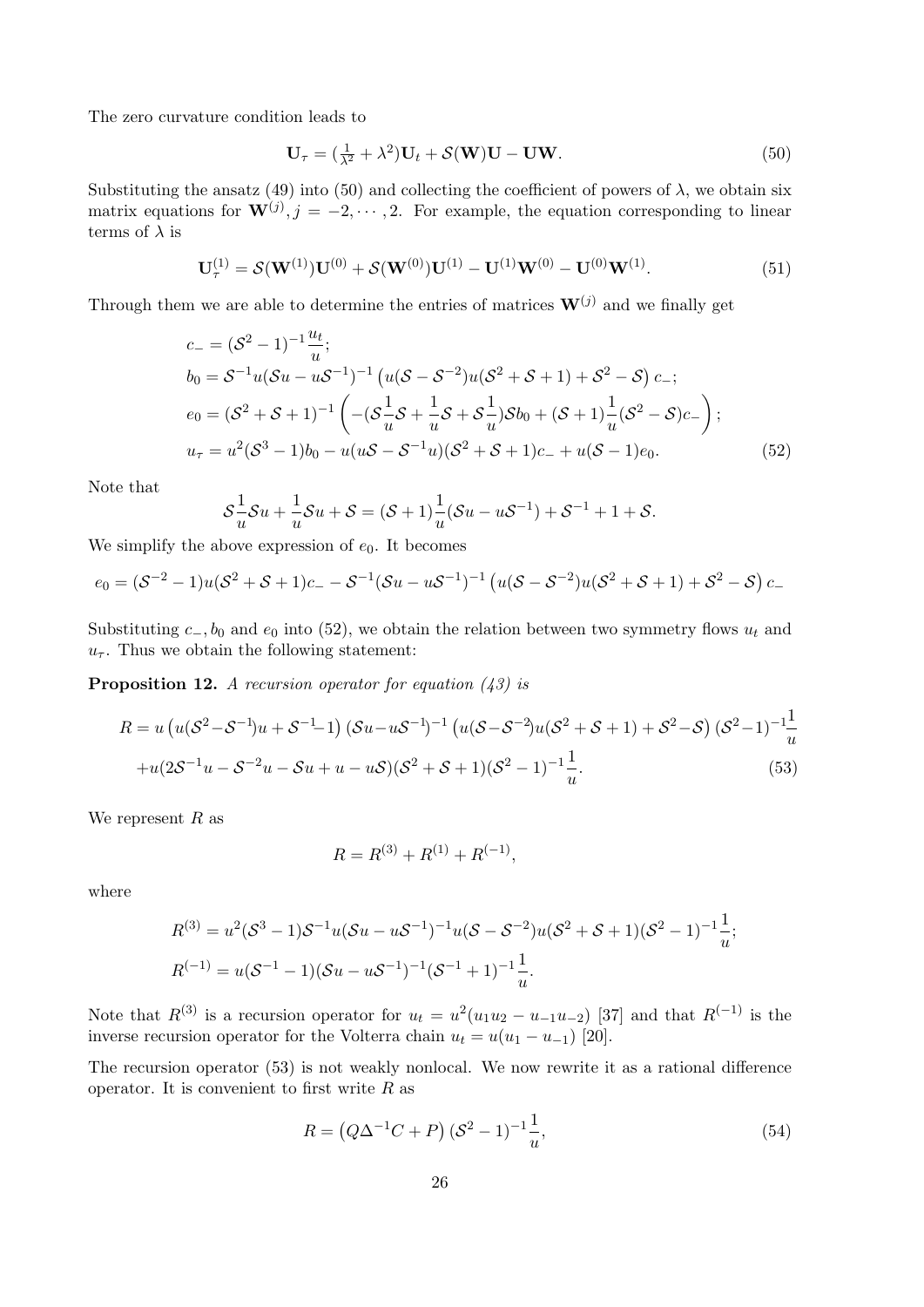The zero curvature condition leads to

$$\mathbf{U}_\tau = (\tfrac{1}{\lambda^2}+\lambda^2)\mathbf{U}_t + \mathcal{S}(\mathbf{W})\mathbf{U} - \mathbf{U}\mathbf{W}. \tag{50}$$

Substituting the ansatz (49) into (50) and collecting the coefficient of powers of $\lambda$, we obtain six matrix equations for $\mathbf{W}^{(j)}, j=-2,\cdots,2$. For example, the equation corresponding to linear terms of $\lambda$ is

$$\mathbf{U}_\tau^{(1)} = \mathcal{S}(\mathbf{W}^{(1)})\mathbf{U}^{(0)} + \mathcal{S}(\mathbf{W}^{(0)})\mathbf{U}^{(1)} - \mathbf{U}^{(1)}\mathbf{W}^{(0)} - \mathbf{U}^{(0)}\mathbf{W}^{(1)}. \tag{51}$$

Through them we are able to determine the entries of matrices $\mathbf{W}^{(j)}$ and we finally get

$$\begin{aligned}
&c_- = (\mathcal{S}^2-1)^{-1}\frac{u_t}{u};\\
&b_0 = \mathcal{S}^{-1}u(\mathcal{S}u-u\mathcal{S}^{-1})^{-1}\left(u(\mathcal{S}-\mathcal{S}^{-2})u(\mathcal{S}^2+\mathcal{S}+1)+\mathcal{S}^2-\mathcal{S}\right)c_-;\\
&e_0 = (\mathcal{S}^2+\mathcal{S}+1)^{-1}\left(-(\mathcal{S}\frac{1}{u}\mathcal{S}+\frac{1}{u}\mathcal{S}+\mathcal{S}\frac{1}{u})\mathcal{S}b_0+(\mathcal{S}+1)\frac{1}{u}(\mathcal{S}^2-\mathcal{S})c_-\right);\\
&u_\tau = u^2(\mathcal{S}^3-1)b_0 - u(u\mathcal{S}-\mathcal{S}^{-1}u)(\mathcal{S}^2+\mathcal{S}+1)c_- + u(\mathcal{S}-1)e_0.
\end{aligned} \tag{52}$$

Note that

$$\mathcal{S}\frac{1}{u}\mathcal{S}u+\frac{1}{u}\mathcal{S}u+\mathcal{S} = (\mathcal{S}+1)\frac{1}{u}(\mathcal{S}u-u\mathcal{S}^{-1})+\mathcal{S}^{-1}+1+\mathcal{S}.$$

We simplify the above expression of $e_0$. It becomes

$$e_0 = (\mathcal{S}^{-2}-1)u(\mathcal{S}^2+\mathcal{S}+1)c_- - \mathcal{S}^{-1}(\mathcal{S}u-u\mathcal{S}^{-1})^{-1}\left(u(\mathcal{S}-\mathcal{S}^{-2})u(\mathcal{S}^2+\mathcal{S}+1)+\mathcal{S}^2-\mathcal{S}\right)c_-$$

Substituting $c_-, b_0$ and $e_0$ into (52), we obtain the relation between two symmetry flows $u_t$ and $u_\tau$. Thus we obtain the following statement:

**Proposition 12.** *A recursion operator for equation (43) is*

$$\begin{aligned}
R =\ & u\left(u(\mathcal{S}^2-\mathcal{S}^{-1})u+\mathcal{S}^{-1}-1\right)(\mathcal{S}u-u\mathcal{S}^{-1})^{-1}\left(u(\mathcal{S}-\mathcal{S}^{-2})u(\mathcal{S}^2+\mathcal{S}+1)+\mathcal{S}^2-\mathcal{S}\right)(\mathcal{S}^2-1)^{-1}\frac{1}{u}\\
&+u(2\mathcal{S}^{-1}u-\mathcal{S}^{-2}u-\mathcal{S}u+u-u\mathcal{S})(\mathcal{S}^2+\mathcal{S}+1)(\mathcal{S}^2-1)^{-1}\frac{1}{u}.
\end{aligned} \tag{53}$$

We represent $R$ as

$$R = R^{(3)}+R^{(1)}+R^{(-1)},$$

where

$$\begin{aligned}
&R^{(3)} = u^2(\mathcal{S}^3-1)\mathcal{S}^{-1}u(\mathcal{S}u-u\mathcal{S}^{-1})^{-1}u(\mathcal{S}-\mathcal{S}^{-2})u(\mathcal{S}^2+\mathcal{S}+1)(\mathcal{S}^2-1)^{-1}\frac{1}{u};\\
&R^{(-1)} = u(\mathcal{S}^{-1}-1)(\mathcal{S}u-u\mathcal{S}^{-1})^{-1}(\mathcal{S}^{-1}+1)^{-1}\frac{1}{u}.
\end{aligned}$$

Note that $R^{(3)}$ is a recursion operator for $u_t = u^2(u_1u_2-u_{-1}u_{-2})$ [37] and that $R^{(-1)}$ is the inverse recursion operator for the Volterra chain $u_t = u(u_1-u_{-1})$ [20].

The recursion operator (53) is not weakly nonlocal. We now rewrite it as a rational difference operator. It is convenient to first write $R$ as

$$R = \left(Q\Delta^{-1}C+P\right)(\mathcal{S}^2-1)^{-1}\frac{1}{u}, \tag{54}$$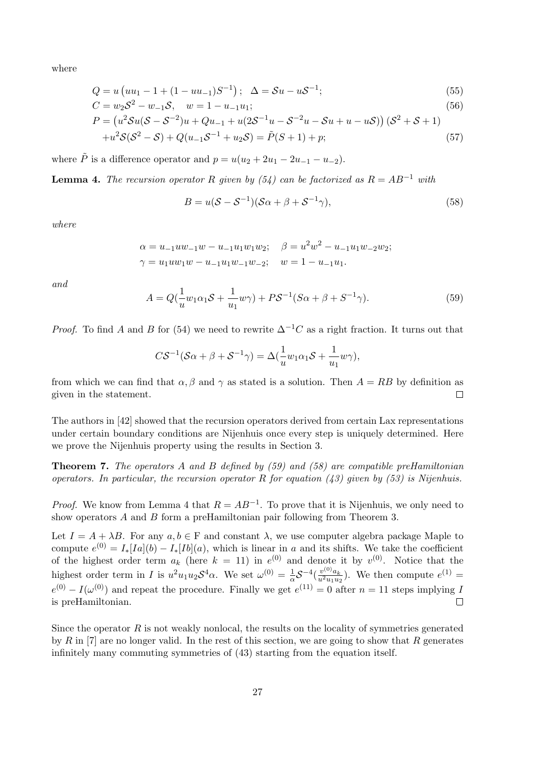where

$$Q = u\left(uu_1 - 1 + (1 - uu_{-1})S^{-1}\right); \quad \Delta = \mathcal{S}u - u\mathcal{S}^{-1}; \tag{55}$$

$$C = w_2\mathcal{S}^2 - w_{-1}\mathcal{S}, \quad w = 1 - u_{-1}u_1; \tag{56}$$

$$\begin{aligned} P = &\left(u^2\mathcal{S}u(\mathcal{S} - \mathcal{S}^{-2})u + Qu_{-1} + u(2\mathcal{S}^{-1}u - \mathcal{S}^{-2}u - \mathcal{S}u + u - u\mathcal{S})\right)(\mathcal{S}^2 + \mathcal{S} + 1) \\ &+ u^2\mathcal{S}(\mathcal{S}^2 - \mathcal{S}) + Q(u_{-1}\mathcal{S}^{-1} + u_2\mathcal{S}) = \tilde{P}(S+1) + p; \end{aligned} \tag{57}$$

where $\tilde{P}$ is a difference operator and $p = u(u_2 + 2u_1 - 2u_{-1} - u_{-2})$.

**Lemma 4.** *The recursion operator $R$ given by (54) can be factorized as $R = AB^{-1}$ with*

$$B = u(\mathcal{S} - \mathcal{S}^{-1})(\mathcal{S}\alpha + \beta + \mathcal{S}^{-1}\gamma), \tag{58}$$

*where*

$$\alpha = u_{-1}uw_{-1}w - u_{-1}u_1w_1w_2; \quad \beta = u^2w^2 - u_{-1}u_1w_{-2}w_2;$$
$$\gamma = u_1uw_1w - u_{-1}u_1w_{-1}w_{-2}; \quad w = 1 - u_{-1}u_1.$$

*and*

$$A = Q(\frac{1}{u}w_1\alpha_1\mathcal{S} + \frac{1}{u_1}w\gamma) + P\mathcal{S}^{-1}(S\alpha + \beta + S^{-1}\gamma). \tag{59}$$

*Proof.* To find $A$ and $B$ for (54) we need to rewrite $\Delta^{-1}C$ as a right fraction. It turns out that

$$C\mathcal{S}^{-1}(\mathcal{S}\alpha + \beta + \mathcal{S}^{-1}\gamma) = \Delta(\frac{1}{u}w_1\alpha_1\mathcal{S} + \frac{1}{u_1}w\gamma),$$

from which we can find that $\alpha, \beta$ and $\gamma$ as stated is a solution. Then $A = RB$ by definition as given in the statement. $\square$

The authors in [42] showed that the recursion operators derived from certain Lax representations under certain boundary conditions are Nijenhuis once every step is uniquely determined. Here we prove the Nijenhuis property using the results in Section 3.

**Theorem 7.** *The operators $A$ and $B$ defined by (59) and (58) are compatible preHamiltonian operators. In particular, the recursion operator $R$ for equation (43) given by (53) is Nijenhuis.*

*Proof.* We know from Lemma 4 that $R = AB^{-1}$. To prove that it is Nijenhuis, we only need to show operators $A$ and $B$ form a preHamiltonian pair following from Theorem 3.

Let $I = A + \lambda B$. For any $a, b \in \mathrm{F}$ and constant $\lambda$, we use computer algebra package Maple to compute $e^{(0)} = I_*[Ia](b) - I_*[Ib](a)$, which is linear in $a$ and its shifts. We take the coefficient of the highest order term $a_k$ (here $k = 11$) in $e^{(0)}$ and denote it by $v^{(0)}$. Notice that the highest order term in $I$ is $u^2u_1u_2\mathcal{S}^4\alpha$. We set $\omega^{(0)} = \frac{1}{\alpha}\mathcal{S}^{-4}(\frac{v^{(0)}a_k}{u^2u_1u_2})$. We then compute $e^{(1)} = e^{(0)} - I(\omega^{(0)})$ and repeat the procedure. Finally we get $e^{(11)} = 0$ after $n = 11$ steps implying $I$ is preHamiltonian. $\square$

Since the operator $R$ is not weakly nonlocal, the results on the locality of symmetries generated by $R$ in [7] are no longer valid. In the rest of this section, we are going to show that $R$ generates infinitely many commuting symmetries of (43) starting from the equation itself.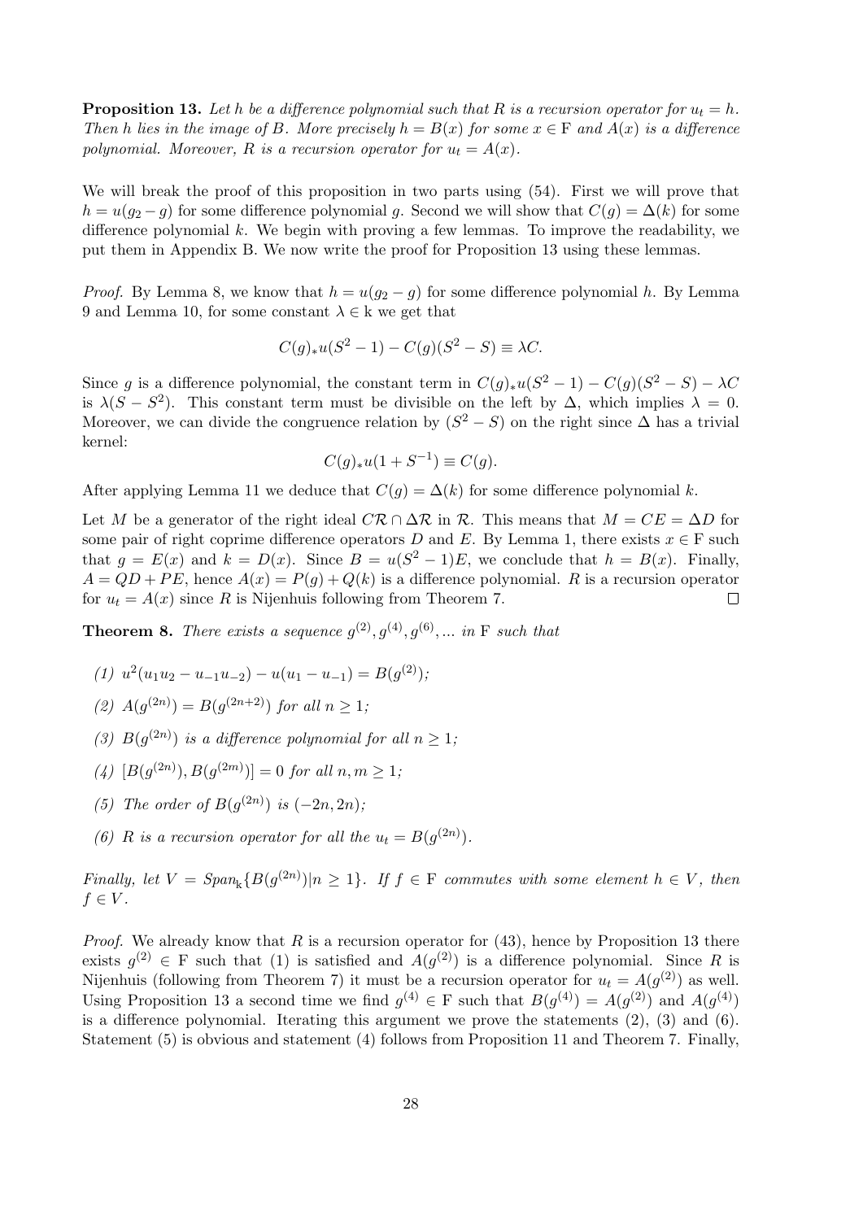**Proposition 13.** *Let $h$ be a difference polynomial such that $R$ is a recursion operator for $u_t = h$. Then $h$ lies in the image of $B$. More precisely $h = B(x)$ for some $x \in \mathrm{F}$ and $A(x)$ is a difference polynomial. Moreover, $R$ is a recursion operator for $u_t = A(x)$.*

We will break the proof of this proposition in two parts using (54). First we will prove that $h = u(g_2 - g)$ for some difference polynomial $g$. Second we will show that $C(g) = \Delta(k)$ for some difference polynomial $k$. We begin with proving a few lemmas. To improve the readability, we put them in Appendix B. We now write the proof for Proposition 13 using these lemmas.

*Proof.* By Lemma 8, we know that $h = u(g_2 - g)$ for some difference polynomial $h$. By Lemma 9 and Lemma 10, for some constant $\lambda \in \mathrm{k}$ we get that

$$C(g)_* u(S^2 - 1) - C(g)(S^2 - S) \equiv \lambda C.$$

Since $g$ is a difference polynomial, the constant term in $C(g)_* u(S^2 - 1) - C(g)(S^2 - S) - \lambda C$ is $\lambda(S - S^2)$. This constant term must be divisible on the left by $\Delta$, which implies $\lambda = 0$. Moreover, we can divide the congruence relation by $(S^2 - S)$ on the right since $\Delta$ has a trivial kernel:

$$C(g)_* u(1 + S^{-1}) \equiv C(g).$$

After applying Lemma 11 we deduce that $C(g) = \Delta(k)$ for some difference polynomial $k$.

Let $M$ be a generator of the right ideal $C\mathcal{R} \cap \Delta\mathcal{R}$ in $\mathcal{R}$. This means that $M = CE = \Delta D$ for some pair of right coprime difference operators $D$ and $E$. By Lemma 1, there exists $x \in \mathrm{F}$ such that $g = E(x)$ and $k = D(x)$. Since $B = u(S^2 - 1)E$, we conclude that $h = B(x)$. Finally, $A = QD + PE$, hence $A(x) = P(g) + Q(k)$ is a difference polynomial. $R$ is a recursion operator for $u_t = A(x)$ since $R$ is Nijenhuis following from Theorem 7. $\square$

**Theorem 8.** *There exists a sequence $g^{(2)}, g^{(4)}, g^{(6)}, \ldots$ in $\mathrm{F}$ such that*

*(1) $u^2(u_1 u_2 - u_{-1} u_{-2}) - u(u_1 - u_{-1}) = B(g^{(2)})$;*

*(2) $A(g^{(2n)}) = B(g^{(2n+2)})$ for all $n \geq 1$;*

*(3) $B(g^{(2n)})$ is a difference polynomial for all $n \geq 1$;*

*(4) $[B(g^{(2n)}), B(g^{(2m)})] = 0$ for all $n, m \geq 1$;*

*(5) The order of $B(g^{(2n)})$ is $(-2n, 2n)$;*

*(6) $R$ is a recursion operator for all the $u_t = B(g^{(2n)})$.*

*Finally, let $V = Span_{\mathrm{k}}\{B(g^{(2n)}) | n \geq 1\}$. If $f \in \mathrm{F}$ commutes with some element $h \in V$, then $f \in V$.*

*Proof.* We already know that $R$ is a recursion operator for (43), hence by Proposition 13 there exists $g^{(2)} \in \mathrm{F}$ such that (1) is satisfied and $A(g^{(2)})$ is a difference polynomial. Since $R$ is Nijenhuis (following from Theorem 7) it must be a recursion operator for $u_t = A(g^{(2)})$ as well. Using Proposition 13 a second time we find $g^{(4)} \in \mathrm{F}$ such that $B(g^{(4)}) = A(g^{(2)})$ and $A(g^{(4)})$ is a difference polynomial. Iterating this argument we prove the statements (2), (3) and (6). Statement (5) is obvious and statement (4) follows from Proposition 11 and Theorem 7. Finally,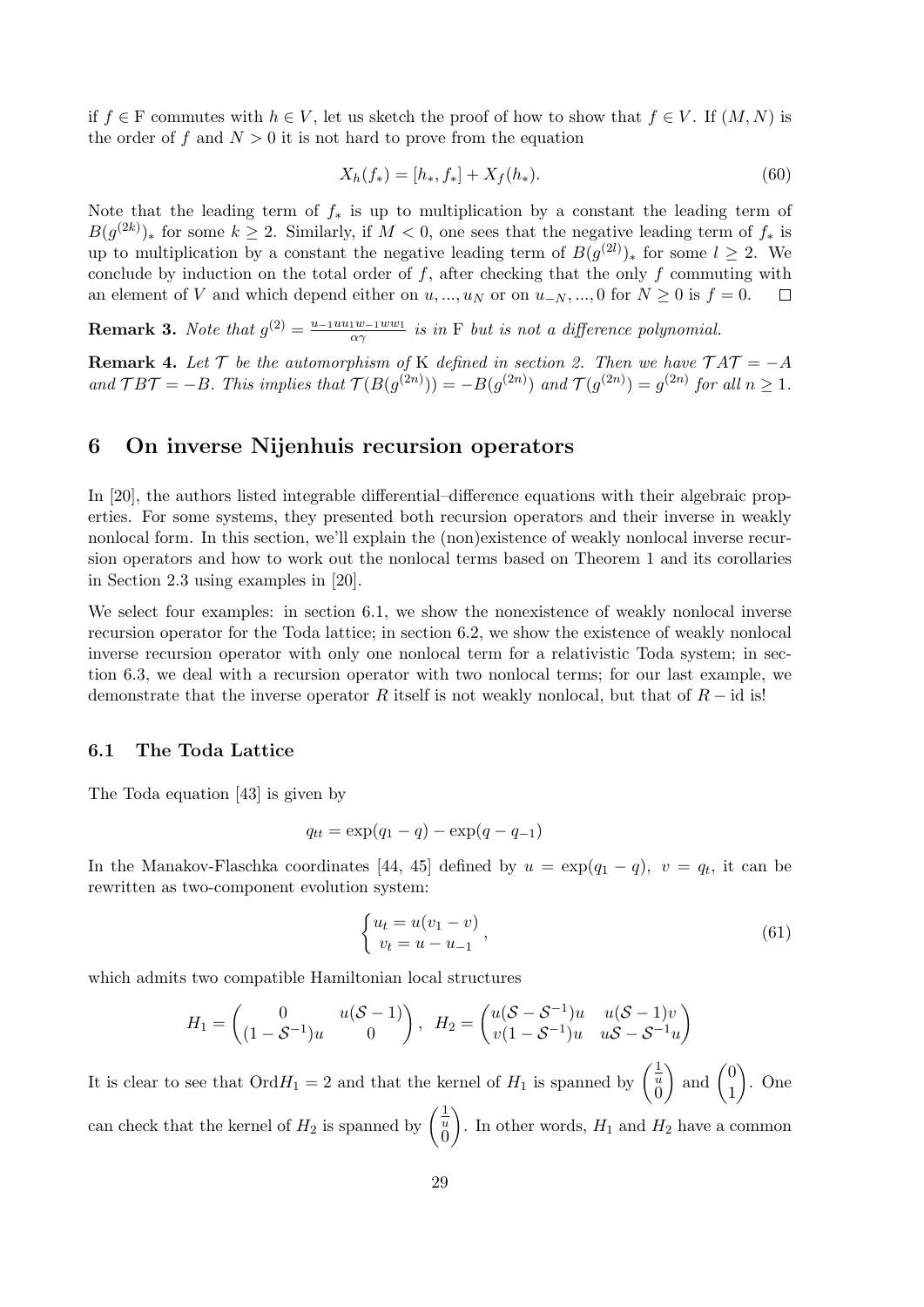if $f \in \mathrm{F}$ commutes with $h \in V$, let us sketch the proof of how to show that $f \in V$. If $(M, N)$ is the order of $f$ and $N > 0$ it is not hard to prove from the equation

$$X_h(f_*) = [h_*, f_*] + X_f(h_*). \tag{60}$$

Note that the leading term of $f_*$ is up to multiplication by a constant the leading term of $B(g^{(2k)})_*$ for some $k \geq 2$. Similarly, if $M < 0$, one sees that the negative leading term of $f_*$ is up to multiplication by a constant the negative leading term of $B(g^{(2l)})_*$ for some $l \geq 2$. We conclude by induction on the total order of $f$, after checking that the only $f$ commuting with an element of $V$ and which depend either on $u, ..., u_N$ or on $u_{-N}, ..., 0$ for $N \geq 0$ is $f = 0$. $\square$

**Remark 3.** *Note that* $g^{(2)} = \frac{u_{-1}uu_1w_{-1}ww_1}{\alpha\gamma}$ *is in* $\mathrm{F}$ *but is not a difference polynomial.*

**Remark 4.** *Let* $\mathcal{T}$ *be the automorphism of* $\mathrm{K}$ *defined in section 2. Then we have* $\mathcal{T}A\mathcal{T} = -A$ *and* $\mathcal{T}B\mathcal{T} = -B$. *This implies that* $\mathcal{T}(B(g^{(2n)})) = -B(g^{(2n)})$ *and* $\mathcal{T}(g^{(2n)}) = g^{(2n)}$ *for all* $n \geq 1$.

## 6 On inverse Nijenhuis recursion operators

In [20], the authors listed integrable differential–difference equations with their algebraic properties. For some systems, they presented both recursion operators and their inverse in weakly nonlocal form. In this section, we'll explain the (non)existence of weakly nonlocal inverse recursion operators and how to work out the nonlocal terms based on Theorem 1 and its corollaries in Section 2.3 using examples in [20].

We select four examples: in section 6.1, we show the nonexistence of weakly nonlocal inverse recursion operator for the Toda lattice; in section 6.2, we show the existence of weakly nonlocal inverse recursion operator with only one nonlocal term for a relativistic Toda system; in section 6.3, we deal with a recursion operator with two nonlocal terms; for our last example, we demonstrate that the inverse operator $R$ itself is not weakly nonlocal, but that of $R - \mathrm{id}$ is!

### 6.1 The Toda Lattice

The Toda equation [43] is given by

$$q_{tt} = \exp(q_1 - q) - \exp(q - q_{-1})$$

In the Manakov-Flaschka coordinates [44, 45] defined by $u = \exp(q_1 - q)$, $v = q_t$, it can be rewritten as two-component evolution system:

$$\begin{cases} u_t = u(v_1 - v) \\ v_t = u - u_{-1} \end{cases}, \tag{61}$$

which admits two compatible Hamiltonian local structures

$$H_1 = \begin{pmatrix} 0 & u(\mathcal{S} - 1) \\ (1 - \mathcal{S}^{-1})u & 0 \end{pmatrix}, \quad H_2 = \begin{pmatrix} u(\mathcal{S} - \mathcal{S}^{-1})u & u(\mathcal{S} - 1)v \\ v(1 - \mathcal{S}^{-1})u & u\mathcal{S} - \mathcal{S}^{-1}u \end{pmatrix}$$

It is clear to see that $\mathrm{Ord}H_1 = 2$ and that the kernel of $H_1$ is spanned by $\begin{pmatrix} \frac{1}{u} \\ 0 \end{pmatrix}$ and $\begin{pmatrix} 0 \\ 1 \end{pmatrix}$. One can check that the kernel of $H_2$ is spanned by $\begin{pmatrix} \frac{1}{u} \\ 0 \end{pmatrix}$. In other words, $H_1$ and $H_2$ have a common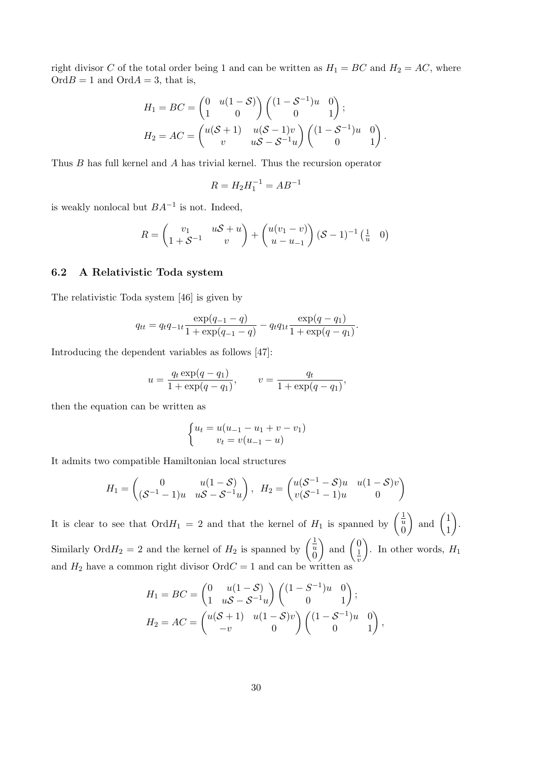right divisor $C$ of the total order being 1 and can be written as $H_1 = BC$ and $H_2 = AC$, where $\mathrm{Ord}B = 1$ and $\mathrm{Ord}A = 3$, that is,

$$H_1 = BC = \begin{pmatrix} 0 & u(1-\mathcal{S}) \\ 1 & 0 \end{pmatrix} \begin{pmatrix} (1-\mathcal{S}^{-1})u & 0 \\ 0 & 1 \end{pmatrix};$$

$$H_2 = AC = \begin{pmatrix} u(\mathcal{S}+1) & u(\mathcal{S}-1)v \\ v & u\mathcal{S} - \mathcal{S}^{-1}u \end{pmatrix} \begin{pmatrix} (1-\mathcal{S}^{-1})u & 0 \\ 0 & 1 \end{pmatrix}.$$

Thus $B$ has full kernel and $A$ has trivial kernel. Thus the recursion operator

$$R = H_2 H_1^{-1} = AB^{-1}$$

is weakly nonlocal but $BA^{-1}$ is not. Indeed,

$$R = \begin{pmatrix} v_1 & u\mathcal{S} + u \\ 1 + \mathcal{S}^{-1} & v \end{pmatrix} + \begin{pmatrix} u(v_1 - v) \\ u - u_{-1} \end{pmatrix} (\mathcal{S}-1)^{-1} \begin{pmatrix} \frac{1}{u} & 0 \end{pmatrix}$$

### 6.2 A Relativistic Toda system

The relativistic Toda system [46] is given by

$$q_{tt} = q_t q_{-1t} \frac{\exp(q_{-1} - q)}{1 + \exp(q_{-1} - q)} - q_t q_{1t} \frac{\exp(q - q_1)}{1 + \exp(q - q_1)}.$$

Introducing the dependent variables as follows [47]:

$$u = \frac{q_t \exp(q - q_1)}{1 + \exp(q - q_1)}, \qquad v = \frac{q_t}{1 + \exp(q - q_1)},$$

then the equation can be written as

$$\begin{cases} u_t = u(u_{-1} - u_1 + v - v_1) \\ v_t = v(u_{-1} - u) \end{cases}$$

It admits two compatible Hamiltonian local structures

$$H_1 = \begin{pmatrix} 0 & u(1-\mathcal{S}) \\ (\mathcal{S}^{-1} - 1)u & u\mathcal{S} - \mathcal{S}^{-1}u \end{pmatrix}, \quad H_2 = \begin{pmatrix} u(\mathcal{S}^{-1} - \mathcal{S})u & u(1-\mathcal{S})v \\ v(\mathcal{S}^{-1} - 1)u & 0 \end{pmatrix}$$

It is clear to see that $\mathrm{Ord}H_1 = 2$ and that the kernel of $H_1$ is spanned by $\begin{pmatrix} \frac{1}{u} \\ 0 \end{pmatrix}$ and $\begin{pmatrix} 1 \\ 1 \end{pmatrix}$. Similarly $\mathrm{Ord}H_2 = 2$ and the kernel of $H_2$ is spanned by $\begin{pmatrix} \frac{1}{u} \\ 0 \end{pmatrix}$ and $\begin{pmatrix} 0 \\ \frac{1}{v} \end{pmatrix}$. In other words, $H_1$ and $H_2$ have a common right divisor $\mathrm{Ord}C = 1$ and can be written as

$$H_1 = BC = \begin{pmatrix} 0 & u(1-\mathcal{S}) \\ 1 & u\mathcal{S} - \mathcal{S}^{-1}u \end{pmatrix} \begin{pmatrix} (1-S^{-1})u & 0 \\ 0 & 1 \end{pmatrix};$$

$$H_2 = AC = \begin{pmatrix} u(\mathcal{S}+1) & u(1-\mathcal{S})v \\ -v & 0 \end{pmatrix} \begin{pmatrix} (1-\mathcal{S}^{-1})u & 0 \\ 0 & 1 \end{pmatrix},$$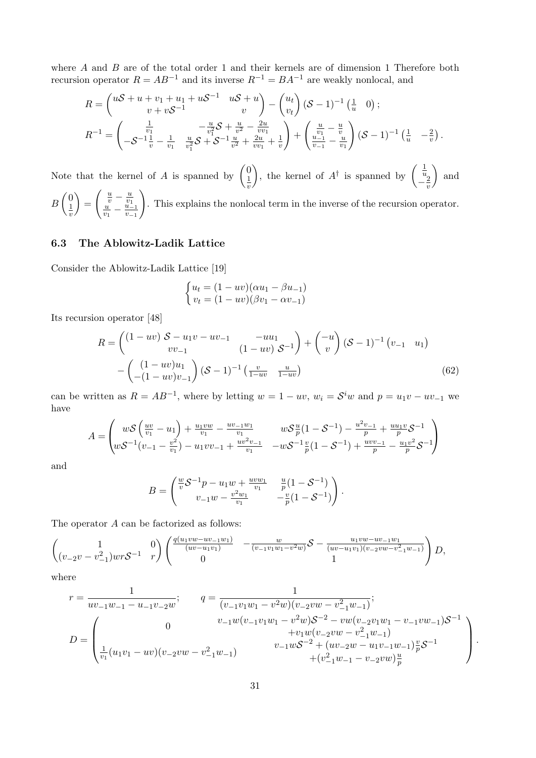where $A$ and $B$ are of the total order 1 and their kernels are of dimension 1 Therefore both recursion operator $R = AB^{-1}$ and its inverse $R^{-1} = BA^{-1}$ are weakly nonlocal, and

$$R = \begin{pmatrix} u\mathcal{S} + u + v_1 + u_1 + u\mathcal{S}^{-1} & u\mathcal{S} + u \\ v + v\mathcal{S}^{-1} & v \end{pmatrix} - \begin{pmatrix} u_t \\ v_t \end{pmatrix} (\mathcal{S} - 1)^{-1} \begin{pmatrix} \frac{1}{u} & 0 \end{pmatrix};$$

$$R^{-1} = \begin{pmatrix} \frac{1}{v_1} & -\frac{u}{v_1^2}\mathcal{S} + \frac{u}{v^2} - \frac{2u}{vv_1} \\ -\mathcal{S}^{-1}\frac{1}{v} - \frac{1}{v_1} & \frac{u}{v_1^2}\mathcal{S} + \mathcal{S}^{-1}\frac{u}{v^2} + \frac{2u}{vv_1} + \frac{1}{v} \end{pmatrix} + \begin{pmatrix} \frac{u}{v_1} - \frac{u}{v} \\ \frac{u_{-1}}{v_{-1}} - \frac{u}{v_1} \end{pmatrix} (\mathcal{S} - 1)^{-1} \begin{pmatrix} \frac{1}{u} & -\frac{2}{v} \end{pmatrix}.$$

Note that the kernel of $A$ is spanned by $\begin{pmatrix} 0 \\ \frac{1}{v} \end{pmatrix}$, the kernel of $A^\dagger$ is spanned by $\begin{pmatrix} \frac{1}{u} \\ -\frac{2}{v} \end{pmatrix}$ and $B\begin{pmatrix} 0 \\ \frac{1}{v} \end{pmatrix} = \begin{pmatrix} \frac{u}{v} - \frac{u}{v_1} \\ \frac{u}{v_1} - \frac{u_{-1}}{v_{-1}} \end{pmatrix}$. This explains the nonlocal term in the inverse of the recursion operator.

### 6.3 The Ablowitz-Ladik Lattice

Consider the Ablowitz-Ladik Lattice [19]

$$\begin{cases} u_t = (1 - uv)(\alpha u_1 - \beta u_{-1}) \\ v_t = (1 - uv)(\beta v_1 - \alpha v_{-1}) \end{cases}$$

Its recursion operator [48]

$$\begin{aligned} R = &\begin{pmatrix} (1 - uv)\ \mathcal{S} - u_1 v - uv_{-1} & -uu_1 \\ vv_{-1} & (1 - uv)\ \mathcal{S}^{-1} \end{pmatrix} + \begin{pmatrix} -u \\ v \end{pmatrix} (\mathcal{S} - 1)^{-1} \begin{pmatrix} v_{-1} & u_1 \end{pmatrix} \\ &- \begin{pmatrix} (1 - uv)u_1 \\ -(1 - uv)v_{-1} \end{pmatrix} (\mathcal{S} - 1)^{-1} \begin{pmatrix} \frac{v}{1-uv} & \frac{u}{1-uv} \end{pmatrix} \end{aligned} \tag{62}$$

can be written as $R = AB^{-1}$, where by letting $w = 1 - uv$, $w_i = \mathcal{S}^i w$ and $p = u_1 v - uv_{-1}$ we have

$$A = \begin{pmatrix} w\mathcal{S}\left(\frac{uv}{v_1} - u_1\right) + \frac{u_1 vw}{v_1} - \frac{uv_{-1}w_1}{v_1} & w\mathcal{S}\frac{u}{p}(1 - \mathcal{S}^{-1}) - \frac{u^2 v_{-1}}{p} + \frac{uu_1 v}{p}\mathcal{S}^{-1} \\ w\mathcal{S}^{-1}(v_{-1} - \frac{v^2}{v_1}) - u_1 vv_{-1} + \frac{uv^2 v_{-1}}{v_1} & -w\mathcal{S}^{-1}\frac{v}{p}(1 - \mathcal{S}^{-1}) + \frac{uvv_{-1}}{p} - \frac{u_1 v^2}{p}\mathcal{S}^{-1} \end{pmatrix}$$

and

$$B = \begin{pmatrix} \frac{w}{v}\mathcal{S}^{-1}p - u_1 w + \frac{uvw_1}{v_1} & \frac{u}{p}(1 - \mathcal{S}^{-1}) \\ v_{-1}w - \frac{v^2 w_1}{v_1} & -\frac{v}{p}(1 - \mathcal{S}^{-1}) \end{pmatrix}.$$

The operator $A$ can be factorized as follows:

$$\begin{pmatrix} 1 & 0 \\ (v_{-2}v - v_{-1}^2)wr\mathcal{S}^{-1} & r \end{pmatrix} \begin{pmatrix} \frac{q(u_1 vw - uv_{-1}w_1)}{(uv - u_1 v_1)} & -\frac{w}{(v_{-1}v_1 w_1 - v^2 w)}\mathcal{S} - \frac{u_1 vw - uv_{-1}w_1}{(uv - u_1 v_1)(v_{-2}vw - v_{-1}^2 w_{-1})} \\ 0 & 1 \end{pmatrix} D,$$

where

$$r = \frac{1}{uv_{-1}w_{-1} - u_{-1}v_{-2}w}; \qquad q = \frac{1}{(v_{-1}v_1 w_1 - v^2 w)(v_{-2}vw - v_{-1}^2 w_{-1})};$$

$$D = \begin{pmatrix} 0 & \begin{matrix} v_{-1}w(v_{-1}v_1 w_1 - v^2 w)\mathcal{S}^{-2} - vw(v_{-2}v_1 w_1 - v_{-1}vw_{-1})\mathcal{S}^{-1} \\ +v_1 w(v_{-2}vw - v_{-1}^2 w_{-1}) \end{matrix} \\ \frac{1}{v_1}(u_1 v_1 - uv)(v_{-2}vw - v_{-1}^2 w_{-1}) & \begin{matrix} v_{-1}w\mathcal{S}^{-2} + (uv_{-2}w - u_1 v_{-1}w_{-1})\frac{v}{p}\mathcal{S}^{-1} \\ +(v_{-1}^2 w_{-1} - v_{-2}vw)\frac{u}{p} \end{matrix} \end{pmatrix}.$$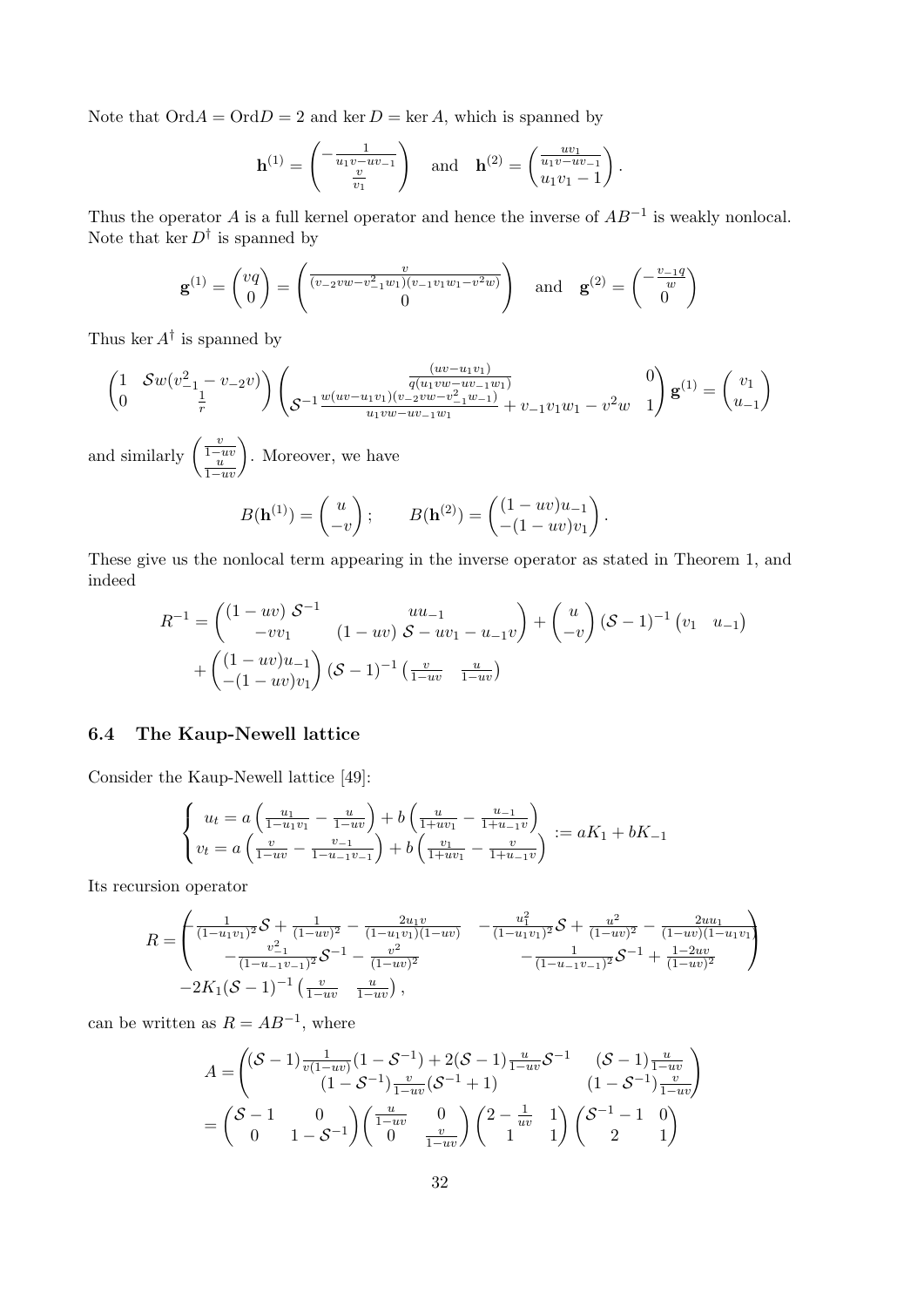Note that $\mathrm{Ord}A = \mathrm{Ord}D = 2$ and $\ker D = \ker A$, which is spanned by

$$\mathbf{h}^{(1)} = \begin{pmatrix} -\frac{1}{u_1 v - u v_{-1}} \\ \frac{v}{v_1} \end{pmatrix} \quad \text{and} \quad \mathbf{h}^{(2)} = \begin{pmatrix} \frac{u v_1}{u_1 v - u v_{-1}} \\ u_1 v_1 - 1 \end{pmatrix}.$$

Thus the operator $A$ is a full kernel operator and hence the inverse of $AB^{-1}$ is weakly nonlocal. Note that $\ker D^\dagger$ is spanned by

$$\mathbf{g}^{(1)} = \begin{pmatrix} vq \\ 0 \end{pmatrix} = \begin{pmatrix} \frac{v}{(v_{-2}vw - v_{-1}^2 w_1)(v_{-1}v_1 w_1 - v^2 w)} \\ 0 \end{pmatrix} \quad \text{and} \quad \mathbf{g}^{(2)} = \begin{pmatrix} -\frac{v_{-1}q}{w} \\ 0 \end{pmatrix}$$

Thus $\ker A^\dagger$ is spanned by

$$\begin{pmatrix} 1 & \mathcal{S}w(v_{-1}^2 - v_{-2}v) \\ 0 & \frac{1}{r} \end{pmatrix} \begin{pmatrix} \frac{(uv - u_1 v_1)}{q(u_1 v w - u v_{-1} w_1)} & 0 \\ \mathcal{S}^{-1}\frac{w(uv - u_1 v_1)(v_{-2}vw - v_{-1}^2 w_{-1})}{u_1 v w - u v_{-1} w_1} + v_{-1}v_1 w_1 - v^2 w & 1 \end{pmatrix} \mathbf{g}^{(1)} = \begin{pmatrix} v_1 \\ u_{-1} \end{pmatrix}$$

and similarly $\begin{pmatrix} \frac{v}{1-uv} \\ \frac{u}{1-uv} \end{pmatrix}$. Moreover, we have

$$B(\mathbf{h}^{(1)}) = \begin{pmatrix} u \\ -v \end{pmatrix}; \qquad B(\mathbf{h}^{(2)}) = \begin{pmatrix} (1-uv)u_{-1} \\ -(1-uv)v_1 \end{pmatrix}.$$

These give us the nonlocal term appearing in the inverse operator as stated in Theorem 1, and indeed

$$R^{-1} = \begin{pmatrix} (1-uv)\,\mathcal{S}^{-1} & u u_{-1} \\ -v v_1 & (1-uv)\,\mathcal{S} - u v_1 - u_{-1} v \end{pmatrix} + \begin{pmatrix} u \\ -v \end{pmatrix} (\mathcal{S}-1)^{-1} \begin{pmatrix} v_1 & u_{-1} \end{pmatrix}$$
$$+ \begin{pmatrix} (1-uv)u_{-1} \\ -(1-uv)v_1 \end{pmatrix} (\mathcal{S}-1)^{-1} \begin{pmatrix} \frac{v}{1-uv} & \frac{u}{1-uv} \end{pmatrix}$$

### 6.4 The Kaup-Newell lattice

Consider the Kaup-Newell lattice [49]:

$$\begin{cases} u_t = a\left(\frac{u_1}{1-u_1 v_1} - \frac{u}{1-uv}\right) + b\left(\frac{u}{1+u v_1} - \frac{u_{-1}}{1+u_{-1}v}\right) \\ v_t = a\left(\frac{v}{1-uv} - \frac{v_{-1}}{1-u_{-1}v_{-1}}\right) + b\left(\frac{v_1}{1+u v_1} - \frac{v}{1+u_{-1}v}\right) \end{cases} := aK_1 + bK_{-1}$$

Its recursion operator

$$R = \begin{pmatrix} \frac{1}{(1-u_1 v_1)^2}\mathcal{S} + \frac{1}{(1-uv)^2} - \frac{2u_1 v}{(1-u_1 v_1)(1-uv)} & -\frac{u_1^2}{(1-u_1 v_1)^2}\mathcal{S} + \frac{u^2}{(1-uv)^2} - \frac{2uu_1}{(1-uv)(1-u_1 v_1)} \\ -\frac{v_{-1}^2}{(1-u_{-1}v_{-1})^2}\mathcal{S}^{-1} - \frac{v^2}{(1-uv)^2} & -\frac{1}{(1-u_{-1}v_{-1})^2}\mathcal{S}^{-1} + \frac{1-2uv}{(1-uv)^2} \end{pmatrix}$$
$$-2K_1(\mathcal{S}-1)^{-1}\begin{pmatrix} \frac{v}{1-uv} & \frac{u}{1-uv} \end{pmatrix},$$

can be written as $R = AB^{-1}$, where

$$A = \begin{pmatrix} (\mathcal{S}-1)\frac{1}{v(1-uv)}(1-\mathcal{S}^{-1}) + 2(\mathcal{S}-1)\frac{u}{1-uv}\mathcal{S}^{-1} & (\mathcal{S}-1)\frac{u}{1-uv} \\ (1-\mathcal{S}^{-1})\frac{v}{1-uv}(\mathcal{S}^{-1}+1) & (1-\mathcal{S}^{-1})\frac{v}{1-uv} \end{pmatrix}$$
$$= \begin{pmatrix} \mathcal{S}-1 & 0 \\ 0 & 1-\mathcal{S}^{-1} \end{pmatrix} \begin{pmatrix} \frac{u}{1-uv} & 0 \\ 0 & \frac{v}{1-uv} \end{pmatrix} \begin{pmatrix} 2-\frac{1}{uv} & 1 \\ 1 & 1 \end{pmatrix} \begin{pmatrix} \mathcal{S}^{-1}-1 & 0 \\ 2 & 1 \end{pmatrix}$$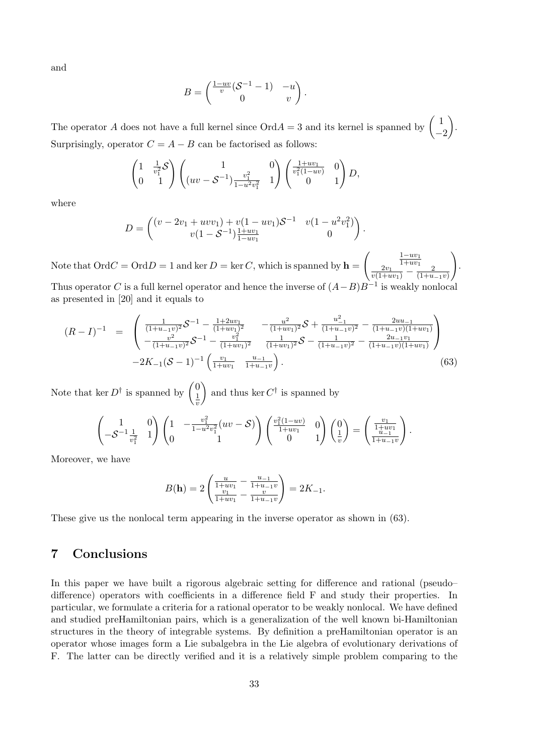and

$$B = \begin{pmatrix} \frac{1-uv}{v}(\mathcal{S}^{-1}-1) & -u \\ 0 & v \end{pmatrix}.$$

The operator $A$ does not have a full kernel since $\mathrm{Ord}A = 3$ and its kernel is spanned by $\begin{pmatrix} 1 \\ -2 \end{pmatrix}$. Surprisingly, operator $C = A - B$ can be factorised as follows:

$$\begin{pmatrix} 1 & \frac{1}{v_1^2}\mathcal{S} \\ 0 & 1 \end{pmatrix} \begin{pmatrix} 1 & 0 \\ (uv - \mathcal{S}^{-1})\frac{v_1^2}{1-u^2v_1^2} & 1 \end{pmatrix} \begin{pmatrix} \frac{1+uv_1}{v_1^2(1-uv)} & 0 \\ 0 & 1 \end{pmatrix} D,$$

where

$$D = \begin{pmatrix} (v - 2v_1 + uvv_1) + v(1-uv_1)\mathcal{S}^{-1} & v(1-u^2v_1^2) \\ v(1-\mathcal{S}^{-1})\frac{1+uv_1}{1-uv_1} & 0 \end{pmatrix}.$$

Note that $\mathrm{Ord}C = \mathrm{Ord}D = 1$ and $\ker D = \ker C$, which is spanned by $\mathbf{h} = \begin{pmatrix} \frac{1-uv_1}{1+uv_1} \\ \frac{2v_1}{v(1+uv_1)} - \frac{2}{(1+u_{-1}v)} \end{pmatrix}$. Thus operator $C$ is a full kernel operator and hence the inverse of $(A-B)B^{-1}$ is weakly nonlocal as presented in [20] and it equals to

$$\begin{aligned}(R-I)^{-1} \;=\; &\begin{pmatrix} \frac{1}{(1+u_{-1}v)^2}\mathcal{S}^{-1} - \frac{1+2uv_1}{(1+uv_1)^2} & -\frac{u^2}{(1+uv_1)^2}\mathcal{S} + \frac{u_{-1}^2}{(1+u_{-1}v)^2} - \frac{2uu_{-1}}{(1+u_{-1}v)(1+uv_1)} \\ -\frac{v^2}{(1+u_{-1}v)^2}\mathcal{S}^{-1} - \frac{v_1^2}{(1+uv_1)^2} & \frac{1}{(1+uv_1)^2}\mathcal{S} - \frac{1}{(1+u_{-1}v)^2} - \frac{2u_{-1}v_1}{(1+u_{-1}v)(1+uv_1)} \end{pmatrix} \\ &-2K_{-1}(\mathcal{S}-1)^{-1}\begin{pmatrix} \frac{v_1}{1+uv_1} & \frac{u_{-1}}{1+u_{-1}v} \end{pmatrix}. \end{aligned} \tag{63}$$

Note that $\ker D^\dagger$ is spanned by $\begin{pmatrix} 0 \\ \frac{1}{v} \end{pmatrix}$ and thus $\ker C^\dagger$ is spanned by

$$\begin{pmatrix} 1 & 0 \\ -\mathcal{S}^{-1}\frac{1}{v_1^2} & 1 \end{pmatrix} \begin{pmatrix} 1 & -\frac{v_1^2}{1-u^2v_1^2}(uv - \mathcal{S}) \\ 0 & 1 \end{pmatrix} \begin{pmatrix} \frac{v_1^2(1-uv)}{1+uv_1} & 0 \\ 0 & 1 \end{pmatrix} \begin{pmatrix} 0 \\ \frac{1}{v} \end{pmatrix} = \begin{pmatrix} \frac{v_1}{1+uv_1} \\ \frac{u_{-1}}{1+u_{-1}v} \end{pmatrix}.$$

Moreover, we have

$$B(\mathbf{h}) = 2\begin{pmatrix} \frac{u}{1+uv_1} - \frac{u_{-1}}{1+u_{-1}v} \\ \frac{v_1}{1+uv_1} - \frac{v}{1+u_{-1}v} \end{pmatrix} = 2K_{-1}.$$

These give us the nonlocal term appearing in the inverse operator as shown in (63).

# 7 Conclusions

In this paper we have built a rigorous algebraic setting for difference and rational (pseudo–difference) operators with coefficients in a difference field F and study their properties. In particular, we formulate a criteria for a rational operator to be weakly nonlocal. We have defined and studied preHamiltonian pairs, which is a generalization of the well known bi-Hamiltonian structures in the theory of integrable systems. By definition a preHamiltonian operator is an operator whose images form a Lie subalgebra in the Lie algebra of evolutionary derivations of F. The latter can be directly verified and it is a relatively simple problem comparing to the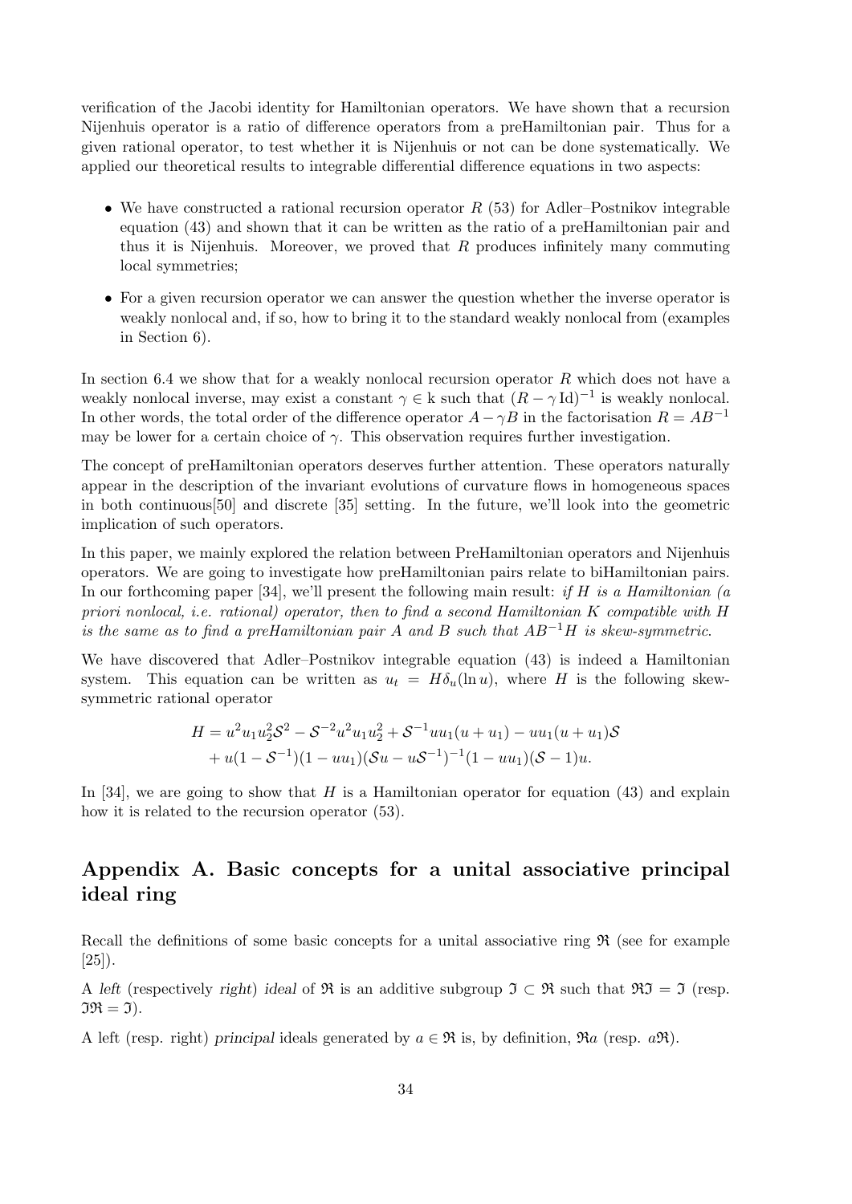verification of the Jacobi identity for Hamiltonian operators. We have shown that a recursion Nijenhuis operator is a ratio of difference operators from a preHamiltonian pair. Thus for a given rational operator, to test whether it is Nijenhuis or not can be done systematically. We applied our theoretical results to integrable differential difference equations in two aspects:

- We have constructed a rational recursion operator $R$ (53) for Adler–Postnikov integrable equation (43) and shown that it can be written as the ratio of a preHamiltonian pair and thus it is Nijenhuis. Moreover, we proved that $R$ produces infinitely many commuting local symmetries;
- For a given recursion operator we can answer the question whether the inverse operator is weakly nonlocal and, if so, how to bring it to the standard weakly nonlocal from (examples in Section 6).

In section 6.4 we show that for a weakly nonlocal recursion operator $R$ which does not have a weakly nonlocal inverse, may exist a constant $\gamma \in \mathrm{k}$ such that $(R - \gamma \,\mathrm{Id})^{-1}$ is weakly nonlocal. In other words, the total order of the difference operator $A - \gamma B$ in the factorisation $R = AB^{-1}$ may be lower for a certain choice of $\gamma$. This observation requires further investigation.

The concept of preHamiltonian operators deserves further attention. These operators naturally appear in the description of the invariant evolutions of curvature flows in homogeneous spaces in both continuous[50] and discrete [35] setting. In the future, we'll look into the geometric implication of such operators.

In this paper, we mainly explored the relation between PreHamiltonian operators and Nijenhuis operators. We are going to investigate how preHamiltonian pairs relate to biHamiltonian pairs. In our forthcoming paper [34], we'll present the following main result: *if $H$ is a Hamiltonian (a priori nonlocal, i.e. rational) operator, then to find a second Hamiltonian $K$ compatible with $H$ is the same as to find a preHamiltonian pair $A$ and $B$ such that $AB^{-1}H$ is skew-symmetric.*

We have discovered that Adler–Postnikov integrable equation (43) is indeed a Hamiltonian system. This equation can be written as $u_t = H\delta_u(\ln u)$, where $H$ is the following skew-symmetric rational operator

$$
\begin{aligned}
H &= u^2 u_1 u_2^2 \mathcal{S}^2 - \mathcal{S}^{-2} u^2 u_1 u_2^2 + \mathcal{S}^{-1} u u_1 (u + u_1) - u u_1 (u + u_1)\mathcal{S} \\
&\quad + u(1 - \mathcal{S}^{-1})(1 - u u_1)(\mathcal{S} u - u \mathcal{S}^{-1})^{-1}(1 - u u_1)(\mathcal{S} - 1)u.
\end{aligned}
$$

In [34], we are going to show that $H$ is a Hamiltonian operator for equation (43) and explain how it is related to the recursion operator (53).

## Appendix A. Basic concepts for a unital associative principal ideal ring

Recall the definitions of some basic concepts for a unital associative ring $\mathfrak{R}$ (see for example [25]).

A *left* (respectively *right*) *ideal* of $\mathfrak{R}$ is an additive subgroup $\mathfrak{I} \subset \mathfrak{R}$ such that $\mathfrak{R}\mathfrak{I} = \mathfrak{I}$ (resp. $\mathfrak{I}\mathfrak{R} = \mathfrak{I}$).

A left (resp. right) *principal* ideals generated by $a \in \mathfrak{R}$ is, by definition, $\mathfrak{R}a$ (resp. $a\mathfrak{R}$).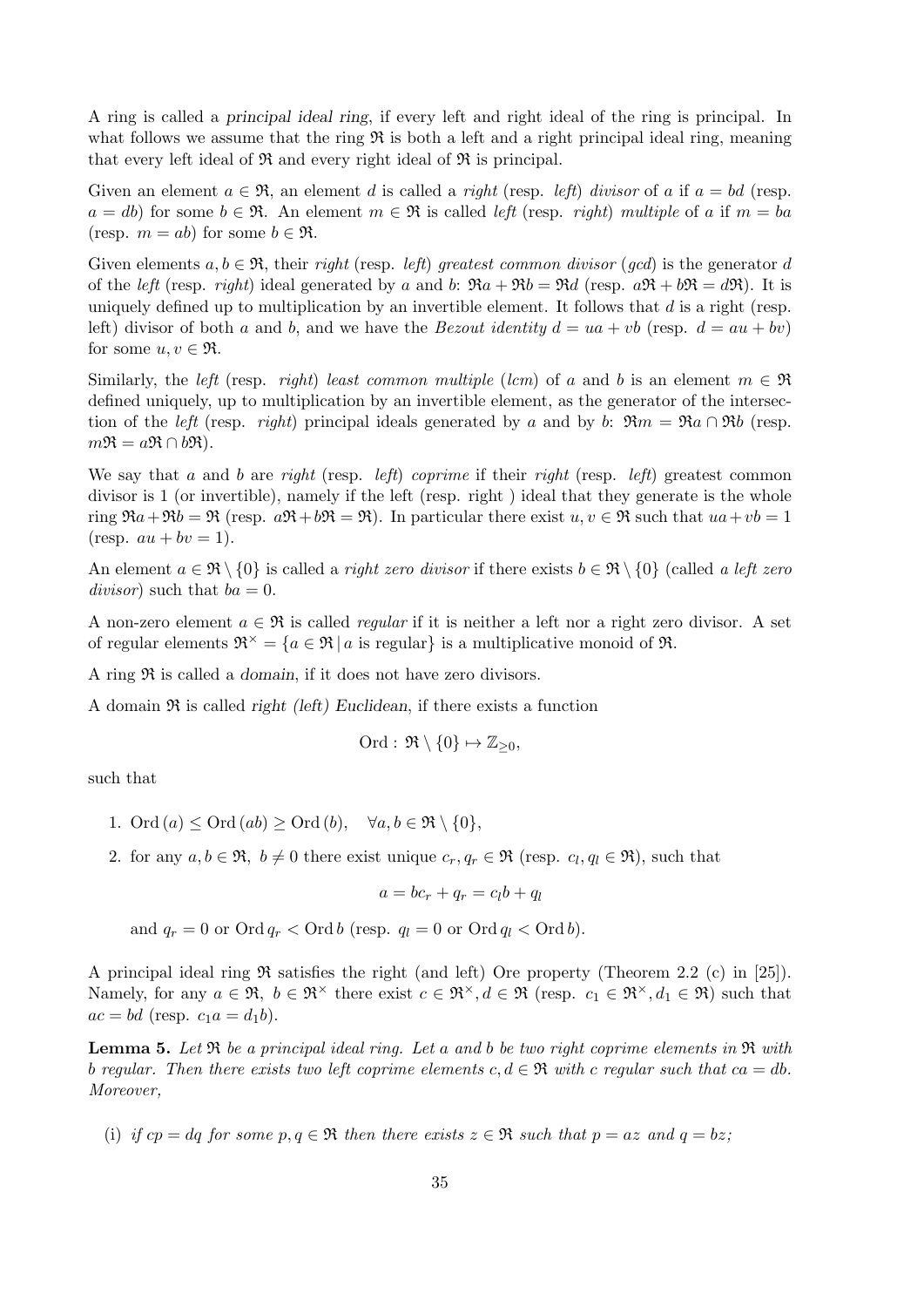A ring is called a *principal ideal ring*, if every left and right ideal of the ring is principal. In what follows we assume that the ring $\mathfrak{R}$ is both a left and a right principal ideal ring, meaning that every left ideal of $\mathfrak{R}$ and every right ideal of $\mathfrak{R}$ is principal.

Given an element $a \in \mathfrak{R}$, an element $d$ is called a *right* (resp. *left*) *divisor* of $a$ if $a = bd$ (resp. $a = db$) for some $b \in \mathfrak{R}$. An element $m \in \mathfrak{R}$ is called *left* (resp. *right*) *multiple* of $a$ if $m = ba$ (resp. $m = ab$) for some $b \in \mathfrak{R}$.

Given elements $a, b \in \mathfrak{R}$, their *right* (resp. *left*) *greatest common divisor* (*gcd*) is the generator $d$ of the *left* (resp. *right*) ideal generated by $a$ and $b$: $\mathfrak{R}a + \mathfrak{R}b = \mathfrak{R}d$ (resp. $a\mathfrak{R} + b\mathfrak{R} = d\mathfrak{R}$). It is uniquely defined up to multiplication by an invertible element. It follows that $d$ is a right (resp. left) divisor of both $a$ and $b$, and we have the *Bezout identity* $d = ua + vb$ (resp. $d = au + bv$) for some $u, v \in \mathfrak{R}$.

Similarly, the *left* (resp. *right*) *least common multiple* (*lcm*) of $a$ and $b$ is an element $m \in \mathfrak{R}$ defined uniquely, up to multiplication by an invertible element, as the generator of the intersection of the *left* (resp. *right*) principal ideals generated by $a$ and by $b$: $\mathfrak{R}m = \mathfrak{R}a \cap \mathfrak{R}b$ (resp. $m\mathfrak{R} = a\mathfrak{R} \cap b\mathfrak{R}$).

We say that $a$ and $b$ are *right* (resp. *left*) *coprime* if their *right* (resp. *left*) greatest common divisor is 1 (or invertible), namely if the left (resp. right ) ideal that they generate is the whole ring $\mathfrak{R}a + \mathfrak{R}b = \mathfrak{R}$ (resp. $a\mathfrak{R} + b\mathfrak{R} = \mathfrak{R}$). In particular there exist $u, v \in \mathfrak{R}$ such that $ua + vb = 1$ (resp. $au + bv = 1$).

An element $a \in \mathfrak{R} \setminus \{0\}$ is called a *right zero divisor* if there exists $b \in \mathfrak{R} \setminus \{0\}$ (called *a left zero divisor*) such that $ba = 0$.

A non-zero element $a \in \mathfrak{R}$ is called *regular* if it is neither a left nor a right zero divisor. A set of regular elements $\mathfrak{R}^\times = \{a \in \mathfrak{R} \,|\, a \text{ is regular}\}$ is a multiplicative monoid of $\mathfrak{R}$.

A ring $\mathfrak{R}$ is called a *domain*, if it does not have zero divisors.

A domain $\mathfrak{R}$ is called *right (left) Euclidean*, if there exists a function

$$\mathrm{Ord} : \mathfrak{R} \setminus \{0\} \mapsto \mathbb{Z}_{\geq 0},$$

such that

1. $\mathrm{Ord}\,(a) \leq \mathrm{Ord}\,(ab) \geq \mathrm{Ord}\,(b), \quad \forall a, b \in \mathfrak{R} \setminus \{0\}$,
2. for any $a, b \in \mathfrak{R},\ b \neq 0$ there exist unique $c_r, q_r \in \mathfrak{R}$ (resp. $c_l, q_l \in \mathfrak{R}$), such that

$$a = bc_r + q_r = c_l b + q_l$$

   and $q_r = 0$ or $\mathrm{Ord}\, q_r < \mathrm{Ord}\, b$ (resp. $q_l = 0$ or $\mathrm{Ord}\, q_l < \mathrm{Ord}\, b$).

A principal ideal ring $\mathfrak{R}$ satisfies the right (and left) Ore property (Theorem 2.2 (c) in [25]). Namely, for any $a \in \mathfrak{R},\ b \in \mathfrak{R}^\times$ there exist $c \in \mathfrak{R}^\times, d \in \mathfrak{R}$ (resp. $c_1 \in \mathfrak{R}^\times, d_1 \in \mathfrak{R}$) such that $ac = bd$ (resp. $c_1 a = d_1 b$).

**Lemma 5.** *Let $\mathfrak{R}$ be a principal ideal ring. Let $a$ and $b$ be two right coprime elements in $\mathfrak{R}$ with $b$ regular. Then there exists two left coprime elements $c, d \in \mathfrak{R}$ with $c$ regular such that $ca = db$. Moreover,*

(i) *if $cp = dq$ for some $p, q \in \mathfrak{R}$ then there exists $z \in \mathfrak{R}$ such that $p = az$ and $q = bz$;*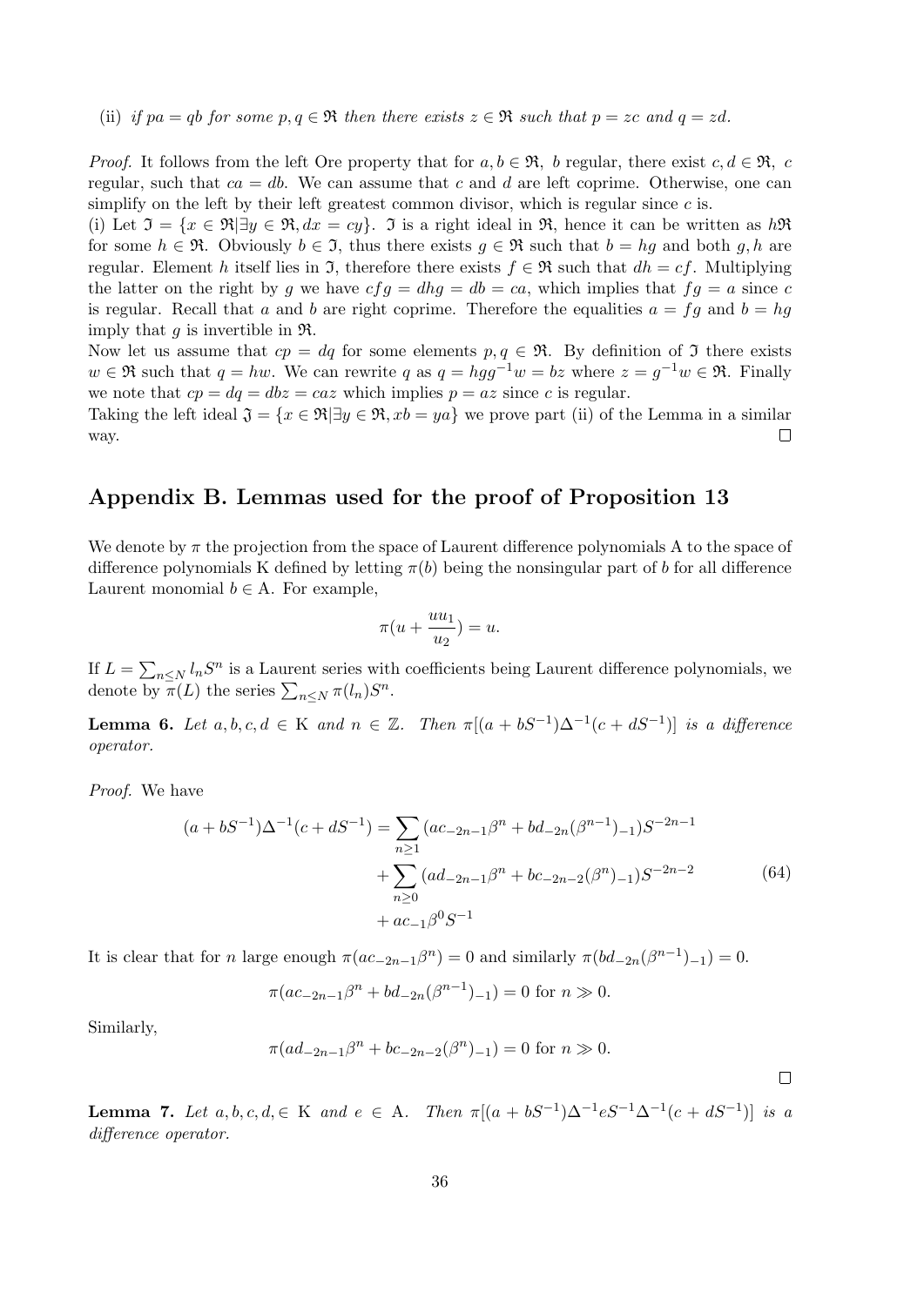(ii) *if $pa = qb$ for some $p, q \in \mathfrak{R}$ then there exists $z \in \mathfrak{R}$ such that $p = zc$ and $q = zd$.*

*Proof.* It follows from the left Ore property that for $a, b \in \mathfrak{R}$, $b$ regular, there exist $c, d \in \mathfrak{R}$, $c$ regular, such that $ca = db$. We can assume that $c$ and $d$ are left coprime. Otherwise, one can simplify on the left by their left greatest common divisor, which is regular since $c$ is.

(i) Let $\mathfrak{I} = \{x \in \mathfrak{R} | \exists y \in \mathfrak{R}, dx = cy\}$. $\mathfrak{I}$ is a right ideal in $\mathfrak{R}$, hence it can be written as $h\mathfrak{R}$ for some $h \in \mathfrak{R}$. Obviously $b \in \mathfrak{I}$, thus there exists $g \in \mathfrak{R}$ such that $b = hg$ and both $g, h$ are regular. Element $h$ itself lies in $\mathfrak{I}$, therefore there exists $f \in \mathfrak{R}$ such that $dh = cf$. Multiplying the latter on the right by $g$ we have $cfg = dhg = db = ca$, which implies that $fg = a$ since $c$ is regular. Recall that $a$ and $b$ are right coprime. Therefore the equalities $a = fg$ and $b = hg$ imply that $g$ is invertible in $\mathfrak{R}$.

Now let us assume that $cp = dq$ for some elements $p, q \in \mathfrak{R}$. By definition of $\mathfrak{I}$ there exists $w \in \mathfrak{R}$ such that $q = hw$. We can rewrite $q$ as $q = hgg^{-1}w = bz$ where $z = g^{-1}w \in \mathfrak{R}$. Finally we note that $cp = dq = dbz = caz$ which implies $p = az$ since $c$ is regular.

Taking the left ideal $\mathfrak{J} = \{x \in \mathfrak{R} | \exists y \in \mathfrak{R}, xb = ya\}$ we prove part (ii) of the Lemma in a similar way. $\square$

## Appendix B. Lemmas used for the proof of Proposition 13

We denote by $\pi$ the projection from the space of Laurent difference polynomials A to the space of difference polynomials K defined by letting $\pi(b)$ being the nonsingular part of $b$ for all difference Laurent monomial $b \in$ A. For example,

$$\pi(u + \frac{uu_1}{u_2}) = u.$$

If $L = \sum_{n \leq N} l_n S^n$ is a Laurent series with coefficients being Laurent difference polynomials, we denote by $\pi(L)$ the series $\sum_{n \leq N} \pi(l_n) S^n$.

**Lemma 6.** *Let $a, b, c, d \in$ K and $n \in \mathbb{Z}$. Then $\pi[(a + bS^{-1})\Delta^{-1}(c + dS^{-1})]$ is a difference operator.*

*Proof.* We have

$$\begin{aligned}
(a + bS^{-1})\Delta^{-1}(c + dS^{-1}) = & \sum_{n \geq 1} (ac_{-2n-1}\beta^n + bd_{-2n}(\beta^{n-1})_{-1})S^{-2n-1} \\
& + \sum_{n \geq 0} (ad_{-2n-1}\beta^n + bc_{-2n-2}(\beta^n)_{-1})S^{-2n-2} \\
& + ac_{-1}\beta^0 S^{-1}
\end{aligned} \tag{64}$$

It is clear that for $n$ large enough $\pi(ac_{-2n-1}\beta^n) = 0$ and similarly $\pi(bd_{-2n}(\beta^{n-1})_{-1}) = 0$.

$$\pi(ac_{-2n-1}\beta^n + bd_{-2n}(\beta^{n-1})_{-1}) = 0 \text{ for } n \gg 0.$$

Similarly,

$$\pi(ad_{-2n-1}\beta^n + bc_{-2n-2}(\beta^n)_{-1}) = 0 \text{ for } n \gg 0.$$

$\square$

**Lemma 7.** *Let $a, b, c, d, \in$ K and $e \in$ A. Then $\pi[(a + bS^{-1})\Delta^{-1}eS^{-1}\Delta^{-1}(c + dS^{-1})]$ is a difference operator.*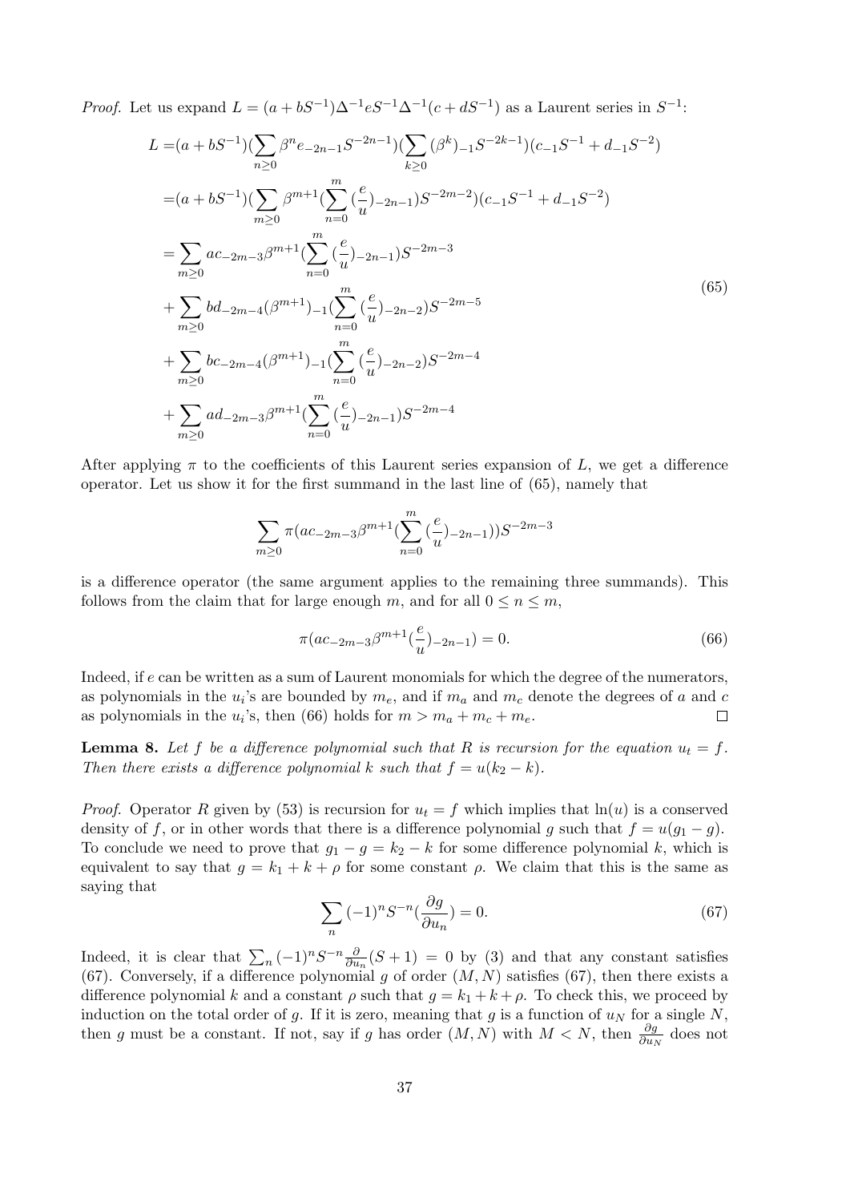*Proof.* Let us expand $L = (a + bS^{-1})\Delta^{-1}eS^{-1}\Delta^{-1}(c + dS^{-1})$ as a Laurent series in $S^{-1}$:

$$
\begin{aligned}
L =&(a+bS^{-1})(\sum_{n\geq 0}\beta^n e_{-2n-1}S^{-2n-1})(\sum_{k\geq 0}(\beta^k)_{-1}S^{-2k-1})(c_{-1}S^{-1}+d_{-1}S^{-2})\\
=&(a+bS^{-1})(\sum_{m\geq 0}\beta^{m+1}(\sum_{n=0}^{m}(\frac{e}{u})_{-2n-1})S^{-2m-2})(c_{-1}S^{-1}+d_{-1}S^{-2})\\
=&\sum_{m\geq 0} ac_{-2m-3}\beta^{m+1}(\sum_{n=0}^{m}(\frac{e}{u})_{-2n-1})S^{-2m-3}\\
&+\sum_{m\geq 0} bd_{-2m-4}(\beta^{m+1})_{-1}(\sum_{n=0}^{m}(\frac{e}{u})_{-2n-2})S^{-2m-5}\\
&+\sum_{m\geq 0} bc_{-2m-4}(\beta^{m+1})_{-1}(\sum_{n=0}^{m}(\frac{e}{u})_{-2n-2})S^{-2m-4}\\
&+\sum_{m\geq 0} ad_{-2m-3}\beta^{m+1}(\sum_{n=0}^{m}(\frac{e}{u})_{-2n-1})S^{-2m-4}
\end{aligned}
\tag{65}
$$

After applying $\pi$ to the coefficients of this Laurent series expansion of $L$, we get a difference operator. Let us show it for the first summand in the last line of (65), namely that

$$
\sum_{m\geq 0}\pi(ac_{-2m-3}\beta^{m+1}(\sum_{n=0}^{m}(\frac{e}{u})_{-2n-1}))S^{-2m-3}
$$

is a difference operator (the same argument applies to the remaining three summands). This follows from the claim that for large enough $m$, and for all $0 \leq n \leq m$,

$$
\pi(ac_{-2m-3}\beta^{m+1}(\frac{e}{u})_{-2n-1}) = 0. \tag{66}
$$

Indeed, if $e$ can be written as a sum of Laurent monomials for which the degree of the numerators, as polynomials in the $u_i$'s are bounded by $m_e$, and if $m_a$ and $m_c$ denote the degrees of $a$ and $c$ as polynomials in the $u_i$'s, then (66) holds for $m > m_a + m_c + m_e$. □

**Lemma 8.** *Let $f$ be a difference polynomial such that $R$ is recursion for the equation $u_t = f$. Then there exists a difference polynomial $k$ such that $f = u(k_2 - k)$.*

*Proof.* Operator $R$ given by (53) is recursion for $u_t = f$ which implies that $\ln(u)$ is a conserved density of $f$, or in other words that there is a difference polynomial $g$ such that $f = u(g_1 - g)$. To conclude we need to prove that $g_1 - g = k_2 - k$ for some difference polynomial $k$, which is equivalent to say that $g = k_1 + k + \rho$ for some constant $\rho$. We claim that this is the same as saying that

$$
\sum_n (-1)^n S^{-n}(\frac{\partial g}{\partial u_n}) = 0. \tag{67}
$$

Indeed, it is clear that $\sum_n (-1)^n S^{-n}\frac{\partial}{\partial u_n}(S+1) = 0$ by (3) and that any constant satisfies (67). Conversely, if a difference polynomial $g$ of order $(M, N)$ satisfies (67), then there exists a difference polynomial $k$ and a constant $\rho$ such that $g = k_1 + k + \rho$. To check this, we proceed by induction on the total order of $g$. If it is zero, meaning that $g$ is a function of $u_N$ for a single $N$, then $g$ must be a constant. If not, say if $g$ has order $(M, N)$ with $M < N$, then $\frac{\partial g}{\partial u_N}$ does not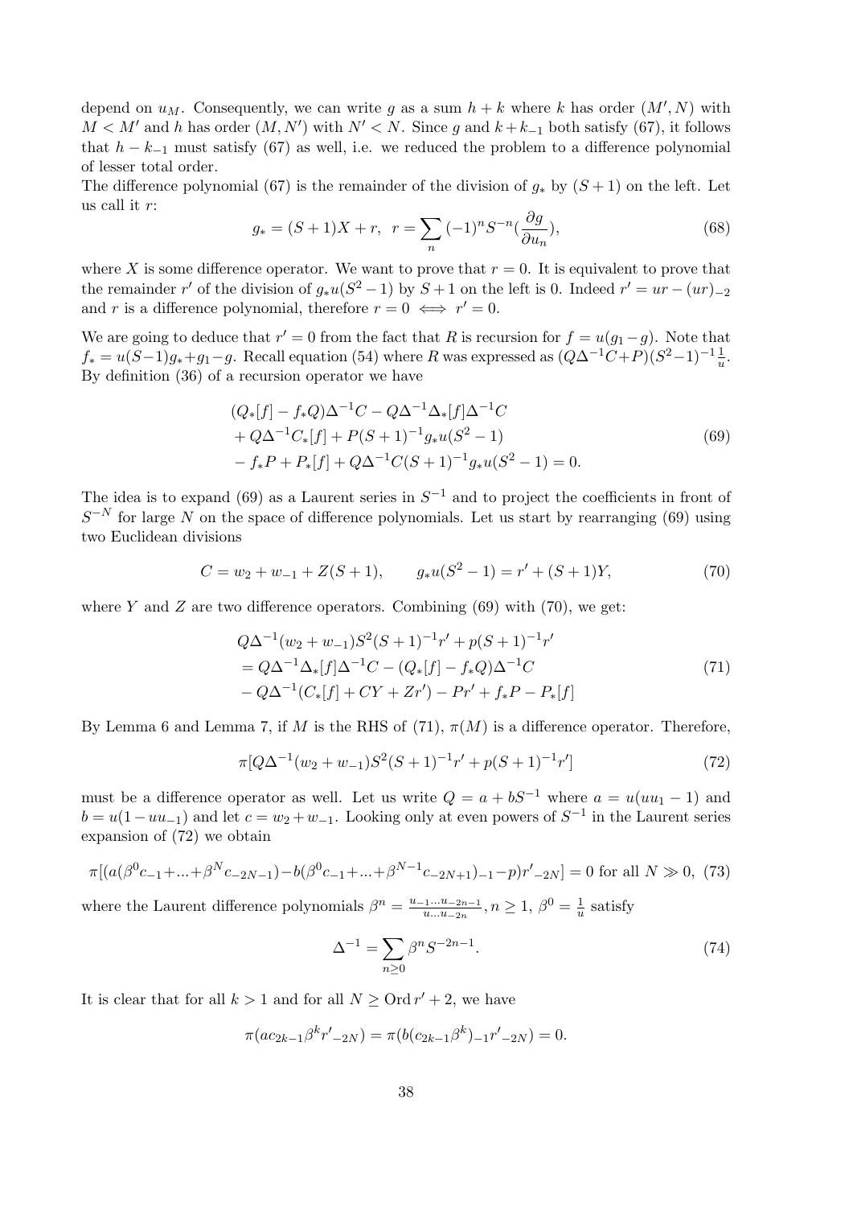depend on $u_M$. Consequently, we can write $g$ as a sum $h + k$ where $k$ has order $(M', N)$ with $M < M'$ and $h$ has order $(M, N')$ with $N' < N$. Since $g$ and $k + k_{-1}$ both satisfy (67), it follows that $h - k_{-1}$ must satisfy (67) as well, i.e. we reduced the problem to a difference polynomial of lesser total order.

The difference polynomial (67) is the remainder of the division of $g_*$ by $(S+1)$ on the left. Let us call it $r$:

$$g_* = (S+1)X + r, \quad r = \sum_n (-1)^n S^{-n}(\frac{\partial g}{\partial u_n}), \tag{68}$$

where $X$ is some difference operator. We want to prove that $r = 0$. It is equivalent to prove that the remainder $r'$ of the division of $g_* u(S^2 - 1)$ by $S + 1$ on the left is 0. Indeed $r' = ur - (ur)_{-2}$ and $r$ is a difference polynomial, therefore $r = 0 \iff r' = 0$.

We are going to deduce that $r' = 0$ from the fact that $R$ is recursion for $f = u(g_1 - g)$. Note that $f_* = u(S-1)g_* + g_1 - g$. Recall equation (54) where $R$ was expressed as $(Q\Delta^{-1}C + P)(S^2-1)^{-1}\frac{1}{u}$. By definition (36) of a recursion operator we have

$$\begin{aligned}
&(Q_*[f] - f_* Q)\Delta^{-1}C - Q\Delta^{-1}\Delta_*[f]\Delta^{-1}C \\
&+ Q\Delta^{-1}C_*[f] + P(S+1)^{-1}g_* u(S^2-1) \\
&- f_* P + P_*[f] + Q\Delta^{-1}C(S+1)^{-1}g_* u(S^2-1) = 0.
\end{aligned} \tag{69}$$

The idea is to expand (69) as a Laurent series in $S^{-1}$ and to project the coefficients in front of $S^{-N}$ for large $N$ on the space of difference polynomials. Let us start by rearranging (69) using two Euclidean divisions

$$C = w_2 + w_{-1} + Z(S+1), \qquad g_* u(S^2-1) = r' + (S+1)Y, \tag{70}$$

where $Y$ and $Z$ are two difference operators. Combining (69) with (70), we get:

$$\begin{aligned}
&Q\Delta^{-1}(w_2 + w_{-1})S^2(S+1)^{-1}r' + p(S+1)^{-1}r' \\
&= Q\Delta^{-1}\Delta_*[f]\Delta^{-1}C - (Q_*[f] - f_* Q)\Delta^{-1}C \\
&- Q\Delta^{-1}(C_*[f] + CY + Zr') - Pr' + f_* P - P_*[f]
\end{aligned} \tag{71}$$

By Lemma 6 and Lemma 7, if $M$ is the RHS of (71), $\pi(M)$ is a difference operator. Therefore,

$$\pi[Q\Delta^{-1}(w_2 + w_{-1})S^2(S+1)^{-1}r' + p(S+1)^{-1}r'] \tag{72}$$

must be a difference operator as well. Let us write $Q = a + bS^{-1}$ where $a = u(uu_1 - 1)$ and $b = u(1 - uu_{-1})$ and let $c = w_2 + w_{-1}$. Looking only at even powers of $S^{-1}$ in the Laurent series expansion of (72) we obtain

$$\pi[(a(\beta^0 c_{-1} + ... + \beta^N c_{-2N-1}) - b(\beta^0 c_{-1} + ... + \beta^{N-1}c_{-2N+1})_{-1} - p)r'_{-2N}] = 0 \text{ for all } N \gg 0, \tag{73}$$

where the Laurent difference polynomials $\beta^n = \frac{u_{-1} ... u_{-2n-1}}{u ... u_{-2n}}, n \geq 1$, $\beta^0 = \frac{1}{u}$ satisfy

$$\Delta^{-1} = \sum_{n \geq 0} \beta^n S^{-2n-1}. \tag{74}$$

It is clear that for all $k > 1$ and for all $N \geq \operatorname{Ord} r' + 2$, we have

$$\pi(ac_{2k-1}\beta^k r'_{-2N}) = \pi(b(c_{2k-1}\beta^k)_{-1}r'_{-2N}) = 0.$$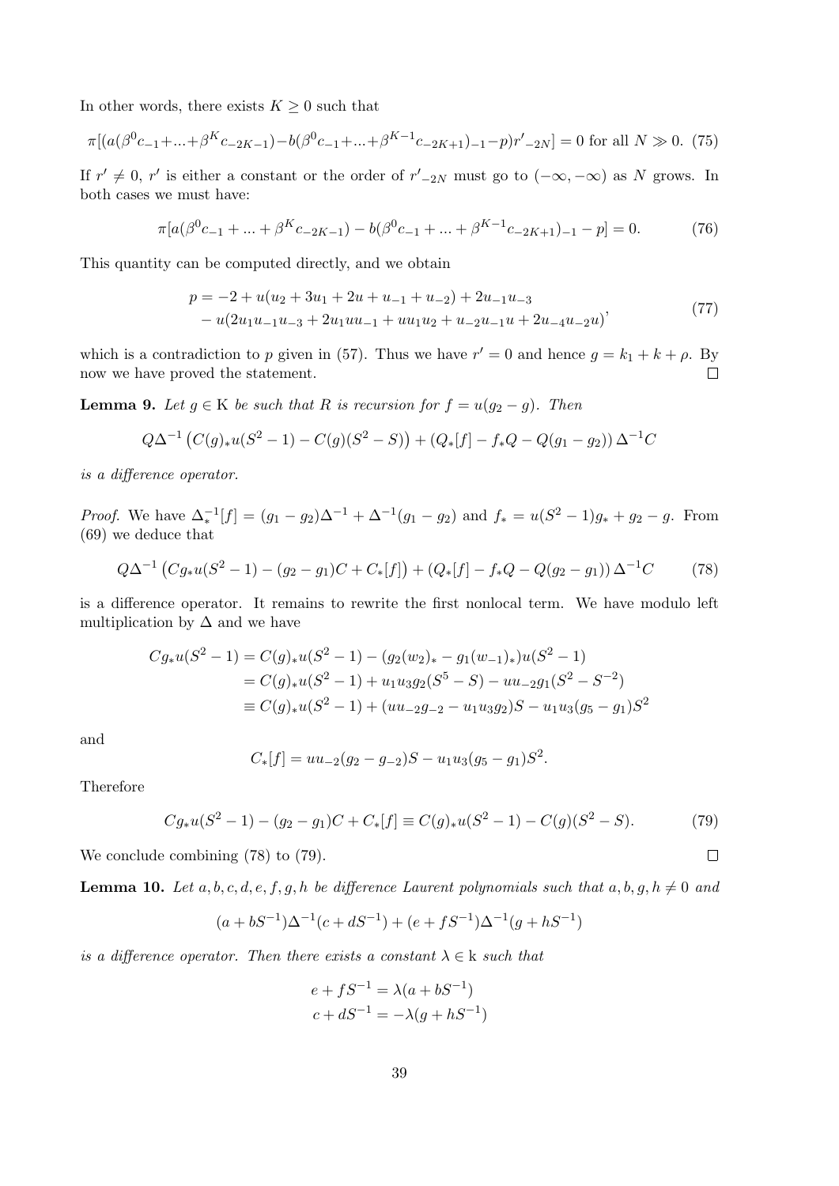In other words, there exists $K \geq 0$ such that

$$\pi[(a(\beta^0 c_{-1}+...+\beta^K c_{-2K-1})-b(\beta^0 c_{-1}+...+\beta^{K-1} c_{-2K+1})_{-1}-p)r'_{-2N}] = 0 \text{ for all } N \gg 0. \quad (75)$$

If $r' \neq 0$, $r'$ is either a constant or the order of $r'_{-2N}$ must go to $(-\infty, -\infty)$ as $N$ grows. In both cases we must have:

$$\pi[a(\beta^0 c_{-1} + ... + \beta^K c_{-2K-1}) - b(\beta^0 c_{-1} + ... + \beta^{K-1} c_{-2K+1})_{-1} - p] = 0. \quad (76)$$

This quantity can be computed directly, and we obtain

$$\begin{aligned} p = & -2 + u(u_2 + 3u_1 + 2u + u_{-1} + u_{-2}) + 2u_{-1}u_{-3} \\ & - u(2u_1 u_{-1} u_{-3} + 2u_1 u u_{-1} + u u_1 u_2 + u_{-2} u_{-1} u + 2u_{-4} u_{-2} u) \end{aligned}, \quad (77)$$

which is a contradiction to $p$ given in (57). Thus we have $r' = 0$ and hence $g = k_1 + k + \rho$. By now we have proved the statement. $\square$

**Lemma 9.** *Let $g \in \mathrm{K}$ be such that $R$ is recursion for $f = u(g_2 - g)$. Then*

$$Q\Delta^{-1}\left(C(g)_* u(S^2-1) - C(g)(S^2 - S)\right) + \left(Q_*[f] - f_* Q - Q(g_1 - g_2)\right)\Delta^{-1} C$$

*is a difference operator.*

*Proof.* We have $\Delta_*^{-1}[f] = (g_1 - g_2)\Delta^{-1} + \Delta^{-1}(g_1 - g_2)$ and $f_* = u(S^2-1)g_* + g_2 - g$. From (69) we deduce that

$$Q\Delta^{-1}\left(Cg_* u(S^2-1) - (g_2 - g_1)C + C_*[f]\right) + \left(Q_*[f] - f_* Q - Q(g_2 - g_1)\right)\Delta^{-1} C \quad (78)$$

is a difference operator. It remains to rewrite the first nonlocal term. We have modulo left multiplication by $\Delta$ and we have

$$\begin{aligned} Cg_* u(S^2-1) &= C(g)_* u(S^2-1) - (g_2 (w_2)_* - g_1 (w_{-1})_*)u(S^2-1) \\ &= C(g)_* u(S^2-1) + u_1 u_3 g_2 (S^5 - S) - u u_{-2} g_1 (S^2 - S^{-2}) \\ &\equiv C(g)_* u(S^2-1) + (u u_{-2} g_{-2} - u_1 u_3 g_2)S - u_1 u_3 (g_5 - g_1)S^2 \end{aligned}$$

and

$$C_*[f] = u u_{-2}(g_2 - g_{-2})S - u_1 u_3 (g_5 - g_1)S^2.$$

Therefore

$$Cg_* u(S^2-1) - (g_2 - g_1)C + C_*[f] \equiv C(g)_* u(S^2-1) - C(g)(S^2 - S). \quad (79)$$

We conclude combining (78) to (79). $\square$

**Lemma 10.** *Let $a, b, c, d, e, f, g, h$ be difference Laurent polynomials such that $a, b, g, h \neq 0$ and*

$$(a + bS^{-1})\Delta^{-1}(c + dS^{-1}) + (e + fS^{-1})\Delta^{-1}(g + hS^{-1})$$

*is a difference operator. Then there exists a constant $\lambda \in \mathrm{k}$ such that*

$$\begin{aligned} e + fS^{-1} &= \lambda(a + bS^{-1}) \\ c + dS^{-1} &= -\lambda(g + hS^{-1}) \end{aligned}$$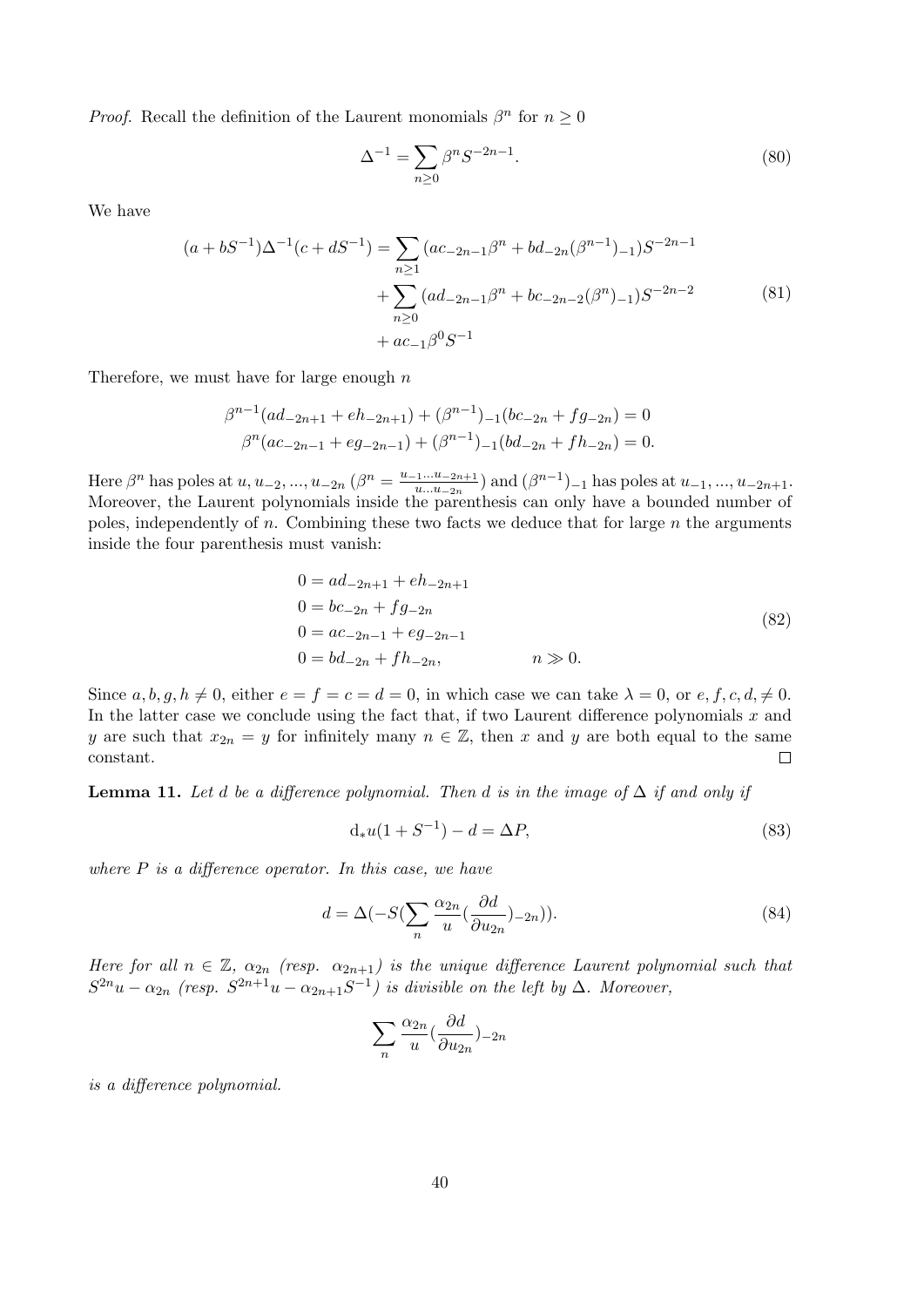*Proof.* Recall the definition of the Laurent monomials $\beta^n$ for $n \geq 0$

$$\Delta^{-1} = \sum_{n \geq 0} \beta^n S^{-2n-1}. \tag{80}$$

We have

$$\begin{aligned}
(a + bS^{-1})\Delta^{-1}(c + dS^{-1}) = &\sum_{n \geq 1} (ac_{-2n-1}\beta^n + bd_{-2n}(\beta^{n-1})_{-1})S^{-2n-1} \\
&+ \sum_{n \geq 0} (ad_{-2n-1}\beta^n + bc_{-2n-2}(\beta^n)_{-1})S^{-2n-2} \\
&+ ac_{-1}\beta^0 S^{-1}
\end{aligned} \tag{81}$$

Therefore, we must have for large enough $n$

$$\begin{aligned}
\beta^{n-1}(ad_{-2n+1} + eh_{-2n+1}) + (\beta^{n-1})_{-1}(bc_{-2n} + fg_{-2n}) = 0 \\
\beta^n(ac_{-2n-1} + eg_{-2n-1}) + (\beta^{n-1})_{-1}(bd_{-2n} + fh_{-2n}) = 0.
\end{aligned}$$

Here $\beta^n$ has poles at $u, u_{-2}, ..., u_{-2n}$ ($\beta^n = \frac{u_{-1}...u_{-2n+1}}{u...u_{-2n}}$) and $(\beta^{n-1})_{-1}$ has poles at $u_{-1}, ..., u_{-2n+1}$. Moreover, the Laurent polynomials inside the parenthesis can only have a bounded number of poles, independently of $n$. Combining these two facts we deduce that for large $n$ the arguments inside the four parenthesis must vanish:

$$\begin{aligned}
0 &= ad_{-2n+1} + eh_{-2n+1} \\
0 &= bc_{-2n} + fg_{-2n} \\
0 &= ac_{-2n-1} + eg_{-2n-1} \\
0 &= bd_{-2n} + fh_{-2n}, \qquad\qquad n \gg 0.
\end{aligned} \tag{82}$$

Since $a, b, g, h \neq 0$, either $e = f = c = d = 0$, in which case we can take $\lambda = 0$, or $e, f, c, d, \neq 0$. In the latter case we conclude using the fact that, if two Laurent difference polynomials $x$ and $y$ are such that $x_{2n} = y$ for infinitely many $n \in \mathbb{Z}$, then $x$ and $y$ are both equal to the same constant. $\square$

**Lemma 11.** *Let $d$ be a difference polynomial. Then $d$ is in the image of $\Delta$ if and only if*

$$\mathrm{d}_* u(1 + S^{-1}) - d = \Delta P, \tag{83}$$

*where $P$ is a difference operator. In this case, we have*

$$d = \Delta(-S(\sum_n \frac{\alpha_{2n}}{u}(\frac{\partial d}{\partial u_{2n}})_{-2n})). \tag{84}$$

*Here for all $n \in \mathbb{Z}$, $\alpha_{2n}$ (resp. $\alpha_{2n+1}$) is the unique difference Laurent polynomial such that $S^{2n}u - \alpha_{2n}$ (resp. $S^{2n+1}u - \alpha_{2n+1}S^{-1}$) is divisible on the left by $\Delta$. Moreover,*

$$\sum_n \frac{\alpha_{2n}}{u}(\frac{\partial d}{\partial u_{2n}})_{-2n}$$

*is a difference polynomial.*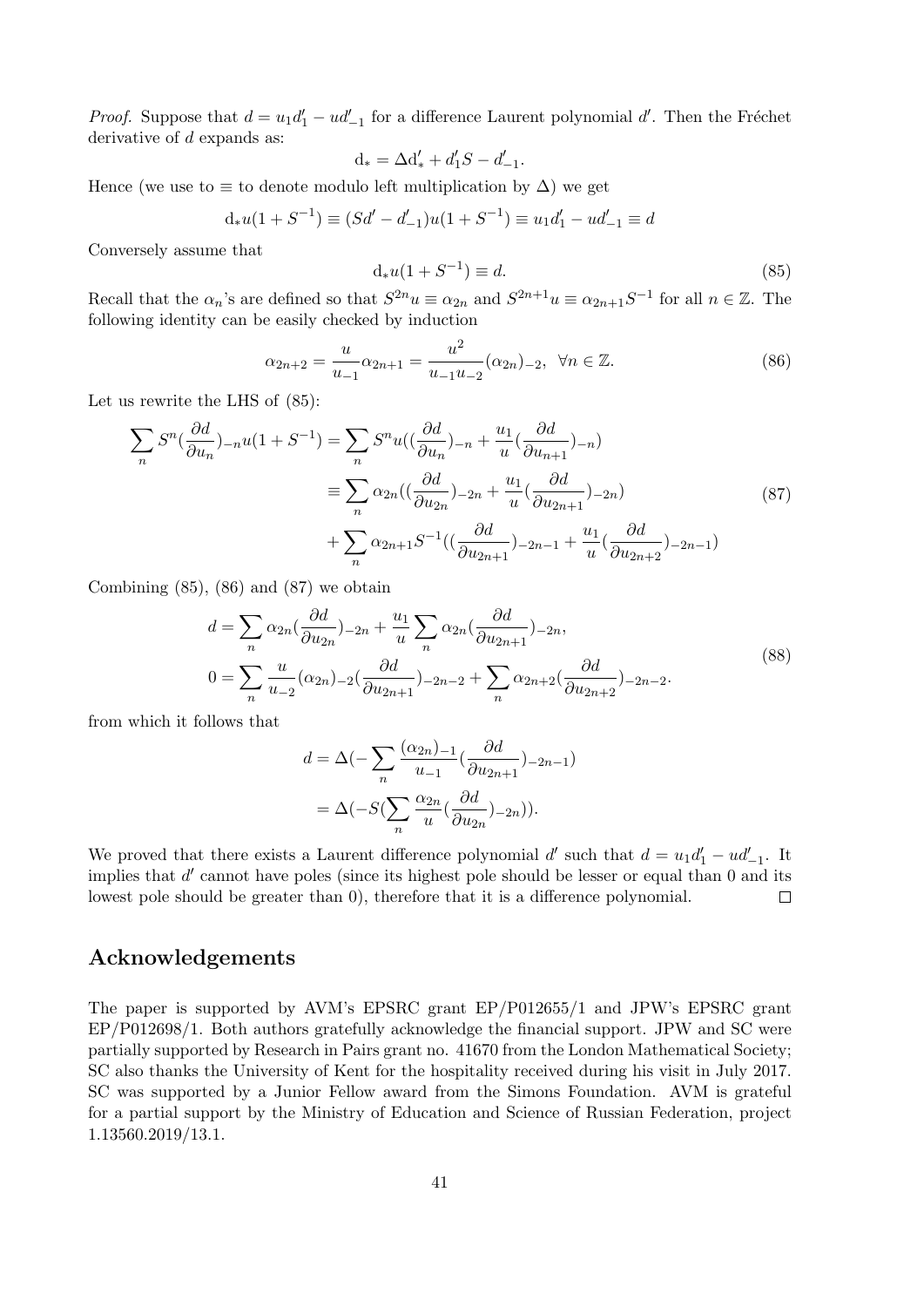*Proof.* Suppose that $d = u_1 d'_1 - u d'_{-1}$ for a difference Laurent polynomial $d'$. Then the Fréchet derivative of $d$ expands as:

$$\mathrm{d}_* = \Delta \mathrm{d}'_* + d'_1 S - d'_{-1}.$$

Hence (we use to $\equiv$ to denote modulo left multiplication by $\Delta$) we get

$$\mathrm{d}_* u(1+S^{-1}) \equiv (Sd' - d'_{-1})u(1+S^{-1}) \equiv u_1 d'_1 - u d'_{-1} \equiv d$$

Conversely assume that

$$\mathrm{d}_* u(1+S^{-1}) \equiv d. \tag{85}$$

Recall that the $\alpha_n$'s are defined so that $S^{2n}u \equiv \alpha_{2n}$ and $S^{2n+1}u \equiv \alpha_{2n+1}S^{-1}$ for all $n \in \mathbb{Z}$. The following identity can be easily checked by induction

$$\alpha_{2n+2} = \frac{u}{u_{-1}}\alpha_{2n+1} = \frac{u^2}{u_{-1}u_{-2}}(\alpha_{2n})_{-2}, \ \ \forall n \in \mathbb{Z}. \tag{86}$$

Let us rewrite the LHS of (85):

$$\begin{aligned}
\sum_n S^n (\frac{\partial d}{\partial u_n})_{-n} u(1+S^{-1}) &= \sum_n S^n u((\frac{\partial d}{\partial u_n})_{-n} + \frac{u_1}{u}(\frac{\partial d}{\partial u_{n+1}})_{-n}) \\
&\equiv \sum_n \alpha_{2n}((\frac{\partial d}{\partial u_{2n}})_{-2n} + \frac{u_1}{u}(\frac{\partial d}{\partial u_{2n+1}})_{-2n}) \\
&+ \sum_n \alpha_{2n+1}S^{-1}((\frac{\partial d}{\partial u_{2n+1}})_{-2n-1} + \frac{u_1}{u}(\frac{\partial d}{\partial u_{2n+2}})_{-2n-1})
\end{aligned} \tag{87}$$

Combining (85), (86) and (87) we obtain

$$\begin{aligned}
d &= \sum_n \alpha_{2n}(\frac{\partial d}{\partial u_{2n}})_{-2n} + \frac{u_1}{u}\sum_n \alpha_{2n}(\frac{\partial d}{\partial u_{2n+1}})_{-2n}, \\
0 &= \sum_n \frac{u}{u_{-2}}(\alpha_{2n})_{-2}(\frac{\partial d}{\partial u_{2n+1}})_{-2n-2} + \sum_n \alpha_{2n+2}(\frac{\partial d}{\partial u_{2n+2}})_{-2n-2}.
\end{aligned} \tag{88}$$

from which it follows that

$$\begin{aligned}
d &= \Delta(-\sum_n \frac{(\alpha_{2n})_{-1}}{u_{-1}}(\frac{\partial d}{\partial u_{2n+1}})_{-2n-1}) \\
&= \Delta(-S(\sum_n \frac{\alpha_{2n}}{u}(\frac{\partial d}{\partial u_{2n}})_{-2n})).
\end{aligned}$$

We proved that there exists a Laurent difference polynomial $d'$ such that $d = u_1 d'_1 - u d'_{-1}$. It implies that $d'$ cannot have poles (since its highest pole should be lesser or equal than 0 and its lowest pole should be greater than 0), therefore that it is a difference polynomial. $\square$

## Acknowledgements

The paper is supported by AVM's EPSRC grant EP/P012655/1 and JPW's EPSRC grant EP/P012698/1. Both authors gratefully acknowledge the financial support. JPW and SC were partially supported by Research in Pairs grant no. 41670 from the London Mathematical Society; SC also thanks the University of Kent for the hospitality received during his visit in July 2017. SC was supported by a Junior Fellow award from the Simons Foundation. AVM is grateful for a partial support by the Ministry of Education and Science of Russian Federation, project 1.13560.2019/13.1.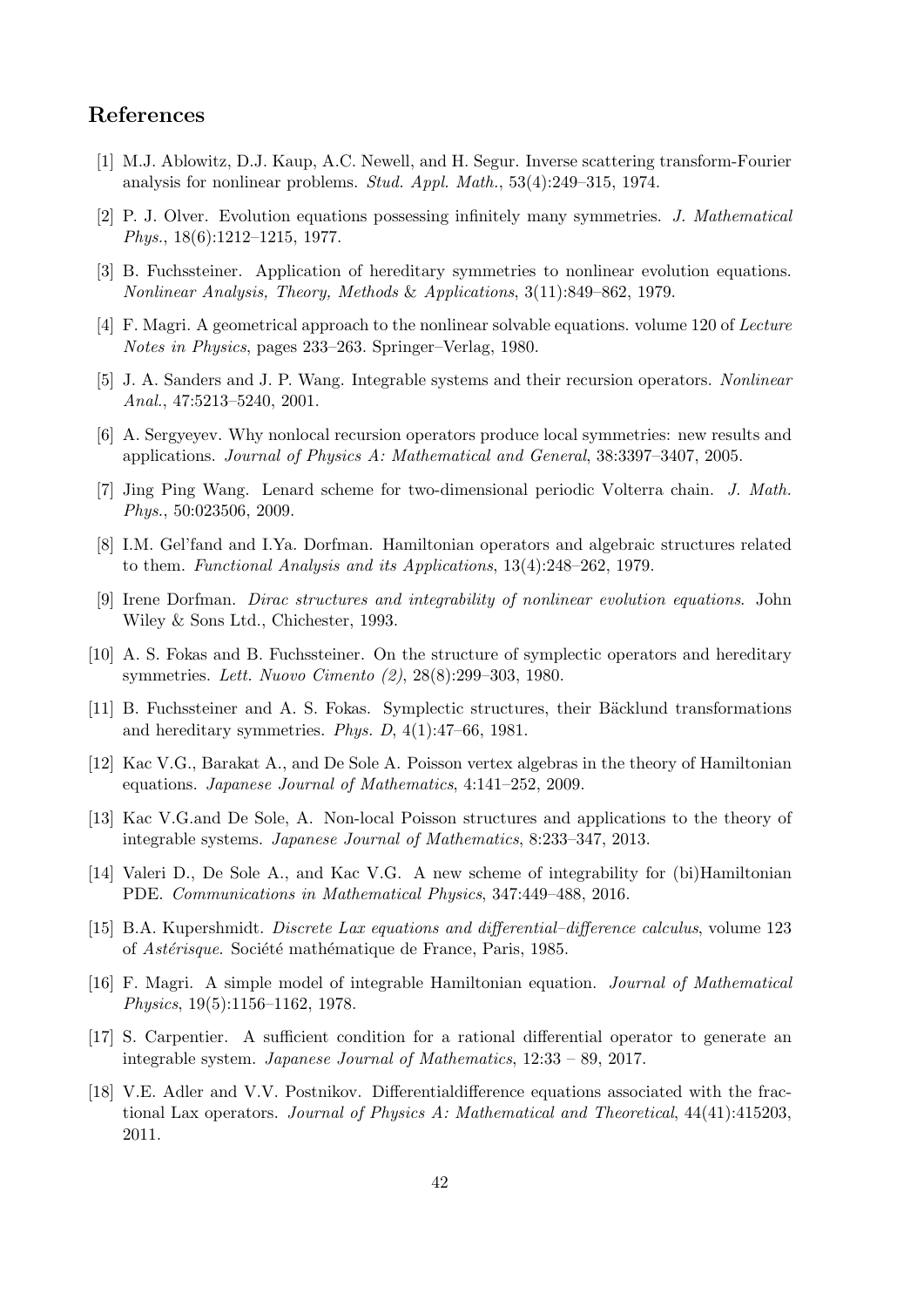## References

[1] M.J. Ablowitz, D.J. Kaup, A.C. Newell, and H. Segur. Inverse scattering transform-Fourier analysis for nonlinear problems. *Stud. Appl. Math.*, 53(4):249–315, 1974.

[2] P. J. Olver. Evolution equations possessing infinitely many symmetries. *J. Mathematical Phys.*, 18(6):1212–1215, 1977.

[3] B. Fuchssteiner. Application of hereditary symmetries to nonlinear evolution equations. *Nonlinear Analysis, Theory, Methods & Applications*, 3(11):849–862, 1979.

[4] F. Magri. A geometrical approach to the nonlinear solvable equations. volume 120 of *Lecture Notes in Physics*, pages 233–263. Springer–Verlag, 1980.

[5] J. A. Sanders and J. P. Wang. Integrable systems and their recursion operators. *Nonlinear Anal.*, 47:5213–5240, 2001.

[6] A. Sergyeyev. Why nonlocal recursion operators produce local symmetries: new results and applications. *Journal of Physics A: Mathematical and General*, 38:3397–3407, 2005.

[7] Jing Ping Wang. Lenard scheme for two-dimensional periodic Volterra chain. *J. Math. Phys.*, 50:023506, 2009.

[8] I.M. Gel'fand and I.Ya. Dorfman. Hamiltonian operators and algebraic structures related to them. *Functional Analysis and its Applications*, 13(4):248–262, 1979.

[9] Irene Dorfman. *Dirac structures and integrability of nonlinear evolution equations*. John Wiley & Sons Ltd., Chichester, 1993.

[10] A. S. Fokas and B. Fuchssteiner. On the structure of symplectic operators and hereditary symmetries. *Lett. Nuovo Cimento (2)*, 28(8):299–303, 1980.

[11] B. Fuchssteiner and A. S. Fokas. Symplectic structures, their Bäcklund transformations and hereditary symmetries. *Phys. D*, 4(1):47–66, 1981.

[12] Kac V.G., Barakat A., and De Sole A. Poisson vertex algebras in the theory of Hamiltonian equations. *Japanese Journal of Mathematics*, 4:141–252, 2009.

[13] Kac V.G.and De Sole, A. Non-local Poisson structures and applications to the theory of integrable systems. *Japanese Journal of Mathematics*, 8:233–347, 2013.

[14] Valeri D., De Sole A., and Kac V.G. A new scheme of integrability for (bi)Hamiltonian PDE. *Communications in Mathematical Physics*, 347:449–488, 2016.

[15] B.A. Kupershmidt. *Discrete Lax equations and differential–difference calculus*, volume 123 of *Astérisque*. Société mathématique de France, Paris, 1985.

[16] F. Magri. A simple model of integrable Hamiltonian equation. *Journal of Mathematical Physics*, 19(5):1156–1162, 1978.

[17] S. Carpentier. A sufficient condition for a rational differential operator to generate an integrable system. *Japanese Journal of Mathematics*, 12:33 – 89, 2017.

[18] V.E. Adler and V.V. Postnikov. Differentialdifference equations associated with the fractional Lax operators. *Journal of Physics A: Mathematical and Theoretical*, 44(41):415203, 2011.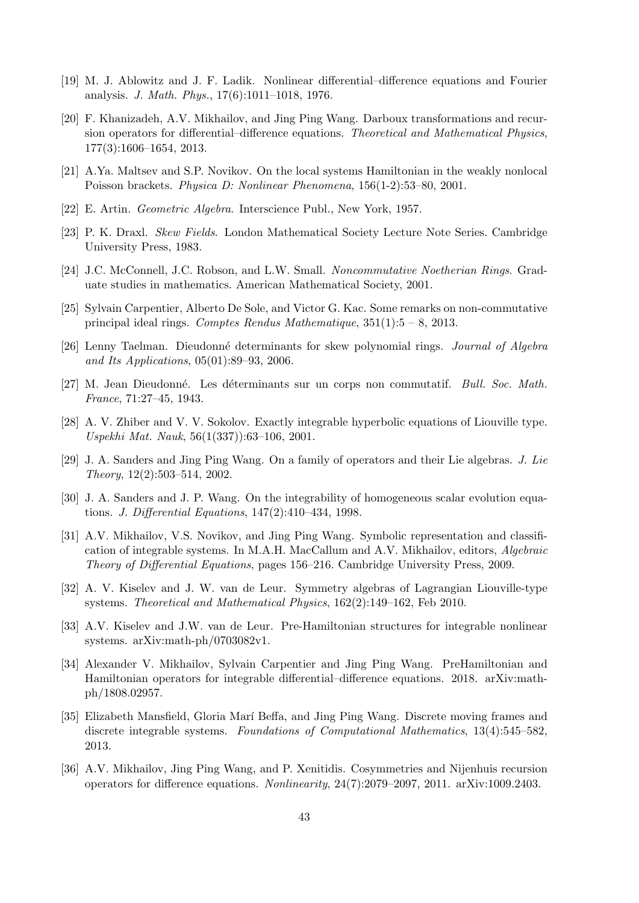[19] M. J. Ablowitz and J. F. Ladik. Nonlinear differential–difference equations and Fourier analysis. *J. Math. Phys.*, 17(6):1011–1018, 1976.

[20] F. Khanizadeh, A.V. Mikhailov, and Jing Ping Wang. Darboux transformations and recursion operators for differential–difference equations. *Theoretical and Mathematical Physics*, 177(3):1606–1654, 2013.

[21] A.Ya. Maltsev and S.P. Novikov. On the local systems Hamiltonian in the weakly nonlocal Poisson brackets. *Physica D: Nonlinear Phenomena*, 156(1-2):53–80, 2001.

[22] E. Artin. *Geometric Algebra*. Interscience Publ., New York, 1957.

[23] P. K. Draxl. *Skew Fields*. London Mathematical Society Lecture Note Series. Cambridge University Press, 1983.

[24] J.C. McConnell, J.C. Robson, and L.W. Small. *Noncommutative Noetherian Rings*. Graduate studies in mathematics. American Mathematical Society, 2001.

[25] Sylvain Carpentier, Alberto De Sole, and Victor G. Kac. Some remarks on non-commutative principal ideal rings. *Comptes Rendus Mathematique*, 351(1):5 – 8, 2013.

[26] Lenny Taelman. Dieudonné determinants for skew polynomial rings. *Journal of Algebra and Its Applications*, 05(01):89–93, 2006.

[27] M. Jean Dieudonné. Les déterminants sur un corps non commutatif. *Bull. Soc. Math. France*, 71:27–45, 1943.

[28] A. V. Zhiber and V. V. Sokolov. Exactly integrable hyperbolic equations of Liouville type. *Uspekhi Mat. Nauk*, 56(1(337)):63–106, 2001.

[29] J. A. Sanders and Jing Ping Wang. On a family of operators and their Lie algebras. *J. Lie Theory*, 12(2):503–514, 2002.

[30] J. A. Sanders and J. P. Wang. On the integrability of homogeneous scalar evolution equations. *J. Differential Equations*, 147(2):410–434, 1998.

[31] A.V. Mikhailov, V.S. Novikov, and Jing Ping Wang. Symbolic representation and classification of integrable systems. In M.A.H. MacCallum and A.V. Mikhailov, editors, *Algebraic Theory of Differential Equations*, pages 156–216. Cambridge University Press, 2009.

[32] A. V. Kiselev and J. W. van de Leur. Symmetry algebras of Lagrangian Liouville-type systems. *Theoretical and Mathematical Physics*, 162(2):149–162, Feb 2010.

[33] A.V. Kiselev and J.W. van de Leur. Pre-Hamiltonian structures for integrable nonlinear systems. arXiv:math-ph/0703082v1.

[34] Alexander V. Mikhailov, Sylvain Carpentier and Jing Ping Wang. PreHamiltonian and Hamiltonian operators for integrable differential–difference equations. 2018. arXiv:math-ph/1808.02957.

[35] Elizabeth Mansfield, Gloria Marí Beffa, and Jing Ping Wang. Discrete moving frames and discrete integrable systems. *Foundations of Computational Mathematics*, 13(4):545–582, 2013.

[36] A.V. Mikhailov, Jing Ping Wang, and P. Xenitidis. Cosymmetries and Nijenhuis recursion operators for difference equations. *Nonlinearity*, 24(7):2079–2097, 2011. arXiv:1009.2403.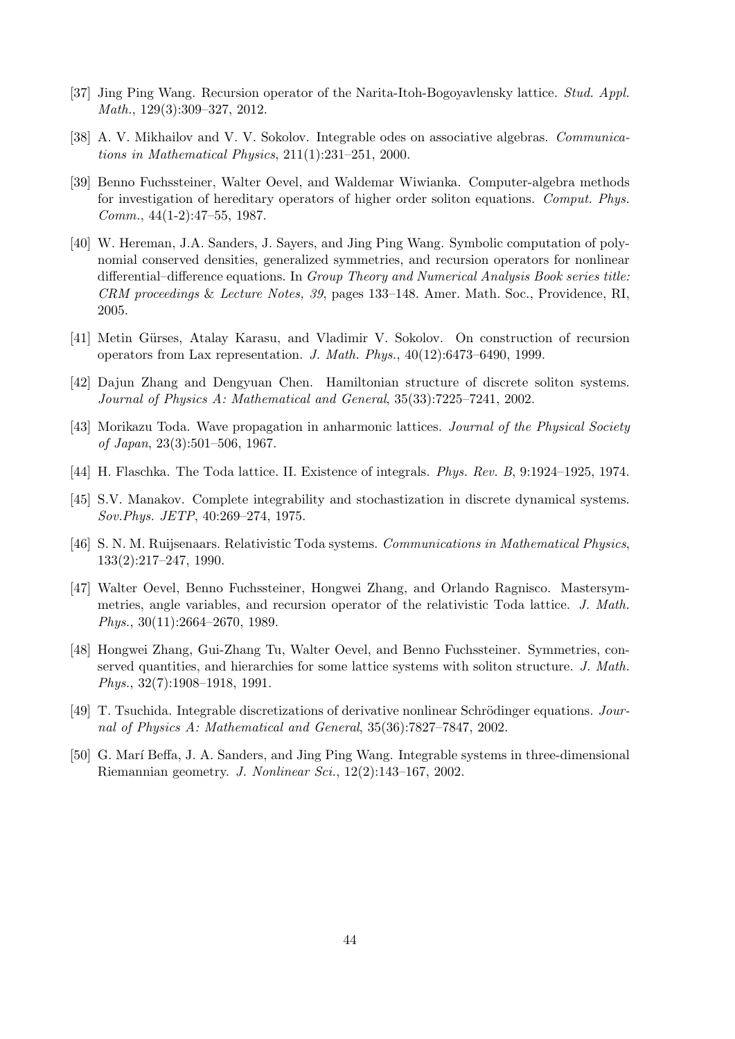[37] Jing Ping Wang. Recursion operator of the Narita-Itoh-Bogoyavlensky lattice. *Stud. Appl. Math.*, 129(3):309–327, 2012.

[38] A. V. Mikhailov and V. V. Sokolov. Integrable odes on associative algebras. *Communications in Mathematical Physics*, 211(1):231–251, 2000.

[39] Benno Fuchssteiner, Walter Oevel, and Waldemar Wiwianka. Computer-algebra methods for investigation of hereditary operators of higher order soliton equations. *Comput. Phys. Comm.*, 44(1-2):47–55, 1987.

[40] W. Hereman, J.A. Sanders, J. Sayers, and Jing Ping Wang. Symbolic computation of polynomial conserved densities, generalized symmetries, and recursion operators for nonlinear differential–difference equations. In *Group Theory and Numerical Analysis Book series title: CRM proceedings & Lecture Notes, 39*, pages 133–148. Amer. Math. Soc., Providence, RI, 2005.

[41] Metin Gürses, Atalay Karasu, and Vladimir V. Sokolov. On construction of recursion operators from Lax representation. *J. Math. Phys.*, 40(12):6473–6490, 1999.

[42] Dajun Zhang and Dengyuan Chen. Hamiltonian structure of discrete soliton systems. *Journal of Physics A: Mathematical and General*, 35(33):7225–7241, 2002.

[43] Morikazu Toda. Wave propagation in anharmonic lattices. *Journal of the Physical Society of Japan*, 23(3):501–506, 1967.

[44] H. Flaschka. The Toda lattice. II. Existence of integrals. *Phys. Rev. B*, 9:1924–1925, 1974.

[45] S.V. Manakov. Complete integrability and stochastization in discrete dynamical systems. *Sov.Phys. JETP*, 40:269–274, 1975.

[46] S. N. M. Ruijsenaars. Relativistic Toda systems. *Communications in Mathematical Physics*, 133(2):217–247, 1990.

[47] Walter Oevel, Benno Fuchssteiner, Hongwei Zhang, and Orlando Ragnisco. Mastersymmetries, angle variables, and recursion operator of the relativistic Toda lattice. *J. Math. Phys.*, 30(11):2664–2670, 1989.

[48] Hongwei Zhang, Gui-Zhang Tu, Walter Oevel, and Benno Fuchssteiner. Symmetries, conserved quantities, and hierarchies for some lattice systems with soliton structure. *J. Math. Phys.*, 32(7):1908–1918, 1991.

[49] T. Tsuchida. Integrable discretizations of derivative nonlinear Schrödinger equations. *Journal of Physics A: Mathematical and General*, 35(36):7827–7847, 2002.

[50] G. Marí Beffa, J. A. Sanders, and Jing Ping Wang. Integrable systems in three-dimensional Riemannian geometry. *J. Nonlinear Sci.*, 12(2):143–167, 2002.